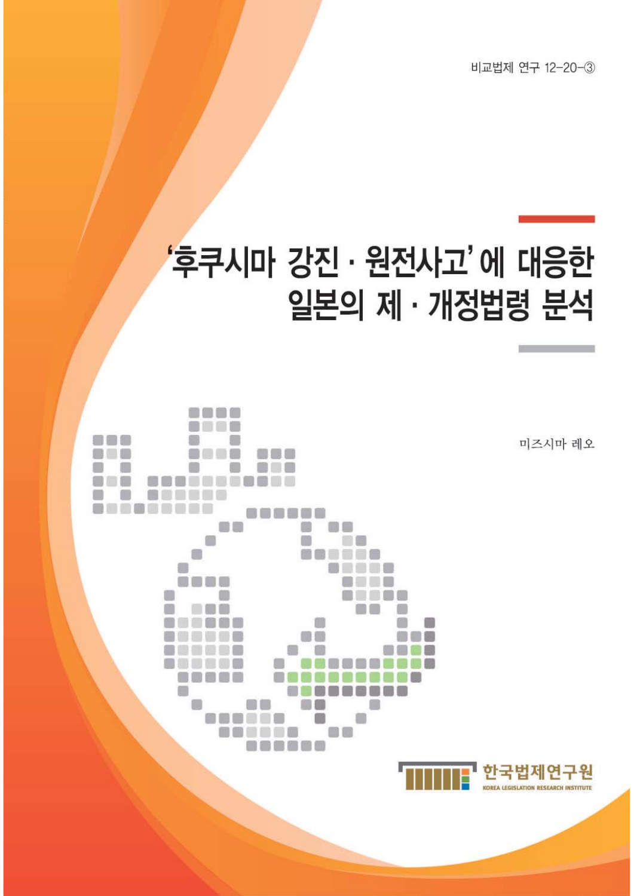비교법제 연구 12-20-③

# ‘후쿠시마 강진 · 원전사고’에 대응한 일본의 제 · 개정법령 분석

미즈시마 레오

한국법제연구원

KOREA LEGISLATION RESEARCH INSTITUTE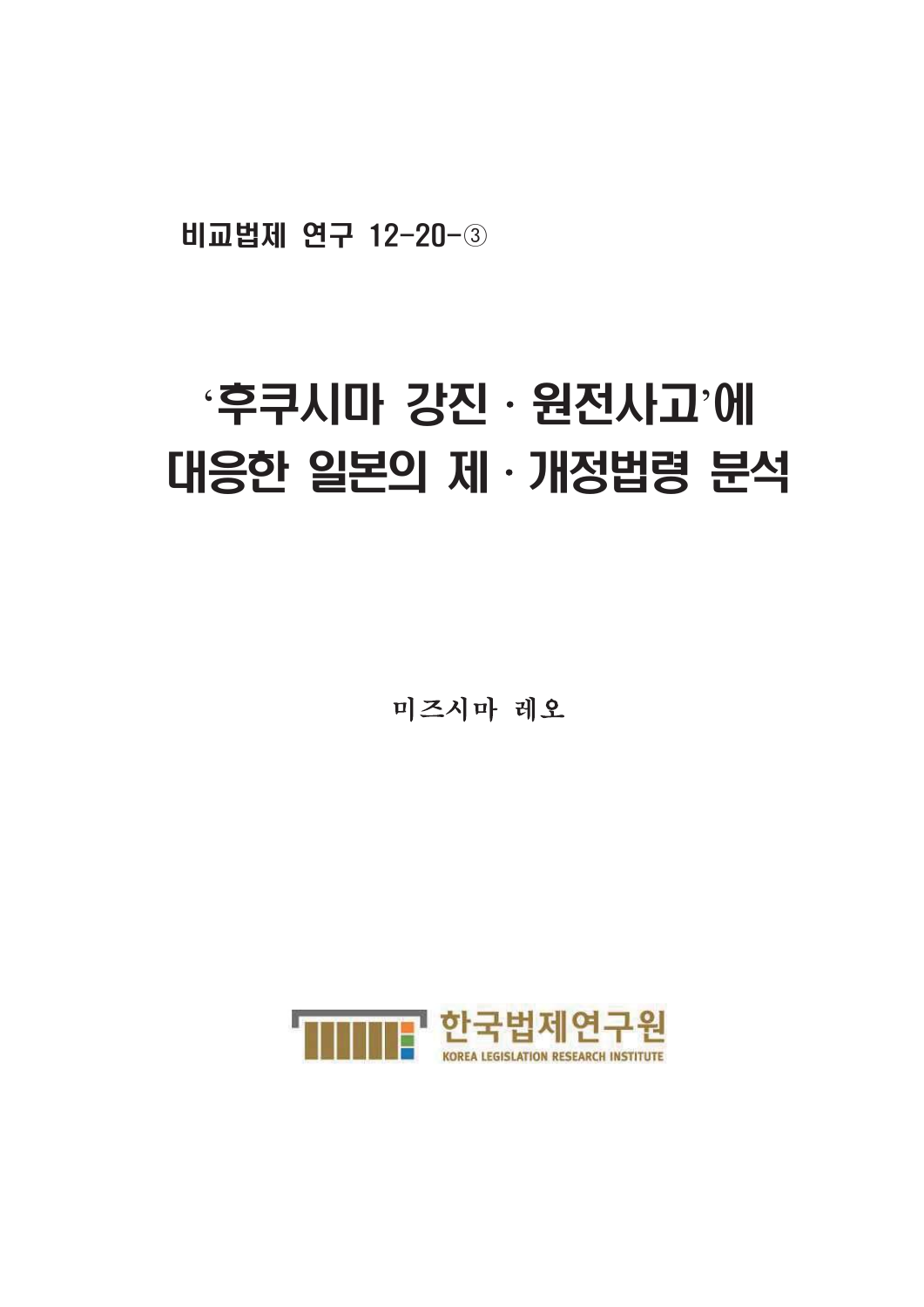비교법제 연구 12-20-③

# ‘후쿠시마 강진 · 원전사고’에 대응한 일본의 제 · 개정법령 분석

미즈시마 레오

한국법제연구원

KOREA LEGISLATION RESEARCH INSTITUTE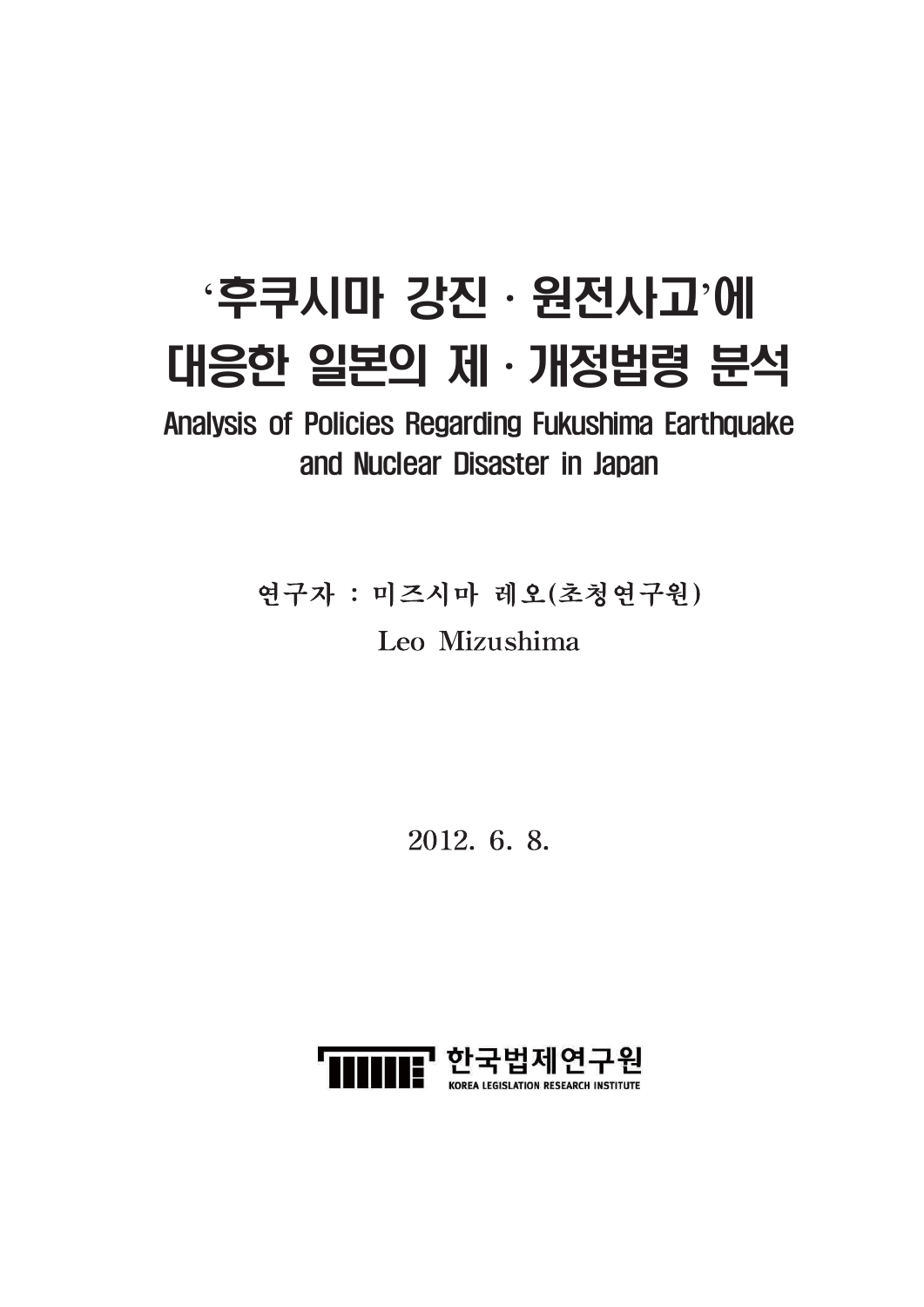# ‘후쿠시마 강진 · 원전사고’에 대응한 일본의 제 · 개정법령 분석

## Analysis of Policies Regarding Fukushima Earthquake and Nuclear Disaster in Japan

연구자 : 미즈시마 레오(초청연구원)

Leo Mizushima

2012. 6. 8.

한국법제연구원

KOREA LEGISLATION RESEARCH INSTITUTE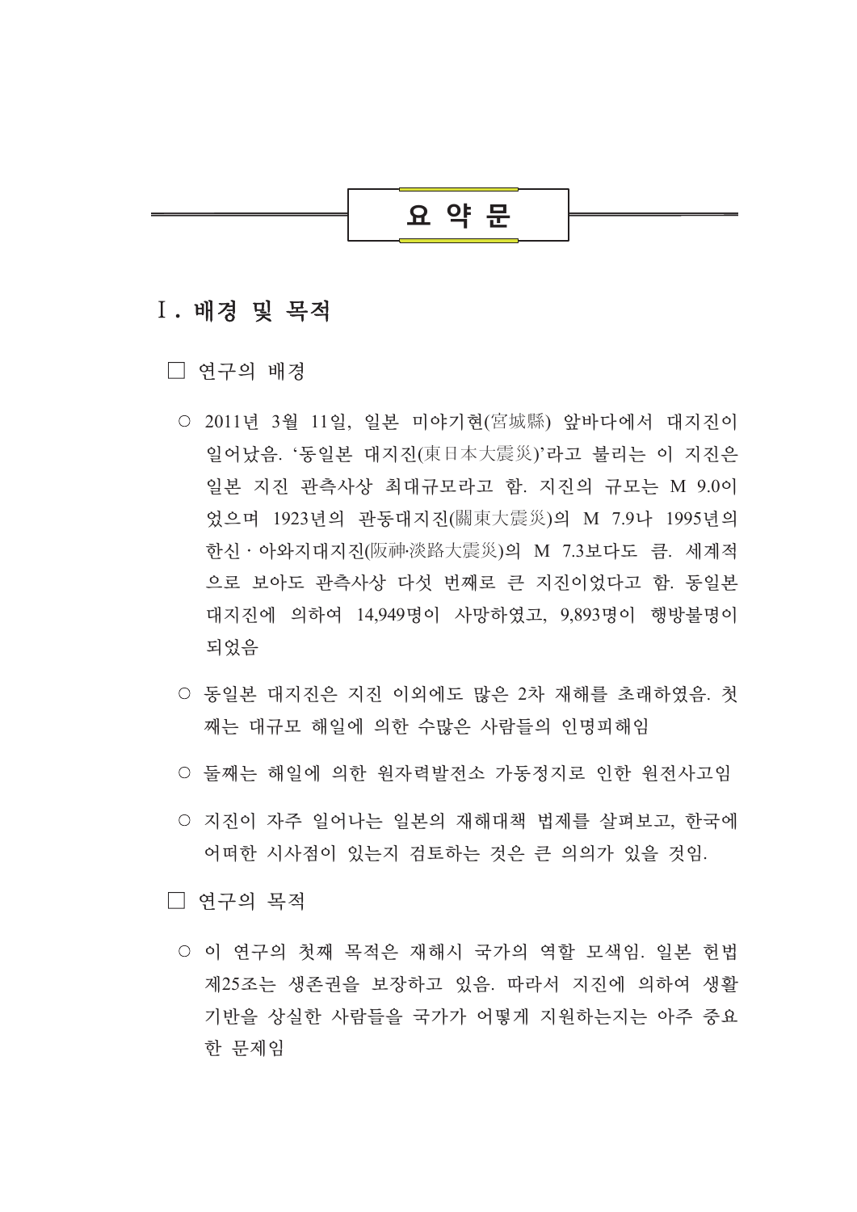# 요 약 문

## Ⅰ. 배경 및 목적

□ 연구의 배경

○ 2011년 3월 11일, 일본 미야기현(宮城縣) 앞바다에서 대지진이 일어났음. '동일본 대지진(東日本大震災)'라고 불리는 이 지진은 일본 지진 관측사상 최대규모라고 함. 지진의 규모는 M 9.0이었으며 1923년의 관동대지진(關東大震災)의 M 7.9나 1995년의 한신 · 아와지대지진(阪神·淡路大震災)의 M 7.3보다도 큼. 세계적으로 보아도 관측사상 다섯 번째로 큰 지진이었다고 함. 동일본 대지진에 의하여 14,949명이 사망하였고, 9,893명이 행방불명이 되었음

○ 동일본 대지진은 지진 이외에도 많은 2차 재해를 초래하였음. 첫째는 대규모 해일에 의한 수많은 사람들의 인명피해임

○ 둘째는 해일에 의한 원자력발전소 가동정지로 인한 원전사고임

○ 지진이 자주 일어나는 일본의 재해대책 법제를 살펴보고, 한국에 어떠한 시사점이 있는지 검토하는 것은 큰 의의가 있을 것임.

□ 연구의 목적

○ 이 연구의 첫째 목적은 재해시 국가의 역할 모색임. 일본 헌법 제25조는 생존권을 보장하고 있음. 따라서 지진에 의하여 생활기반을 상실한 사람들을 국가가 어떻게 지원하는지는 아주 중요한 문제임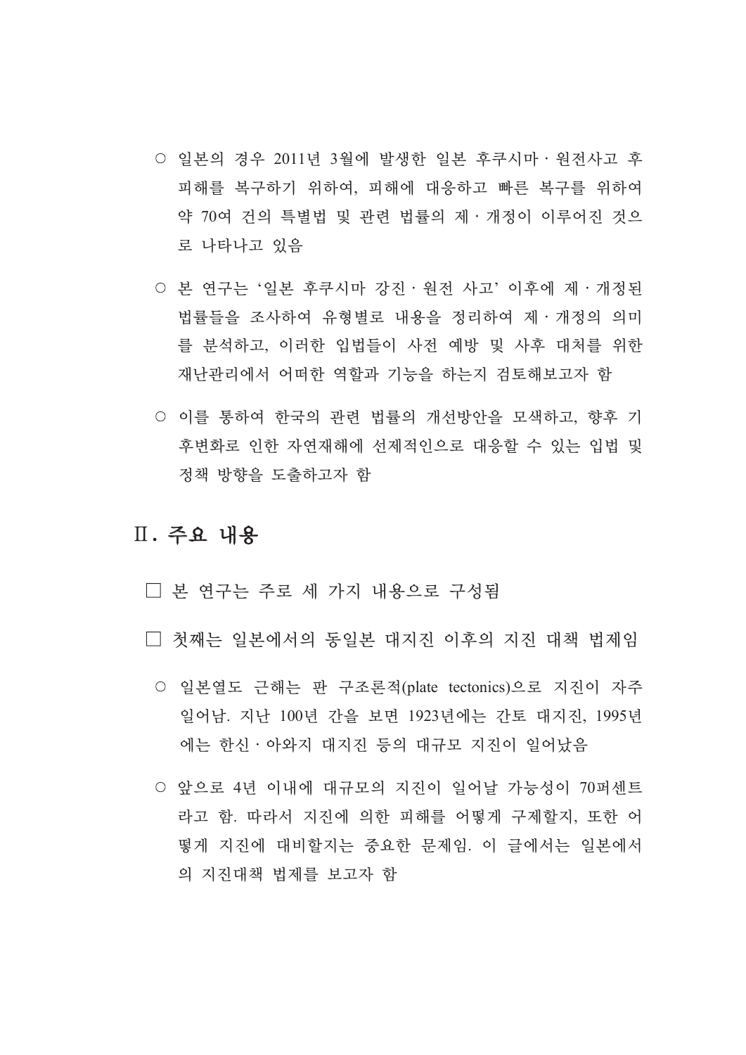○ 일본의 경우 2011년 3월에 발생한 일본 후쿠시마 · 원전사고 후 피해를 복구하기 위하여, 피해에 대응하고 빠른 복구를 위하여 약 70여 건의 특별법 및 관련 법률의 제 · 개정이 이루어진 것으로 나타나고 있음

○ 본 연구는 '일본 후쿠시마 강진 · 원전 사고' 이후에 제 · 개정된 법률들을 조사하여 유형별로 내용을 정리하여 제 · 개정의 의미를 분석하고, 이러한 입법들이 사전 예방 및 사후 대처를 위한 재난관리에서 어떠한 역할과 기능을 하는지 검토해보고자 함

○ 이를 통하여 한국의 관련 법률의 개선방안을 모색하고, 향후 기후변화로 인한 자연재해에 선제적인으로 대응할 수 있는 입법 및 정책 방향을 도출하고자 함

## Ⅱ. 주요 내용

□ 본 연구는 주로 세 가지 내용으로 구성됨

□ 첫째는 일본에서의 동일본 대지진 이후의 지진 대책 법제임

○ 일본열도 근해는 판 구조론적(plate tectonics)으로 지진이 자주 일어남. 지난 100년 간을 보면 1923년에는 간토 대지진, 1995년에는 한신 · 아와지 대지진 등의 대규모 지진이 일어났음

○ 앞으로 4년 이내에 대규모의 지진이 일어날 가능성이 70퍼센트라고 함. 따라서 지진에 의한 피해를 어떻게 구제할지, 또한 어떻게 지진에 대비할지는 중요한 문제임. 이 글에서는 일본에서의 지진대책 법제를 보고자 함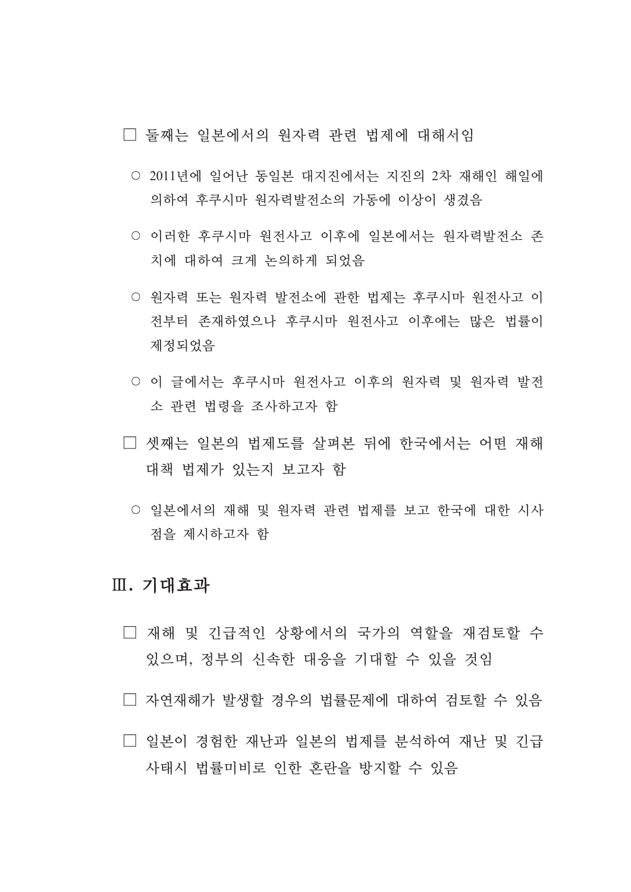□ 둘째는 일본에서의 원자력 관련 법제에 대해서임

- ○ 2011년에 일어난 동일본 대지진에서는 지진의 2차 재해인 해일에 의하여 후쿠시마 원자력발전소의 가동에 이상이 생겼음
- ○ 이러한 후쿠시마 원전사고 이후에 일본에서는 원자력발전소 존치에 대하여 크게 논의하게 되었음
- ○ 원자력 또는 원자력 발전소에 관한 법제는 후쿠시마 원전사고 이전부터 존재하였으나 후쿠시마 원전사고 이후에는 많은 법률이 제정되었음
- ○ 이 글에서는 후쿠시마 원전사고 이후의 원자력 및 원자력 발전소 관련 법령을 조사하고자 함

□ 셋째는 일본의 법제도를 살펴본 뒤에 한국에서는 어떤 재해 대책 법제가 있는지 보고자 함

- ○ 일본에서의 재해 및 원자력 관련 법제를 보고 한국에 대한 시사점을 제시하고자 함

## Ⅲ. 기대효과

□ 재해 및 긴급적인 상황에서의 국가의 역할을 재검토할 수 있으며, 정부의 신속한 대응을 기대할 수 있을 것임

□ 자연재해가 발생할 경우의 법률문제에 대하여 검토할 수 있음

□ 일본이 경험한 재난과 일본의 법제를 분석하여 재난 및 긴급사태시 법률미비로 인한 혼란을 방지할 수 있음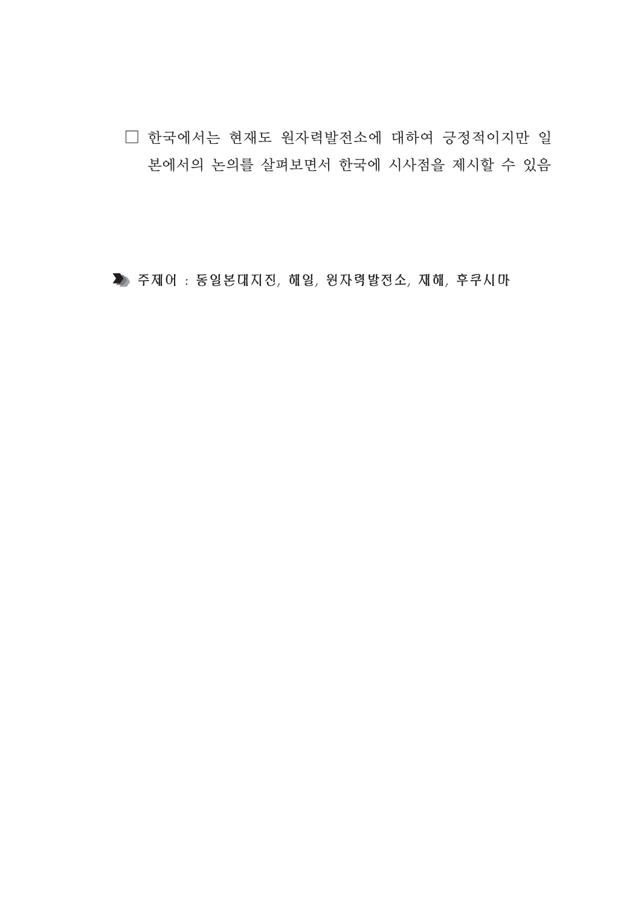□ 한국에서는 현재도 원자력발전소에 대하여 긍정적이지만 일본에서의 논의를 살펴보면서 한국에 시사점을 제시할 수 있음

**주제어 : 동일본대지진, 해일, 원자력발전소, 재해, 후쿠시마**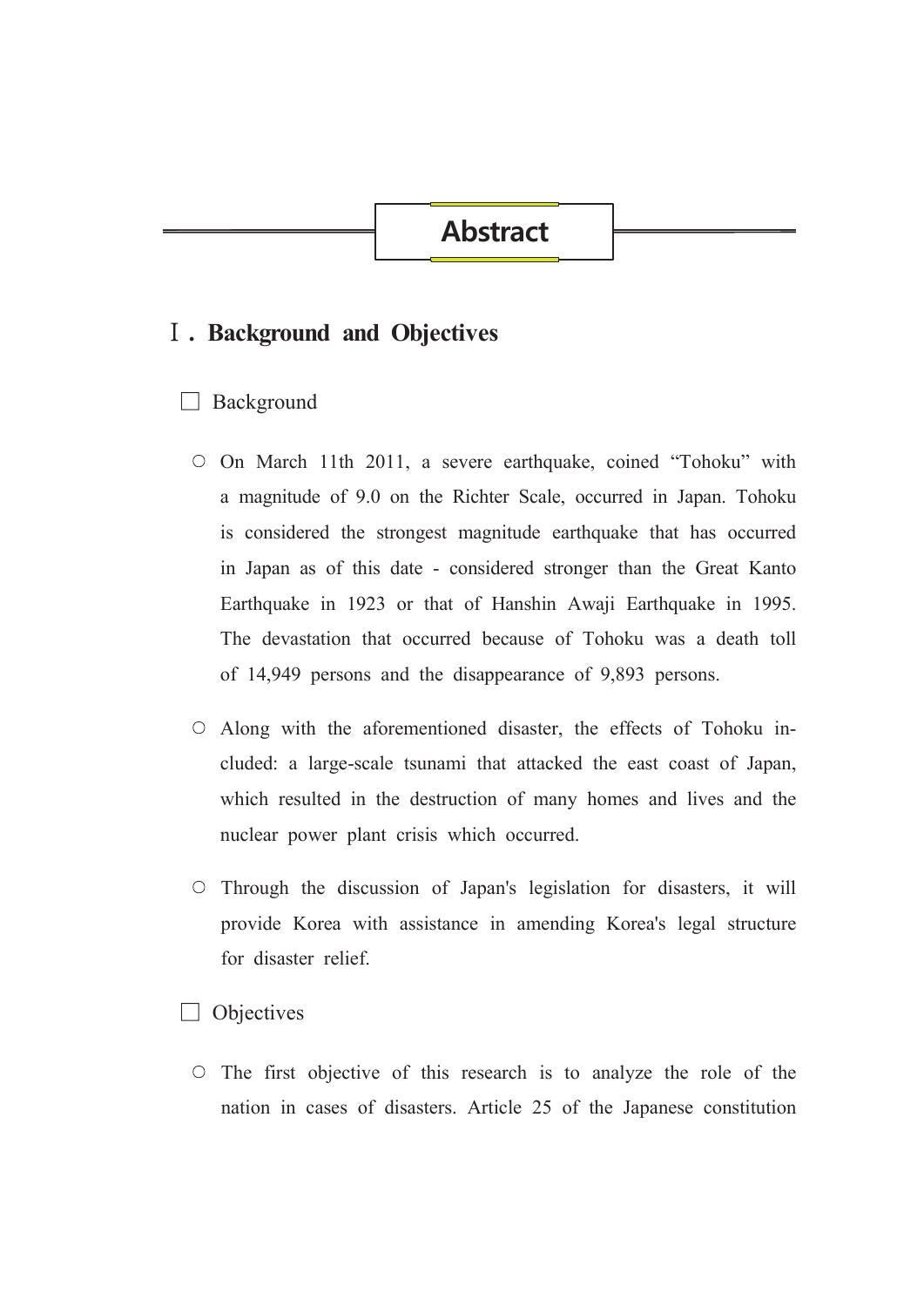# Abstract

## Ⅰ. Background and Objectives

□ Background

○ On March 11th 2011, a severe earthquake, coined "Tohoku" with a magnitude of 9.0 on the Richter Scale, occurred in Japan. Tohoku is considered the strongest magnitude earthquake that has occurred in Japan as of this date - considered stronger than the Great Kanto Earthquake in 1923 or that of Hanshin Awaji Earthquake in 1995. The devastation that occurred because of Tohoku was a death toll of 14,949 persons and the disappearance of 9,893 persons.

○ Along with the aforementioned disaster, the effects of Tohoku included: a large-scale tsunami that attacked the east coast of Japan, which resulted in the destruction of many homes and lives and the nuclear power plant crisis which occurred.

○ Through the discussion of Japan's legislation for disasters, it will provide Korea with assistance in amending Korea's legal structure for disaster relief.

□ Objectives

○ The first objective of this research is to analyze the role of the nation in cases of disasters. Article 25 of the Japanese constitution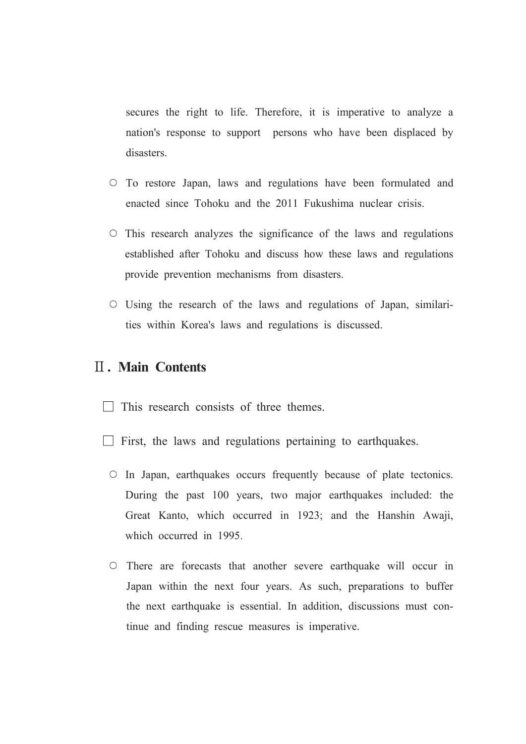secures the right to life. Therefore, it is imperative to analyze a nation's response to support persons who have been displaced by disasters.

○ To restore Japan, laws and regulations have been formulated and enacted since Tohoku and the 2011 Fukushima nuclear crisis.

○ This research analyzes the significance of the laws and regulations established after Tohoku and discuss how these laws and regulations provide prevention mechanisms from disasters.

○ Using the research of the laws and regulations of Japan, similarities within Korea's laws and regulations is discussed.

## Ⅱ. Main Contents

□ This research consists of three themes.

□ First, the laws and regulations pertaining to earthquakes.

○ In Japan, earthquakes occurs frequently because of plate tectonics. During the past 100 years, two major earthquakes included: the Great Kanto, which occurred in 1923; and the Hanshin Awaji, which occurred in 1995.

○ There are forecasts that another severe earthquake will occur in Japan within the next four years. As such, preparations to buffer the next earthquake is essential. In addition, discussions must continue and finding rescue measures is imperative.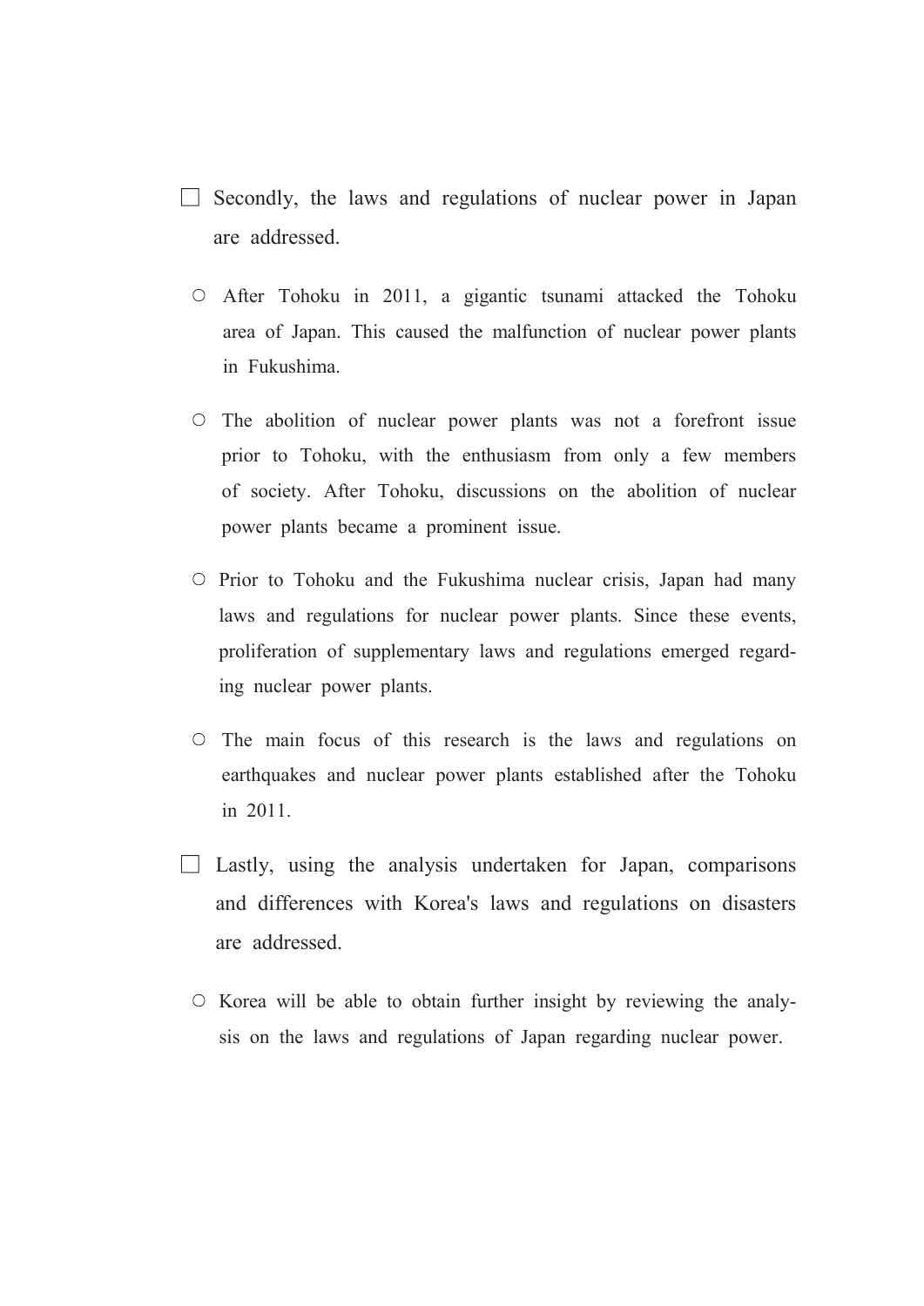□ Secondly, the laws and regulations of nuclear power in Japan are addressed.

- ○ After Tohoku in 2011, a gigantic tsunami attacked the Tohoku area of Japan. This caused the malfunction of nuclear power plants in Fukushima.
- ○ The abolition of nuclear power plants was not a forefront issue prior to Tohoku, with the enthusiasm from only a few members of society. After Tohoku, discussions on the abolition of nuclear power plants became a prominent issue.
- ○ Prior to Tohoku and the Fukushima nuclear crisis, Japan had many laws and regulations for nuclear power plants. Since these events, proliferation of supplementary laws and regulations emerged regarding nuclear power plants.
- ○ The main focus of this research is the laws and regulations on earthquakes and nuclear power plants established after the Tohoku in 2011.

□ Lastly, using the analysis undertaken for Japan, comparisons and differences with Korea's laws and regulations on disasters are addressed.

- ○ Korea will be able to obtain further insight by reviewing the analysis on the laws and regulations of Japan regarding nuclear power.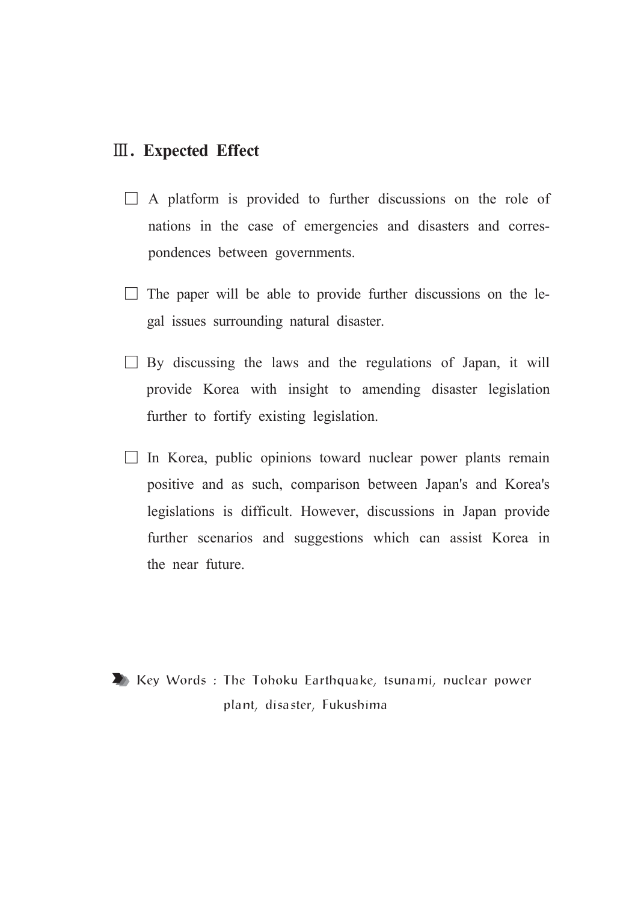## Ⅲ. Expected Effect

- A platform is provided to further discussions on the role of nations in the case of emergencies and disasters and correspondences between governments.

- The paper will be able to provide further discussions on the legal issues surrounding natural disaster.

- By discussing the laws and the regulations of Japan, it will provide Korea with insight to amending disaster legislation further to fortify existing legislation.

- In Korea, public opinions toward nuclear power plants remain positive and as such, comparison between Japan's and Korea's legislations is difficult. However, discussions in Japan provide further scenarios and suggestions which can assist Korea in the near future.

Key Words : The Tohoku Earthquake, tsunami, nuclear power plant, disaster, Fukushima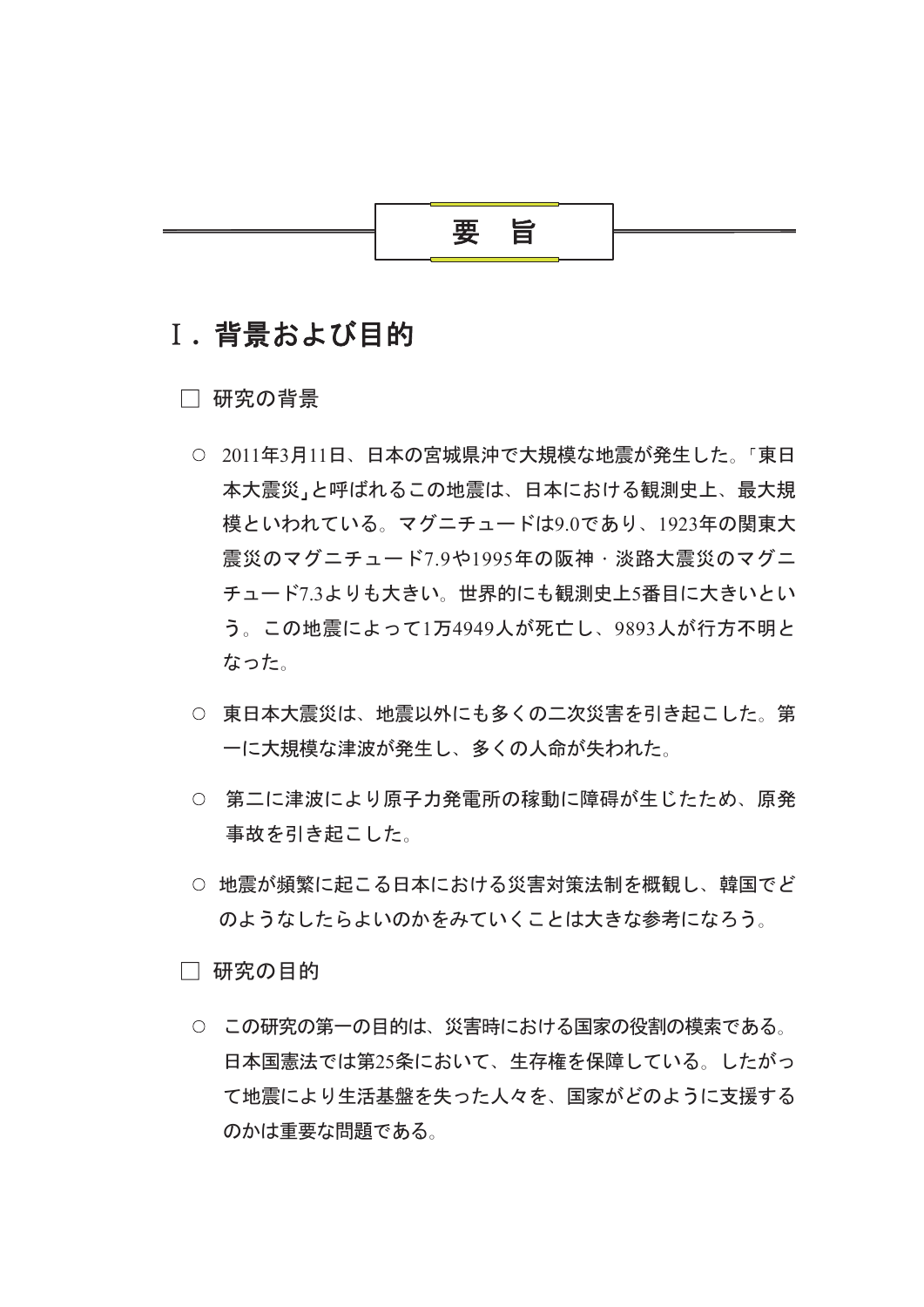# 要　旨

## Ⅰ. 背景および目的

### □ 研究の背景

○ 2011年3月11日、日本の宮城県沖で大規模な地震が発生した。「東日本大震災」と呼ばれるこの地震は、日本における観測史上、最大規模といわれている。マグニチュードは9.0であり、1923年の関東大震災のマグニチュード7.9や1995年の阪神・淡路大震災のマグニチュード7.3よりも大きい。世界的にも観測史上5番目に大きいという。この地震によって1万4949人が死亡し、9893人が行方不明となった。

○ 東日本大震災は、地震以外にも多くの二次災害を引き起こした。第一に大規模な津波が発生し、多くの人命が失われた。

○ 第二に津波により原子力発電所の稼動に障碍が生じたため、原発事故を引き起こした。

○ 地震が頻繁に起こる日本における災害対策法制を概観し、韓国でどのようなしたらよいのかをみていくことは大きな参考になろう。

### □ 研究の目的

○ この研究の第一の目的は、災害時における国家の役割の模索である。日本国憲法では第25条において、生存権を保障している。したがって地震により生活基盤を失った人々を、国家がどのように支援するのかは重要な問題である。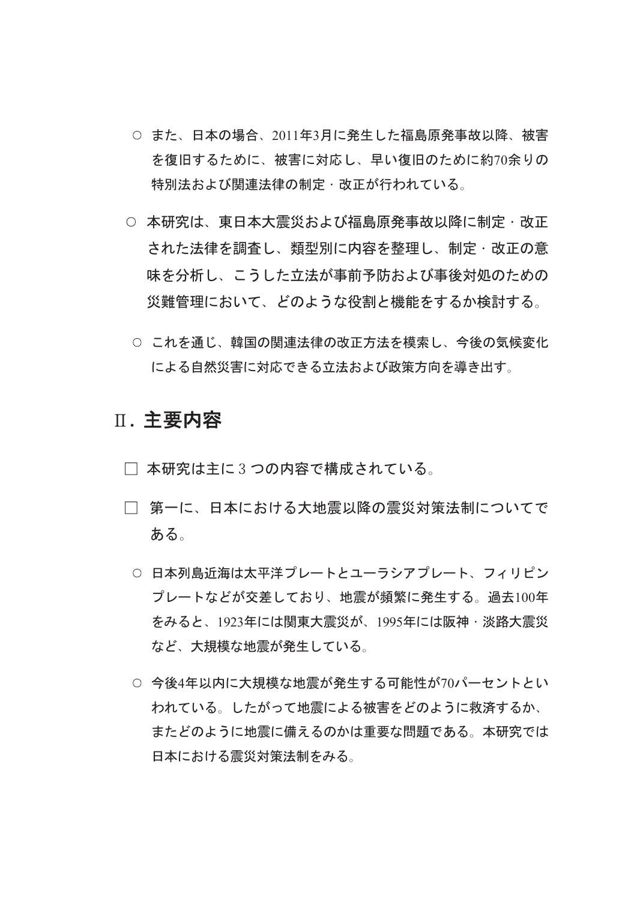○ また、日本の場合、2011年3月に発生した福島原発事故以降、被害を復旧するために、被害に対応し、早い復旧のために約70余りの特別法および関連法律の制定・改正が行われている。

○ 本研究は、東日本大震災および福島原発事故以降に制定・改正された法律を調査し、類型別に内容を整理し、制定・改正の意味を分析し、こうした立法が事前予防および事後対処のための災難管理において、どのような役割と機能をするか検討する。

○ これを通じ、韓国の関連法律の改正方法を模索し、今後の気候変化による自然災害に対応できる立法および政策方向を導き出す。

## Ⅱ. 主要内容

□ 本研究は主に 3 つの内容で構成されている。

□ 第一に、日本における大地震以降の震災対策法制についてである。

○ 日本列島近海は太平洋プレートとユーラシアプレート、フィリピンプレートなどが交差しており、地震が頻繁に発生する。過去100年をみると、1923年には関東大震災が、1995年には阪神・淡路大震災など、大規模な地震が発生している。

○ 今後4年以内に大規模な地震が発生する可能性が70パーセントといわれている。したがって地震による被害をどのように救済するか、またどのように地震に備えるのかは重要な問題である。本研究では日本における震災対策法制をみる。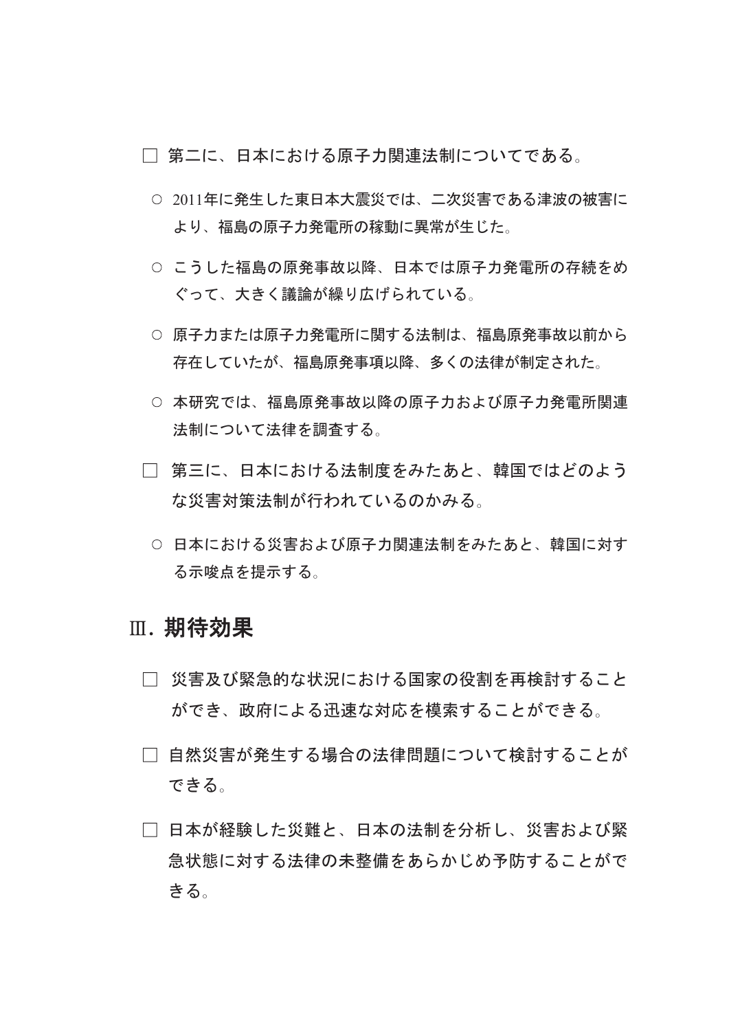□ 第二に、日本における原子力関連法制についてである。

○ 2011年に発生した東日本大震災では、二次災害である津波の被害により、福島の原子力発電所の稼動に異常が生じた。

○ こうした福島の原発事故以降、日本では原子力発電所の存続をめぐって、大きく議論が繰り広げられている。

○ 原子力または原子力発電所に関する法制は、福島原発事故以前から存在していたが、福島原発事項以降、多くの法律が制定された。

○ 本研究では、福島原発事故以降の原子力および原子力発電所関連法制について法律を調査する。

□ 第三に、日本における法制度をみたあと、韓国ではどのような災害対策法制が行われているのかみる。

○ 日本における災害および原子力関連法制をみたあと、韓国に対する示唆点を提示する。

## Ⅲ. 期待効果

□ 災害及び緊急的な状況における国家の役割を再検討することができ、政府による迅速な対応を模索することができる。

□ 自然災害が発生する場合の法律問題について検討することができる。

□ 日本が経験した災難と、日本の法制を分析し、災害および緊急状態に対する法律の未整備をあらかじめ予防することができる。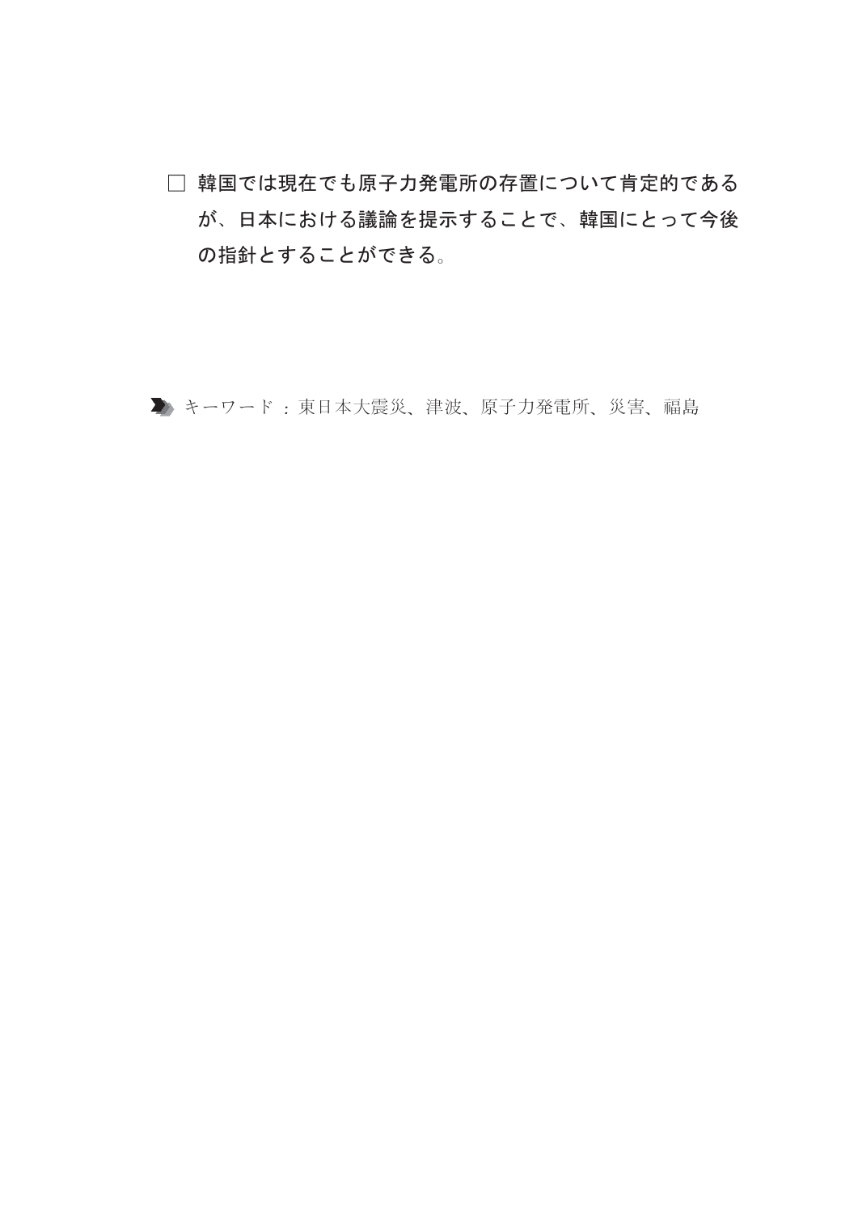□ 韓国では現在でも原子力発電所の存置について肯定的であるが、日本における議論を提示することで、韓国にとって今後の指針とすることができる。

キーワード：東日本大震災、津波、原子力発電所、災害、福島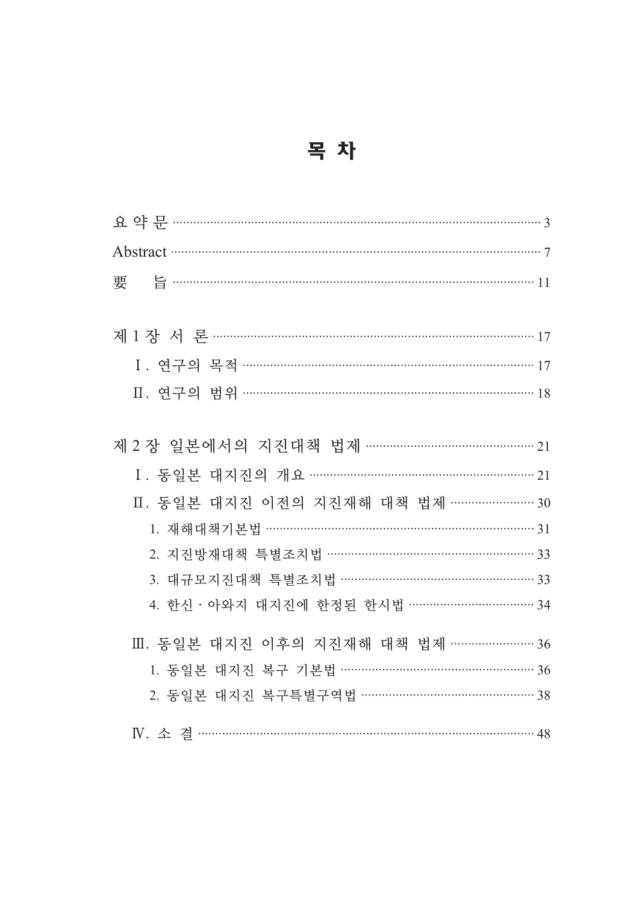# 목 차

요 약 문 ··· 3

Abstract ··· 7

要　旨 ··· 11

제 1 장 서 론 ··· 17

- Ⅰ. 연구의 목적 ··· 17
- Ⅱ. 연구의 범위 ··· 18

제 2 장 일본에서의 지진대책 법제 ··· 21

- Ⅰ. 동일본 대지진의 개요 ··· 21
- Ⅱ. 동일본 대지진 이전의 지진재해 대책 법제 ··· 30
  - 1. 재해대책기본법 ··· 31
  - 2. 지진방재대책 특별조치법 ··· 33
  - 3. 대규모지진대책 특별조치법 ··· 33
  - 4. 한신 · 아와지 대지진에 한정된 한시법 ··· 34
- Ⅲ. 동일본 대지진 이후의 지진재해 대책 법제 ··· 36
  - 1. 동일본 대지진 복구 기본법 ··· 36
  - 2. 동일본 대지진 복구특별구역법 ··· 38
- Ⅳ. 소 결 ··· 48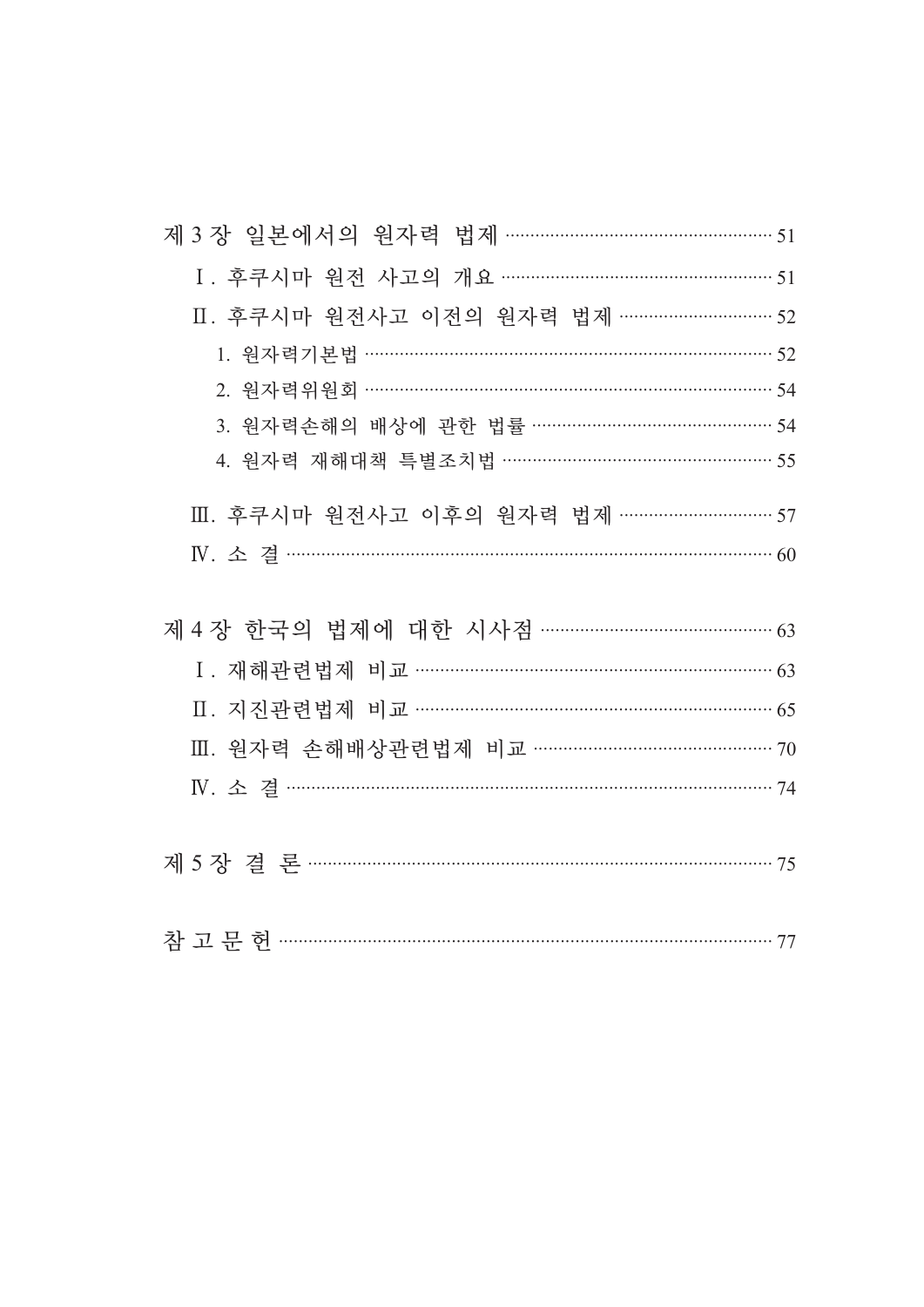제 3 장 일본에서의 원자력 법제 ······ 51

Ⅰ. 후쿠시마 원전 사고의 개요 ······ 51

Ⅱ. 후쿠시마 원전사고 이전의 원자력 법제 ······ 52

1. 원자력기본법 ······ 52
2. 원자력위원회 ······ 54
3. 원자력손해의 배상에 관한 법률 ······ 54
4. 원자력 재해대책 특별조치법 ······ 55

Ⅲ. 후쿠시마 원전사고 이후의 원자력 법제 ······ 57

Ⅳ. 소 결 ······ 60

제 4 장 한국의 법제에 대한 시사점 ······ 63

Ⅰ. 재해관련법제 비교 ······ 63

Ⅱ. 지진관련법제 비교 ······ 65

Ⅲ. 원자력 손해배상관련법제 비교 ······ 70

Ⅳ. 소 결 ······ 74

제 5 장 결 론 ······ 75

참 고 문 헌 ······ 77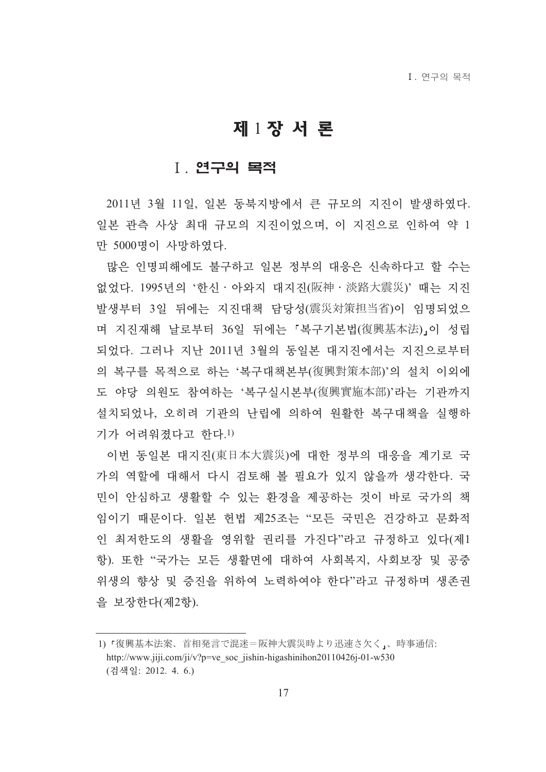# 제 1 장 서 론

## Ⅰ. 연구의 목적

2011년 3월 11일, 일본 동북지방에서 큰 규모의 지진이 발생하였다. 일본 관측 사상 최대 규모의 지진이었으며, 이 지진으로 인하여 약 1만 5000명이 사망하였다.

많은 인명피해에도 불구하고 일본 정부의 대응은 신속하다고 할 수는 없었다. 1995년의 '한신 · 아와지 대지진(阪神 · 淡路大震災)' 때는 지진 발생부터 3일 뒤에는 지진대책 담당성(震災対策担当省)이 임명되었으며 지진재해 날로부터 36일 뒤에는 「복구기본법(復興基本法)」이 성립되었다. 그러나 지난 2011년 3월의 동일본 대지진에서는 지진으로부터의 복구를 목적으로 하는 '복구대책본부(復興對策本部)'의 설치 이외에도 야당 의원도 참여하는 '복구실시본부(復興實施本部)'라는 기관까지 설치되었나, 오히려 기관의 난립에 의하여 원활한 복구대책을 실행하기가 어려워졌다고 한다.[1)]

이번 동일본 대지진(東日本大震災)에 대한 정부의 대응을 계기로 국가의 역할에 대해서 다시 검토해 볼 필요가 있지 않을까 생각한다. 국민이 안심하고 생활할 수 있는 환경을 제공하는 것이 바로 국가의 책임이기 때문이다. 일본 헌법 제25조는 "모든 국민은 건강하고 문화적인 최저한도의 생활을 영위할 권리를 가진다"라고 규정하고 있다(제1항). 또한 "국가는 모든 생활면에 대하여 사회복지, 사회보장 및 공중위생의 향상 및 증진을 위하여 노력하여야 한다"라고 규정하며 생존권을 보장한다(제2항).

---

1) 「復興基本法案、首相発言で混迷＝阪神大震災時より迅速さ欠く」、時事通信: http://www.jiji.com/ji/v?p=ve_soc_jishin-higashinihon20110426j-01-w530 (검색일: 2012. 4. 6.)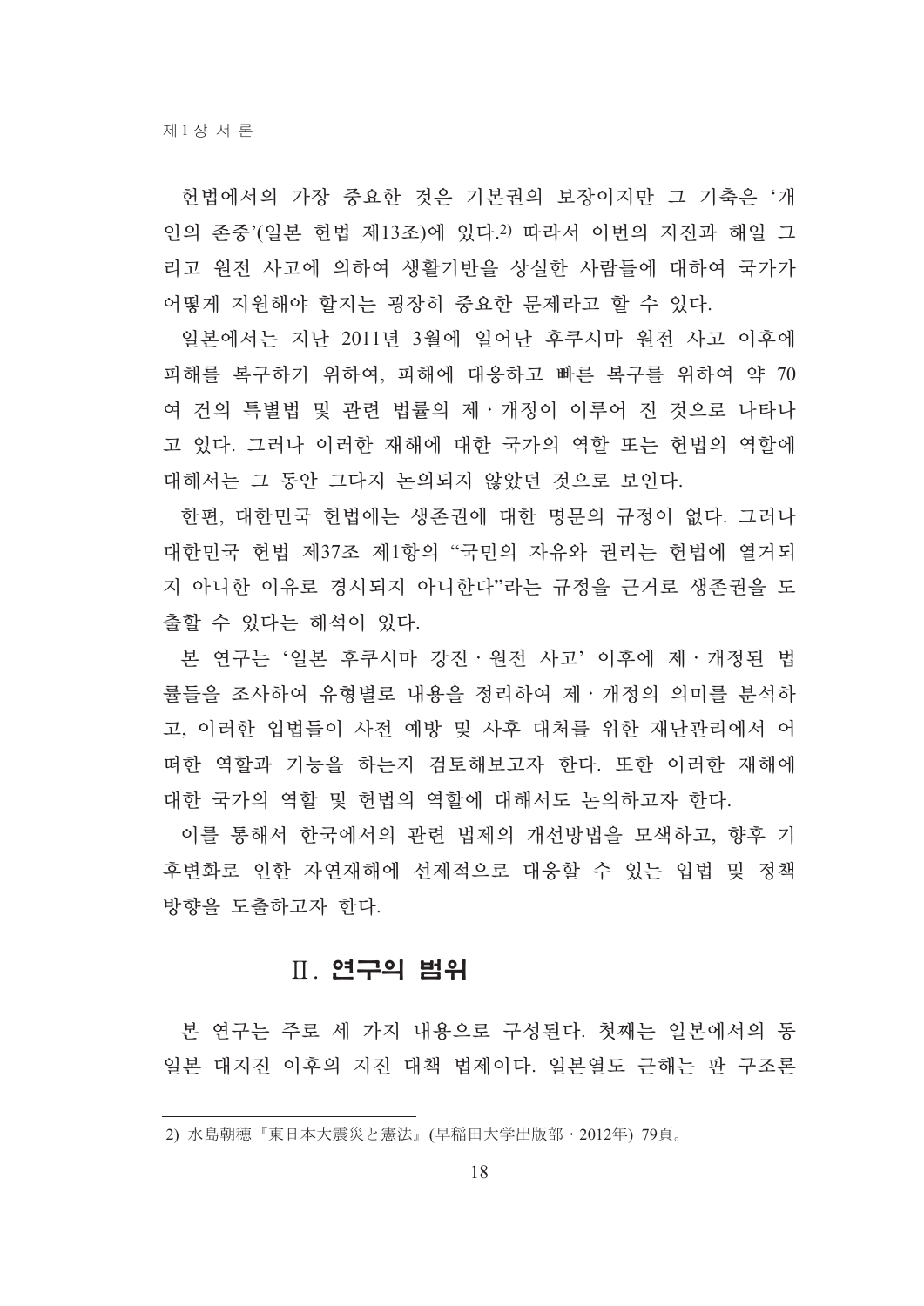헌법에서의 가장 중요한 것은 기본권의 보장이지만 그 기축은 '개인의 존중'(일본 헌법 제13조)에 있다.[2] 따라서 이번의 지진과 해일 그리고 원전 사고에 의하여 생활기반을 상실한 사람들에 대하여 국가가 어떻게 지원해야 할지는 굉장히 중요한 문제라고 할 수 있다.

일본에서는 지난 2011년 3월에 일어난 후쿠시마 원전 사고 이후에 피해를 복구하기 위하여, 피해에 대응하고 빠른 복구를 위하여 약 70여 건의 특별법 및 관련 법률의 제 · 개정이 이루어 진 것으로 나타나고 있다. 그러나 이러한 재해에 대한 국가의 역할 또는 헌법의 역할에 대해서는 그 동안 그다지 논의되지 않았던 것으로 보인다.

한편, 대한민국 헌법에는 생존권에 대한 명문의 규정이 없다. 그러나 대한민국 헌법 제37조 제1항의 "국민의 자유와 권리는 헌법에 열거되지 아니한 이유로 경시되지 아니한다"라는 규정을 근거로 생존권을 도출할 수 있다는 해석이 있다.

본 연구는 '일본 후쿠시마 강진 · 원전 사고' 이후에 제 · 개정된 법률들을 조사하여 유형별로 내용을 정리하여 제 · 개정의 의미를 분석하고, 이러한 입법들이 사전 예방 및 사후 대처를 위한 재난관리에서 어떠한 역할과 기능을 하는지 검토해보고자 한다. 또한 이러한 재해에 대한 국가의 역할 및 헌법의 역할에 대해서도 논의하고자 한다.

이를 통해서 한국에서의 관련 법제의 개선방법을 모색하고, 향후 기후변화로 인한 자연재해에 선제적으로 대응할 수 있는 입법 및 정책 방향을 도출하고자 한다.

## Ⅱ. 연구의 범위

본 연구는 주로 세 가지 내용으로 구성된다. 첫째는 일본에서의 동일본 대지진 이후의 지진 대책 법제이다. 일본열도 근해는 판 구조론

---

2) 水島朝穂『東日本大震災と憲法』(早稲田大学出版部・2012年) 79頁。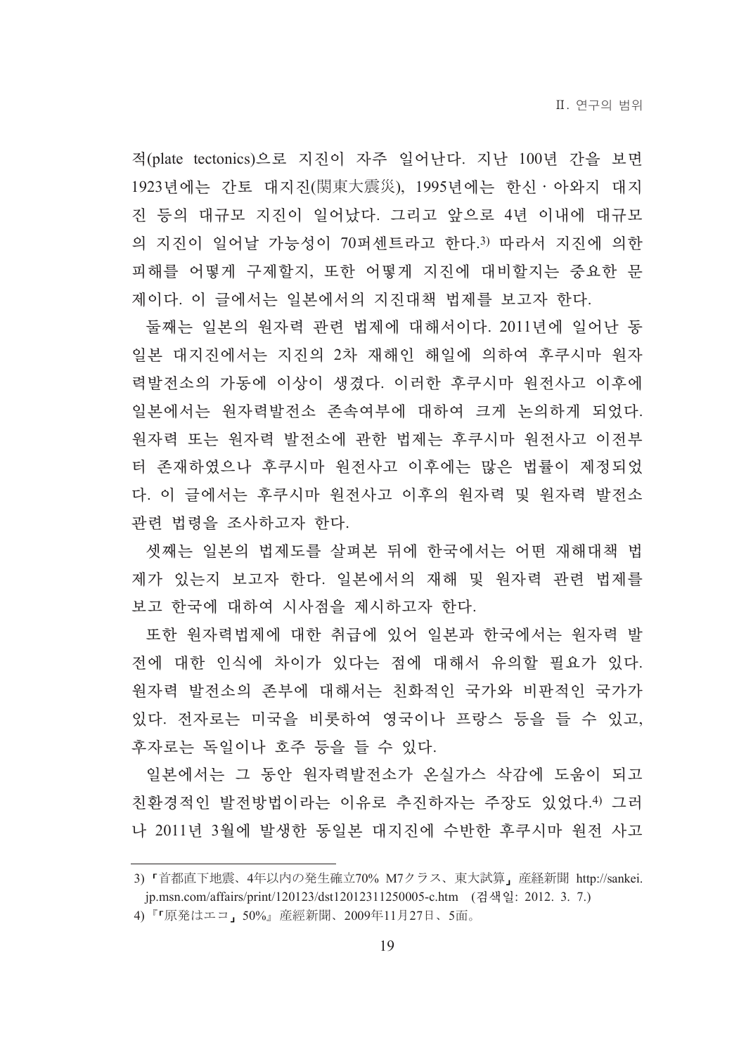적(plate tectonics)으로 지진이 자주 일어난다. 지난 100년 간을 보면 1923년에는 간토 대지진(関東大震災), 1995년에는 한신 · 아와지 대지진 등의 대규모 지진이 일어났다. 그리고 앞으로 4년 이내에 대규모의 지진이 일어날 가능성이 70퍼센트라고 한다.[3] 따라서 지진에 의한 피해를 어떻게 구제할지, 또한 어떻게 지진에 대비할지는 중요한 문제이다. 이 글에서는 일본에서의 지진대책 법제를 보고자 한다.

둘째는 일본의 원자력 관련 법제에 대해서이다. 2011년에 일어난 동일본 대지진에서는 지진의 2차 재해인 해일에 의하여 후쿠시마 원자력발전소의 가동에 이상이 생겼다. 이러한 후쿠시마 원전사고 이후에 일본에서는 원자력발전소 존속여부에 대하여 크게 논의하게 되었다. 원자력 또는 원자력 발전소에 관한 법제는 후쿠시마 원전사고 이전부터 존재하였으나 후쿠시마 원전사고 이후에는 많은 법률이 제정되었다. 이 글에서는 후쿠시마 원전사고 이후의 원자력 및 원자력 발전소 관련 법령을 조사하고자 한다.

셋째는 일본의 법제도를 살펴본 뒤에 한국에서는 어떤 재해대책 법제가 있는지 보고자 한다. 일본에서의 재해 및 원자력 관련 법제를 보고 한국에 대하여 시사점을 제시하고자 한다.

또한 원자력법제에 대한 취급에 있어 일본과 한국에서는 원자력 발전에 대한 인식에 차이가 있다는 점에 대해서 유의할 필요가 있다. 원자력 발전소의 존부에 대해서는 친화적인 국가와 비판적인 국가가 있다. 전자로는 미국을 비롯하여 영국이나 프랑스 등을 들 수 있고, 후자로는 독일이나 호주 등을 들 수 있다.

일본에서는 그 동안 원자력발전소가 온실가스 삭감에 도움이 되고 친환경적인 발전방법이라는 이유로 추진하자는 주장도 있었다.[4] 그러나 2011년 3월에 발생한 동일본 대지진에 수반한 후쿠시마 원전 사고

---

3) 「首都直下地震、4年以内の発生確立70% M7クラス、東大試算」産経新聞 http://sankei.jp.msn.com/affairs/print/120123/dst12012311250005-c.htm (검색일: 2012. 3. 7.)

4) 『「原発はエコ」50%』産經新聞、2009年11月27日、5面。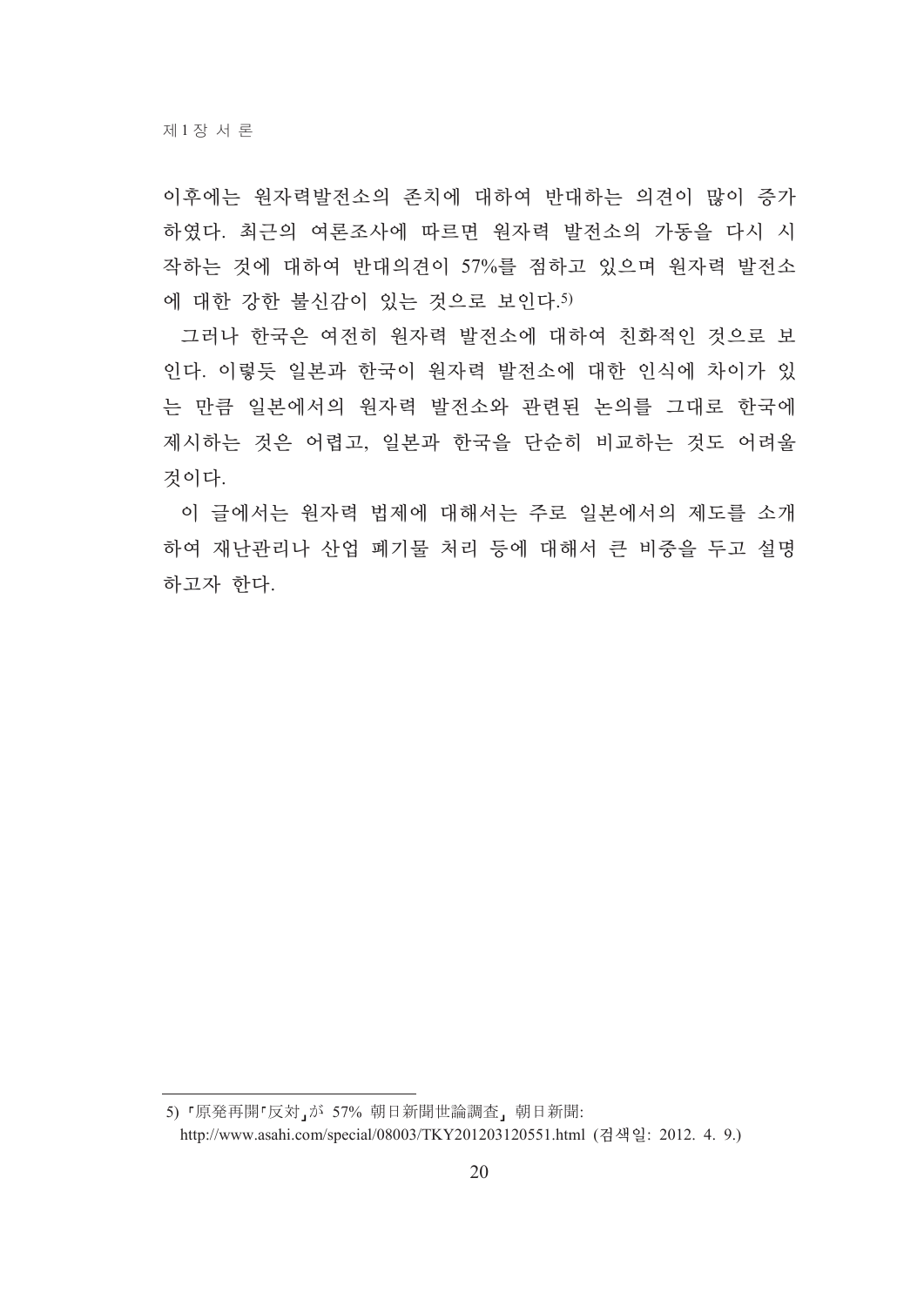이후에는 원자력발전소의 존치에 대하여 반대하는 의견이 많이 증가하였다. 최근의 여론조사에 따르면 원자력 발전소의 가동을 다시 시작하는 것에 대하여 반대의견이 57%를 점하고 있으며 원자력 발전소에 대한 강한 불신감이 있는 것으로 보인다.[5)]

그러나 한국은 여전히 원자력 발전소에 대하여 친화적인 것으로 보인다. 이렇듯 일본과 한국이 원자력 발전소에 대한 인식에 차이가 있는 만큼 일본에서의 원자력 발전소와 관련된 논의를 그대로 한국에 제시하는 것은 어렵고, 일본과 한국을 단순히 비교하는 것도 어려울 것이다.

이 글에서는 원자력 법제에 대해서는 주로 일본에서의 제도를 소개하여 재난관리나 산업 폐기물 처리 등에 대해서 큰 비중을 두고 설명하고자 한다.

---

5) 「原発再開「反対」が 57% 朝日新聞世論調査」 朝日新聞: http://www.asahi.com/special/08003/TKY201203120551.html (검색일: 2012. 4. 9.)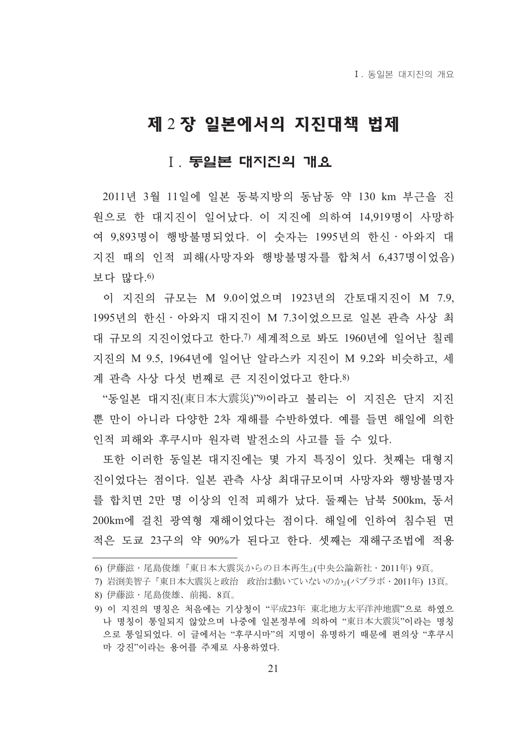# 제 2 장 일본에서의 지진대책 법제

## Ⅰ. 동일본 대지진의 개요

2011년 3월 11일에 일본 동북지방의 동남동 약 130 km 부근을 진원으로 한 대지진이 일어났다. 이 지진에 의하여 14,919명이 사망하여 9,893명이 행방불명되었다. 이 숫자는 1995년의 한신 · 아와지 대지진 때의 인적 피해(사망자와 행방불명자를 합쳐서 6,437명이었음)보다 많다.[6)]

이 지진의 규모는 M 9.0이었으며 1923년의 간토대지진이 M 7.9, 1995년의 한신 · 아와지 대지진이 M 7.3이었으므로 일본 관측 사상 최대 규모의 지진이었다고 한다.[7)] 세계적으로 봐도 1960년에 일어난 칠레 지진의 M 9.5, 1964년에 일어난 알라스카 지진이 M 9.2와 비슷하고, 세계 관측 사상 다섯 번째로 큰 지진이었다고 한다.[8)]

"동일본 대지진(東日本大震災)"[9)]이라고 불리는 이 지진은 단지 지진 뿐 만이 아니라 다양한 2차 재해를 수반하였다. 예를 들면 해일에 의한 인적 피해와 후쿠시마 원자력 발전소의 사고를 들 수 있다.

또한 이러한 동일본 대지진에는 몇 가지 특징이 있다. 첫째는 대형지진이었다는 점이다. 일본 관측 사상 최대규모이며 사망자와 행방불명자를 합치면 2만 명 이상의 인적 피해가 났다. 둘째는 남북 500km, 동서 200km에 걸친 광역형 재해이었다는 점이다. 해일에 인하여 침수된 면적은 도쿄 23구의 약 90%가 된다고 한다. 셋째는 재해구조법에 적용

---

6) 伊藤滋・尾島俊雄『東日本大震災からの日本再生』(中央公論新社・2011年) 9頁。

7) 岩渕美智子『東日本大震災と政治　政治は動いていないのか』(パブラボ・2011年) 13頁。

8) 伊藤滋・尾島俊雄、前掲、8頁。

9) 이 지진의 명칭은 처음에는 기상청이 "平成23年 東北地方太平洋沖地震"으로 하였으나 명칭이 통일되지 않았으며 나중에 일본정부에 의하여 "東日本大震災"이라는 명칭으로 통일되었다. 이 글에서는 "후쿠시마"의 지명이 유명하기 때문에 편의상 "후쿠시마 강진"이라는 용어를 주제로 사용하였다.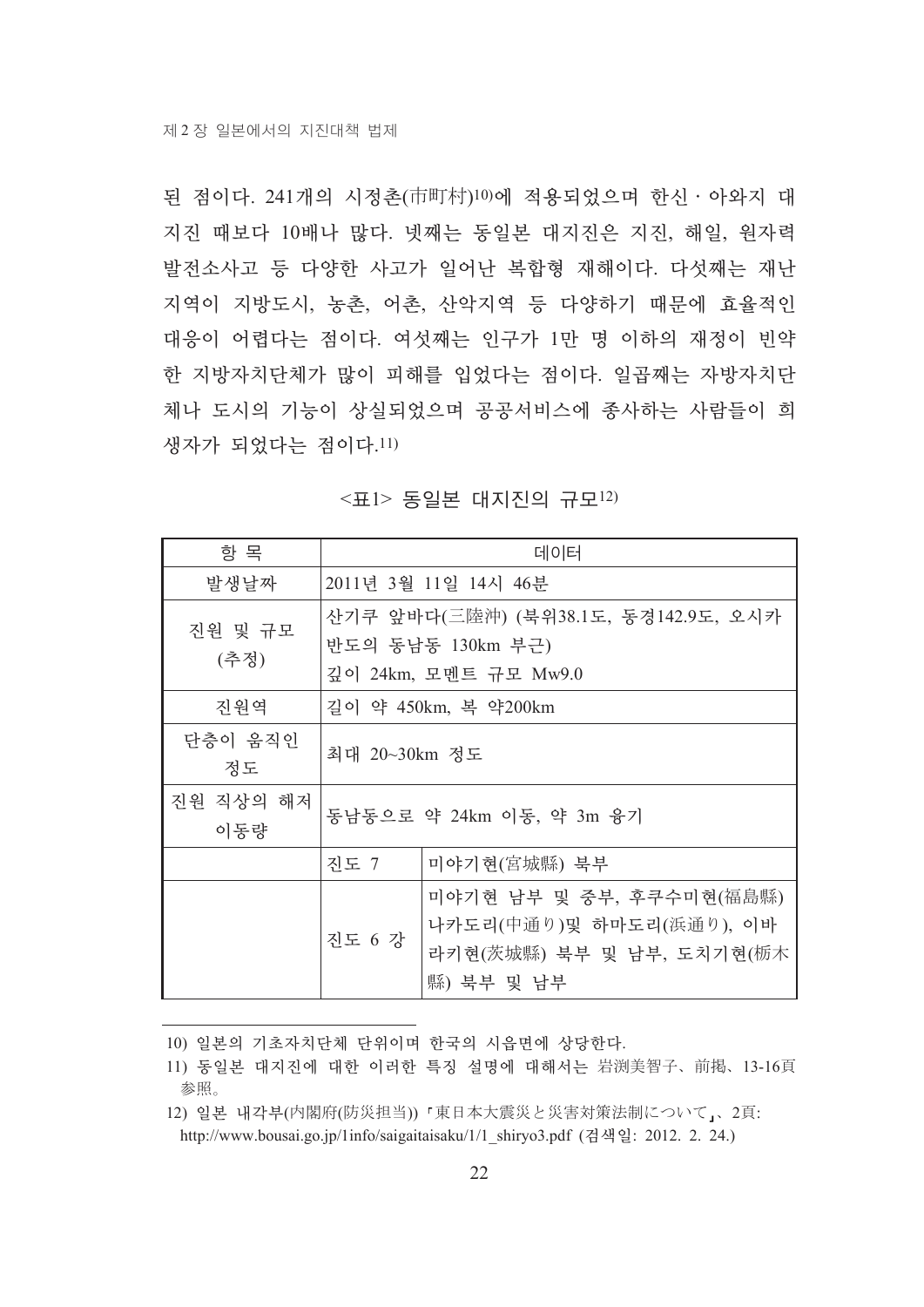된 점이다. 241개의 시정촌(市町村)[10]에 적용되었으며 한신 · 아와지 대지진 때보다 10배나 많다. 넷째는 동일본 대지진은 지진, 해일, 원자력발전소사고 등 다양한 사고가 일어난 복합형 재해이다. 다섯째는 재난지역이 지방도시, 농촌, 어촌, 산악지역 등 다양하기 때문에 효율적인 대응이 어렵다는 점이다. 여섯째는 인구가 1만 명 이하의 재정이 빈약한 지방자치단체가 많이 피해를 입었다는 점이다. 일곱째는 자방자치단체나 도시의 기능이 상실되었으며 공공서비스에 종사하는 사람들이 희생자가 되었다는 점이다.[11]

<표1> 동일본 대지진의 규모[12]

| 항 목 | 데이터 | |
|---|---|---|
| 발생날짜 | 2011년 3월 11일 14시 46분 | |
| 진원 및 규모 (추정) | 산기쿠 앞바다(三陸沖) (북위38.1도, 동경142.9도, 오시카반도의 동남동 130km 부근) 깊이 24km, 모멘트 규모 Mw9.0 | |
| 진원역 | 길이 약 450km, 복 약200km | |
| 단층이 움직인 정도 | 최대 20~30km 정도 | |
| 진원 직상의 해저 이동량 | 동남동으로 약 24km 이동, 약 3m 융기 | |
| | 진도 7 | 미야기현(宮城縣) 북부 |
| | 진도 6 강 | 미야기현 남부 및 중부, 후쿠수미현(福島縣) 나카도리(中通り)및 하마도리(浜通り), 이바라키현(茨城縣) 북부 및 남부, 도치기현(栃木縣) 북부 및 남부 |

---

10) 일본의 기초자치단체 단위이며 한국의 시읍면에 상당한다.

11) 동일본 대지진에 대한 이러한 특징 설명에 대해서는 岩渕美智子、前掲、13-16頁参照。

12) 일본 내각부(内閣府(防災担当)) 「東日本大震災と災害対策法制について」、2頁: http://www.bousai.go.jp/1info/saigaitaisaku/1/1_shiryo3.pdf (검색일: 2012. 2. 24.)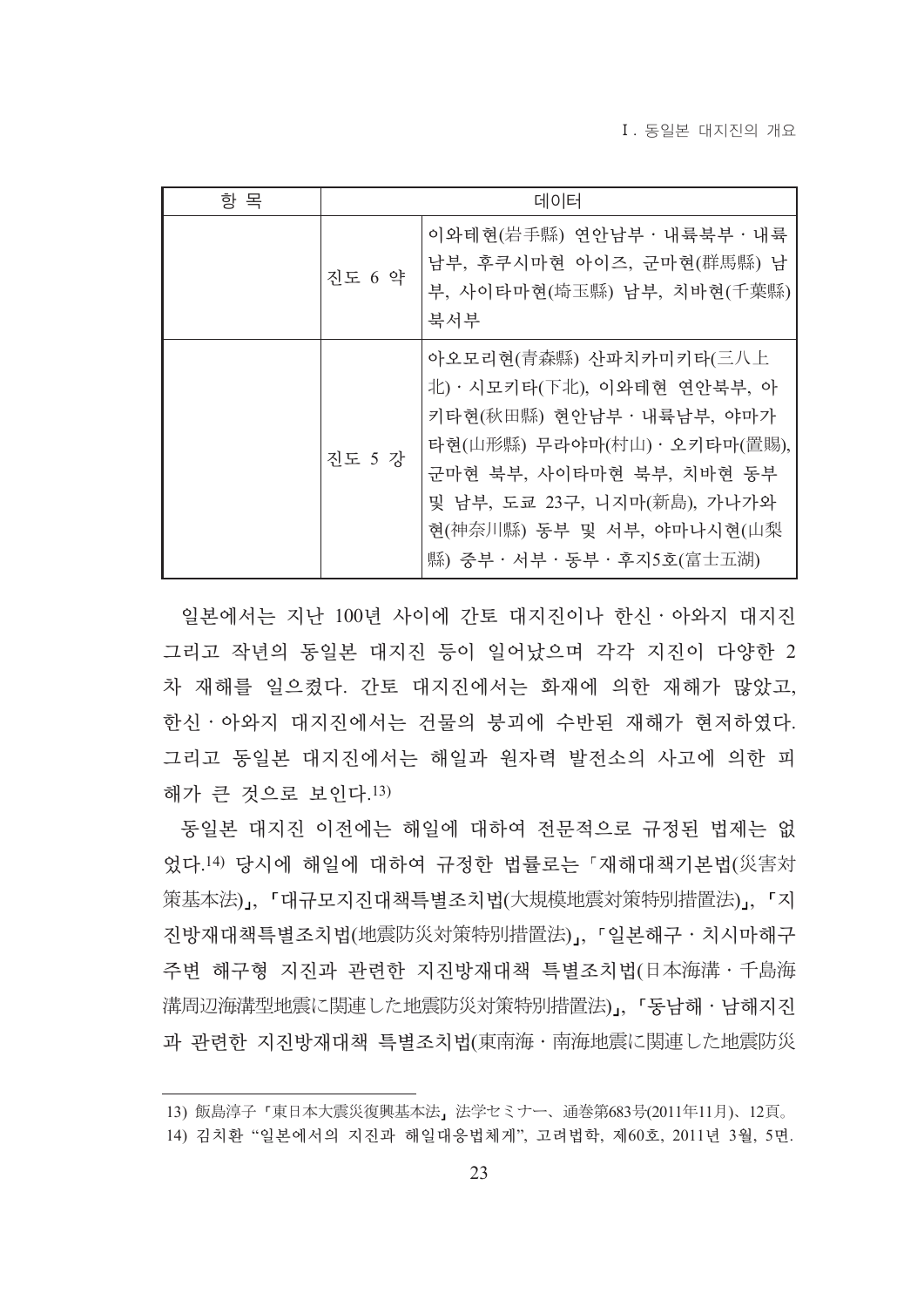| 항 목 | 데이터 | |
|---|---|---|
| | 진도 6 약 | 이와테현(岩手縣) 연안남부・내륙북부・내륙남부, 후쿠시마현 아이즈, 군마현(群馬縣) 남부, 사이타마현(埼玉縣) 남부, 치바현(千葉縣) 북서부 |
| | 진도 5 강 | 아오모리현(青森縣) 산파치카미키타(三八上北)・시모키타(下北), 이와테현 연안북부, 아키타현(秋田縣) 현안남부・내륙남부, 야마가타현(山形縣) 무라야마(村山)・오키타마(置賜), 군마현 북부, 사이타마현 북부, 치바현 동부 및 남부, 도쿄 23구, 니지마(新島), 가나가와현(神奈川縣) 동부 및 서부, 야마나시현(山梨縣) 중부・서부・동부・후지5호(富士五湖) |

일본에서는 지난 100년 사이에 간토 대지진이나 한신・아와지 대지진 그리고 작년의 동일본 대지진 등이 일어났으며 각각 지진이 다양한 2차 재해를 일으켰다. 간토 대지진에서는 화재에 의한 재해가 많았고, 한신・아와지 대지진에서는 건물의 붕괴에 수반된 재해가 현저하였다. 그리고 동일본 대지진에서는 해일과 원자력 발전소의 사고에 의한 피해가 큰 것으로 보인다.[13)]

동일본 대지진 이전에는 해일에 대하여 전문적으로 규정된 법제는 없었다.[14)] 당시에 해일에 대하여 규정한 법률로는 「재해대책기본법(災害対策基本法)」, 「대규모지진대책특별조치법(大規模地震対策特別措置法)」, 「지진방재대책특별조치법(地震防災対策特別措置法)」, 「일본해구・치시마해구 주변 해구형 지진과 관련한 지진방재대책 특별조치법(日本海溝・千島海溝周辺海溝型地震に関連した地震防災対策特別措置法)」, 「동남해・남해지진과 관련한 지진방재대책 특별조치법(東南海・南海地震に関連した地震防災

---

13) 飯島淳子「東日本大震災復興基本法」法学セミナー、通巻第683号(2011年11月)、12頁。

14) 김치환 "일본에서의 지진과 해일대응법체계", 고려법학, 제60호, 2011년 3월, 5면.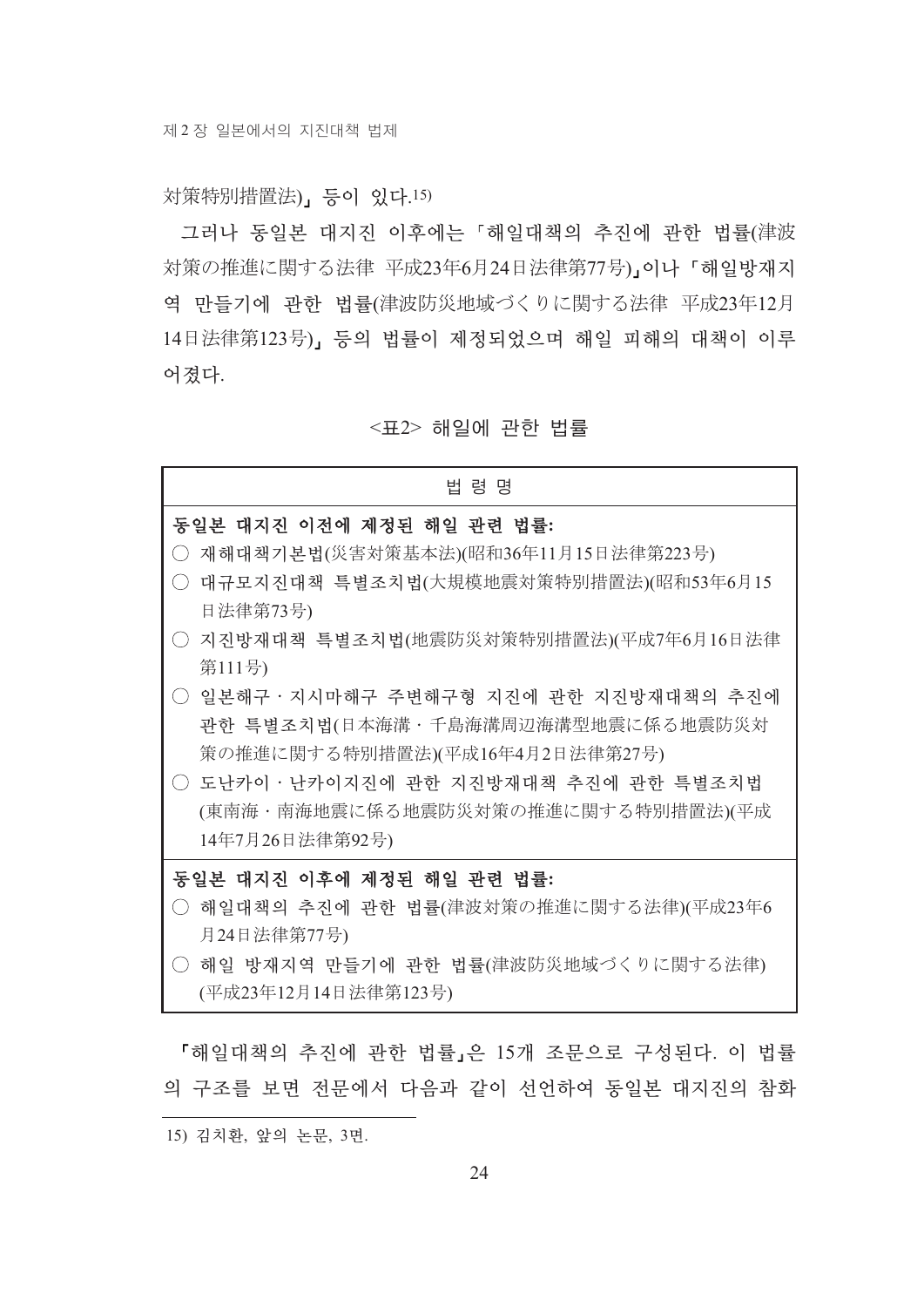対策特別措置法)」등이 있다.15)

그러나 동일본 대지진 이후에는 「해일대책의 추진에 관한 법률(津波対策の推進に関する法律 平成23年6月24日法律第77号)」이나 「해일방재지역 만들기에 관한 법률(津波防災地域づくりに関する法律 平成23年12月14日法律第123号)」 등의 법률이 제정되었으며 해일 피해의 대책이 이루어졌다.

<표2> 해일에 관한 법률

| 법 령 명 |
|---|
| **동일본 대지진 이전에 제정된 해일 관련 법률:**<br>○ 재해대책기본법(災害対策基本法)(昭和36年11月15日法律第223号)<br>○ 대규모지진대책 특별조치법(大規模地震対策特別措置法)(昭和53年6月15日法律第73号)<br>○ 지진방재대책 특별조치법(地震防災対策特別措置法)(平成7年6月16日法律第111号)<br>○ 일본해구・지시마해구 주변해구형 지진에 관한 지진방재대책의 추진에 관한 특별조치법(日本海溝・千島海溝周辺海溝型地震に係る地震防災対策の推進に関する特別措置法)(平成16年4月2日法律第27号)<br>○ 도난카이・난카이지진에 관한 지진방재대책 추진에 관한 특별조치법(東南海・南海地震に係る地震防災対策の推進に関する特別措置法)(平成14年7月26日法律第92号) |
| **동일본 대지진 이후에 제정된 해일 관련 법률:**<br>○ 해일대책의 추진에 관한 법률(津波対策の推進に関する法律)(平成23年6月24日法律第77号)<br>○ 해일 방재지역 만들기에 관한 법률(津波防災地域づくりに関する法律)(平成23年12月14日法律第123号) |

「해일대책의 추진에 관한 법률」은 15개 조문으로 구성된다. 이 법률의 구조를 보면 전문에서 다음과 같이 선언하여 동일본 대지진의 참화

15) 김치환, 앞의 논문, 3면.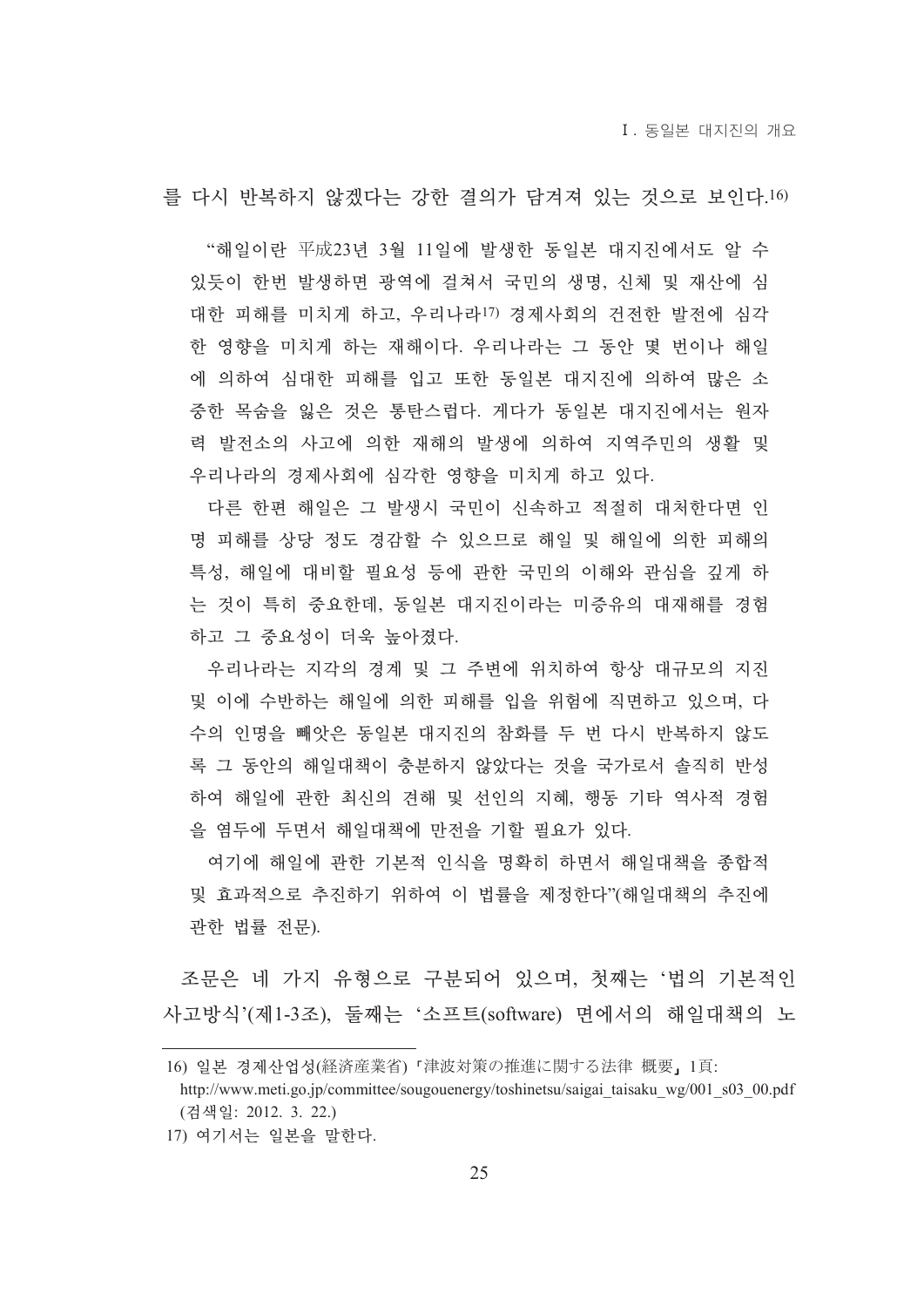를 다시 반복하지 않겠다는 강한 결의가 담겨져 있는 것으로 보인다.[16)]

> "해일이란 平成23년 3월 11일에 발생한 동일본 대지진에서도 알 수 있듯이 한번 발생하면 광역에 걸쳐서 국민의 생명, 신체 및 재산에 심대한 피해를 미치게 하고, 우리나라[17)] 경제사회의 건전한 발전에 심각한 영향을 미치게 하는 재해이다. 우리나라는 그 동안 몇 번이나 해일에 의하여 심대한 피해를 입고 또한 동일본 대지진에 의하여 많은 소중한 목숨을 잃은 것은 통탄스럽다. 게다가 동일본 대지진에서는 원자력 발전소의 사고에 의한 재해의 발생에 의하여 지역주민의 생활 및 우리나라의 경제사회에 심각한 영향을 미치게 하고 있다.
>
> 다른 한편 해일은 그 발생시 국민이 신속하고 적절히 대처한다면 인명 피해를 상당 정도 경감할 수 있으므로 해일 및 해일에 의한 피해의 특성, 해일에 대비할 필요성 등에 관한 국민의 이해와 관심을 깊게 하는 것이 특히 중요한데, 동일본 대지진이라는 미증유의 대재해를 경험하고 그 중요성이 더욱 높아졌다.
>
> 우리나라는 지각의 경계 및 그 주변에 위치하여 항상 대규모의 지진 및 이에 수반하는 해일에 의한 피해를 입을 위험에 직면하고 있으며, 다수의 인명을 빼앗은 동일본 대지진의 참화를 두 번 다시 반복하지 않도록 그 동안의 해일대책이 충분하지 않았다는 것을 국가로서 솔직히 반성하여 해일에 관한 최신의 견해 및 선인의 지혜, 행동 기타 역사적 경험을 염두에 두면서 해일대책에 만전을 기할 필요가 있다.
>
> 여기에 해일에 관한 기본적 인식을 명확히 하면서 해일대책을 종합적 및 효과적으로 추진하기 위하여 이 법률을 제정한다"(해일대책의 추진에 관한 법률 전문).

조문은 네 가지 유형으로 구분되어 있으며, 첫째는 '법의 기본적인 사고방식'(제1-3조), 둘째는 '소프트(software) 면에서의 해일대책의 노

---

16) 일본 경제산업성(経済産業省)「津波対策の推進に関する法律 概要」1頁: http://www.meti.go.jp/committee/sougouenergy/toshinetsu/saigai_taisaku_wg/001_s03_00.pdf (검색일: 2012. 3. 22.)

17) 여기서는 일본을 말한다.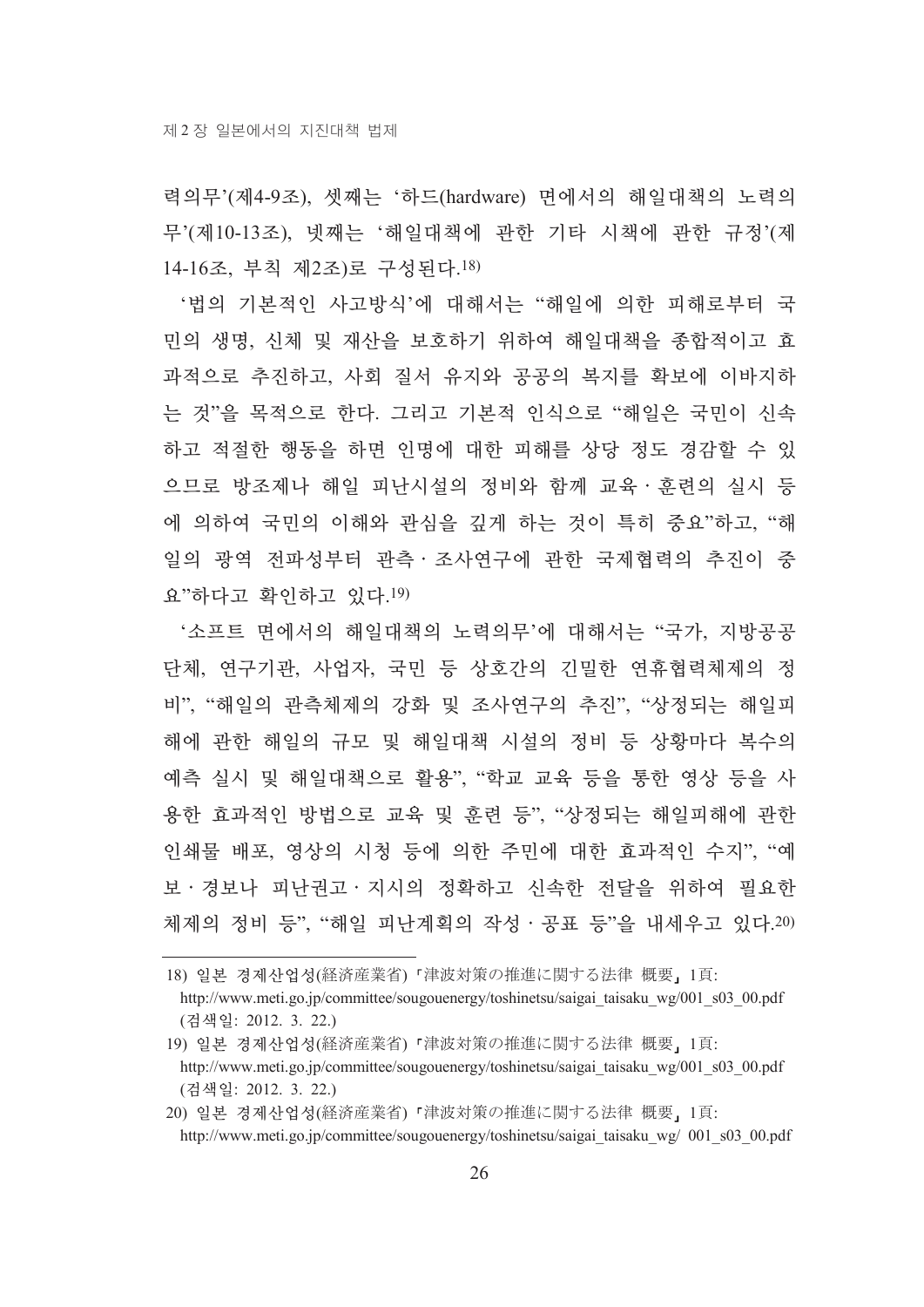력의무'(제4-9조), 셋째는 '하드(hardware) 면에서의 해일대책의 노력의무'(제10-13조), 넷째는 '해일대책에 관한 기타 시책에 관한 규정'(제14-16조, 부칙 제2조)로 구성된다.[18)]

'법의 기본적인 사고방식'에 대해서는 "해일에 의한 피해로부터 국민의 생명, 신체 및 재산을 보호하기 위하여 해일대책을 종합적이고 효과적으로 추진하고, 사회 질서 유지와 공공의 복지를 확보에 이바지하는 것"을 목적으로 한다. 그리고 기본적 인식으로 "해일은 국민이 신속하고 적절한 행동을 하면 인명에 대한 피해를 상당 정도 경감할 수 있으므로 방조제나 해일 피난시설의 정비와 함께 교육·훈련의 실시 등에 의하여 국민의 이해와 관심을 깊게 하는 것이 특히 중요"하고, "해일의 광역 전파성부터 관측·조사연구에 관한 국제협력의 추진이 중요"하다고 확인하고 있다.[19)]

'소프트 면에서의 해일대책의 노력의무'에 대해서는 "국가, 지방공공단체, 연구기관, 사업자, 국민 등 상호간의 긴밀한 연휴협력체제의 정비", "해일의 관측체제의 강화 및 조사연구의 추진", "상정되는 해일피해에 관한 해일의 규모 및 해일대책 시설의 정비 등 상황마다 복수의 예측 실시 및 해일대책으로 활용", "학교 교육 등을 통한 영상 등을 사용한 효과적인 방법으로 교육 및 훈련 등", "상정되는 해일피해에 관한 인쇄물 배포, 영상의 시청 등에 의한 주민에 대한 효과적인 수지", "예보·경보나 피난권고·지시의 정확하고 신속한 전달을 위하여 필요한 체제의 정비 등", "해일 피난계획의 작성·공표 등"을 내세우고 있다.[20)]

---

18) 일본 경제산업성(経済産業省) 「津波対策の推進に関する法律 概要」 1頁: http://www.meti.go.jp/committee/sougouenergy/toshinetsu/saigai_taisaku_wg/001_s03_00.pdf (검색일: 2012. 3. 22.)

19) 일본 경제산업성(経済産業省) 「津波対策の推進に関する法律 概要」 1頁: http://www.meti.go.jp/committee/sougouenergy/toshinetsu/saigai_taisaku_wg/001_s03_00.pdf (검색일: 2012. 3. 22.)

20) 일본 경제산업성(経済産業省) 「津波対策の推進に関する法律 概要」 1頁: http://www.meti.go.jp/committee/sougouenergy/toshinetsu/saigai_taisaku_wg/ 001_s03_00.pdf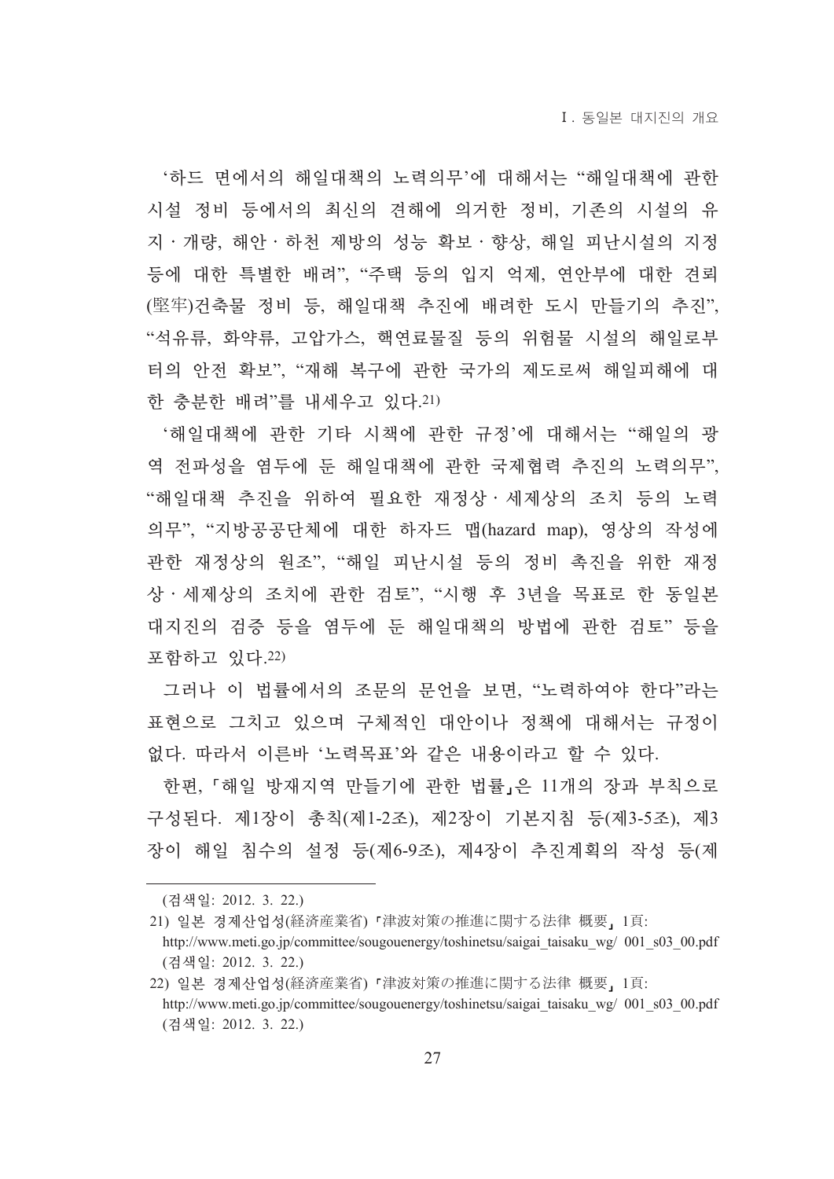'하드 면에서의 해일대책의 노력의무'에 대해서는 "해일대책에 관한 시설 정비 등에서의 최신의 견해에 의거한 정비, 기존의 시설의 유지 · 개량, 해안 · 하천 제방의 성능 확보 · 향상, 해일 피난시설의 지정 등에 대한 특별한 배려", "주택 등의 입지 억제, 연안부에 대한 견뢰(堅牢)건축물 정비 등, 해일대책 추진에 배려한 도시 만들기의 추진", "석유류, 화약류, 고압가스, 핵연료물질 등의 위험물 시설의 해일로부터의 안전 확보", "재해 복구에 관한 국가의 제도로써 해일피해에 대한 충분한 배려"를 내세우고 있다.[21]

'해일대책에 관한 기타 시책에 관한 규정'에 대해서는 "해일의 광역 전파성을 염두에 둔 해일대책에 관한 국제협력 추진의 노력의무", "해일대책 추진을 위하여 필요한 재정상 · 세제상의 조치 등의 노력의무", "지방공공단체에 대한 하자드 맵(hazard map), 영상의 작성에 관한 재정상의 원조", "해일 피난시설 등의 정비 촉진을 위한 재정상 · 세제상의 조치에 관한 검토", "시행 후 3년을 목표로 한 동일본 대지진의 검증 등을 염두에 둔 해일대책의 방법에 관한 검토" 등을 포함하고 있다.[22]

그러나 이 법률에서의 조문의 문언을 보면, "노력하여야 한다"라는 표현으로 그치고 있으며 구체적인 대안이나 정책에 대해서는 규정이 없다. 따라서 이른바 '노력목표'와 같은 내용이라고 할 수 있다.

한편, 「해일 방재지역 만들기에 관한 법률」은 11개의 장과 부칙으로 구성된다. 제1장이 총칙(제1-2조), 제2장이 기본지침 등(제3-5조), 제3장이 해일 침수의 설정 등(제6-9조), 제4장이 추진계획의 작성 등(제

---

(검색일: 2012. 3. 22.)

21) 일본 경제산업성(経済産業省)「津波対策の推進に関する法律 概要」1頁: http://www.meti.go.jp/committee/sougouenergy/toshinetsu/saigai_taisaku_wg/ 001_s03_00.pdf (검색일: 2012. 3. 22.)

22) 일본 경제산업성(経済産業省)「津波対策の推進に関する法律 概要」1頁: http://www.meti.go.jp/committee/sougouenergy/toshinetsu/saigai_taisaku_wg/ 001_s03_00.pdf (검색일: 2012. 3. 22.)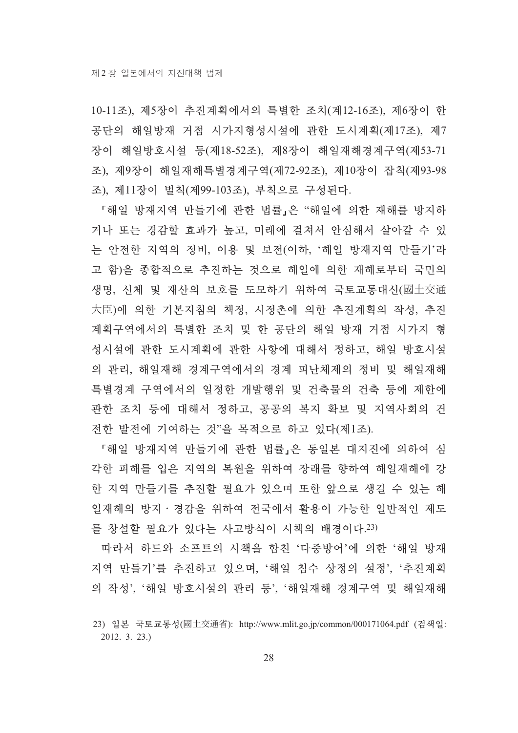10-11조), 제5장이 추진계획에서의 특별한 조치(계12-16조), 제6장이 한 공단의 해일방재 거점 시가지형성시설에 관한 도시계획(제17조), 제7장이 해일방호시설 등(제18-52조), 제8장이 해일재해경계구역(제53-71조), 제9장이 해일재해특별경계구역(제72-92조), 제10장이 잡칙(제93-98조), 제11장이 벌칙(제99-103조), 부칙으로 구성된다.

「해일 방재지역 만들기에 관한 법률」은 "해일에 의한 재해를 방지하거나 또는 경감할 효과가 높고, 미래에 걸쳐서 안심해서 살아갈 수 있는 안전한 지역의 정비, 이용 및 보전(이하, '해일 방재지역 만들기'라고 함)을 종합적으로 추진하는 것으로 해일에 의한 재해로부터 국민의 생명, 신체 및 재산의 보호를 도모하기 위하여 국토교통대신(國土交通大臣)에 의한 기본지침의 책정, 시정촌에 의한 추진계획의 작성, 추진계획구역에서의 특별한 조치 및 한 공단의 해일 방재 거점 시가지 형성시설에 관한 도시계획에 관한 사항에 대해서 정하고, 해일 방호시설의 관리, 해일재해 경계구역에서의 경계 피난체제의 정비 및 해일재해 특별경계 구역에서의 일정한 개발행위 및 건축물의 건축 등에 제한에 관한 조치 등에 대해서 정하고, 공공의 복지 확보 및 지역사회의 건전한 발전에 기여하는 것"을 목적으로 하고 있다(제1조).

「해일 방재지역 만들기에 관한 법률」은 동일본 대지진에 의하여 심각한 피해를 입은 지역의 복원을 위하여 장래를 향하여 해일재해에 강한 지역 만들기를 추진할 필요가 있으며 또한 앞으로 생길 수 있는 해일재해의 방지 · 경감을 위하여 전국에서 활용이 가능한 일반적인 제도를 창설할 필요가 있다는 사고방식이 시책의 배경이다.[23]

따라서 하드와 소프트의 시책을 합친 '다중방어'에 의한 '해일 방재지역 만들기'를 추진하고 있으며, '해일 침수 상정의 설정', '추진계획의 작성', '해일 방호시설의 관리 등', '해일재해 경계구역 및 해일재해

---

23) 일본 국토교통성(國土交通省): http://www.mlit.go.jp/common/000171064.pdf (검색일: 2012. 3. 23.)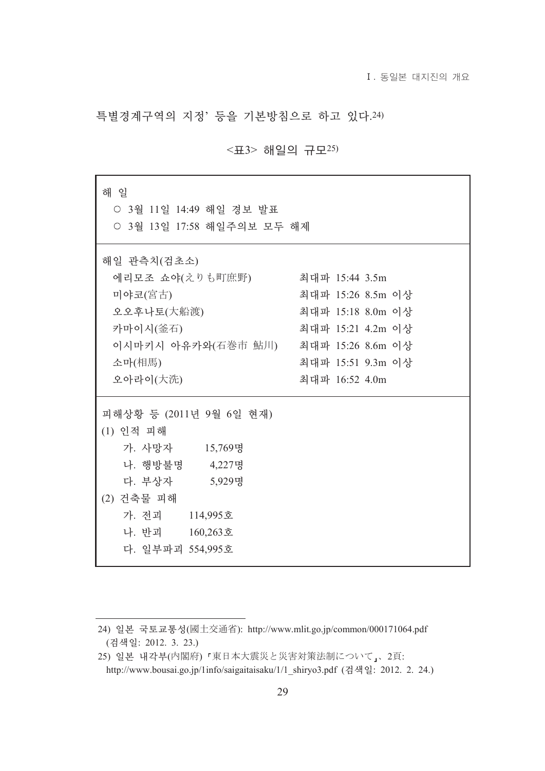특별경계구역의 지정' 등을 기본방침으로 하고 있다.[24]

<표3> 해일의 규모[25]

| | |
|---|---|
| **해 일** | |
| ○ 3월 11일 14:49 해일 경보 발표 | |
| ○ 3월 13일 17:58 해일주의보 모두 해제 | |
| **해일 관측치(검초소)** | |
| 에리모조 쇼야(えりも町庶野) | 최대파 15:44 3.5m |
| 미야코(宮古) | 최대파 15:26 8.5m 이상 |
| 오오후나토(大船渡) | 최대파 15:18 8.0m 이상 |
| 카마이시(釜石) | 최대파 15:21 4.2m 이상 |
| 이시마키시 아유카와(石巻市 鮎川) | 최대파 15:26 8.6m 이상 |
| 소마(相馬) | 최대파 15:51 9.3m 이상 |
| 오아라이(大洗) | 최대파 16:52 4.0m |
| **피해상황 등 (2011년 9월 6일 현재)** | |
| (1) 인적 피해 | |
| 가. 사망자 | 15,769명 |
| 나. 행방불명 | 4,227명 |
| 다. 부상자 | 5,929명 |
| (2) 건축물 피해 | |
| 가. 전괴 | 114,995호 |
| 나. 반괴 | 160,263호 |
| 다. 일부파괴 | 554,995호 |

---

24) 일본 국토교통성(國土交通省): http://www.mlit.go.jp/common/000171064.pdf (검색일: 2012. 3. 23.)

25) 일본 내각부(内閣府)「東日本大震災と災害対策法制について」, 2頁: http://www.bousai.go.jp/1info/saigaitaisaku/1/1_shiryo3.pdf (검색일: 2012. 2. 24.)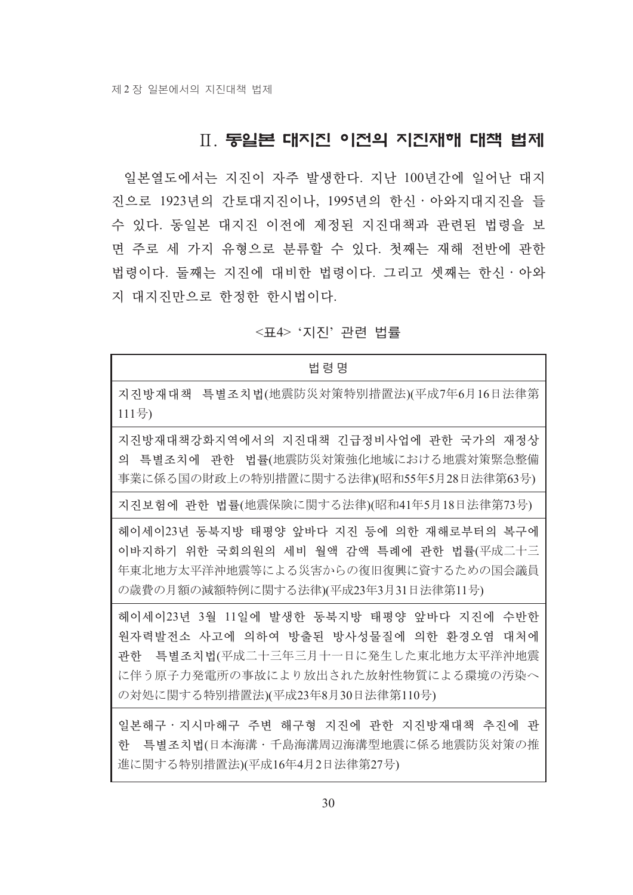## Ⅱ. 동일본 대지진 이전의 지진재해 대책 법제

일본열도에서는 지진이 자주 발생한다. 지난 100년간에 일어난 대지진으로 1923년의 간토대지진이나, 1995년의 한신 · 아와지대지진을 들 수 있다. 동일본 대지진 이전에 제정된 지진대책과 관련된 법령을 보면 주로 세 가지 유형으로 분류할 수 있다. 첫째는 재해 전반에 관한 법령이다. 둘째는 지진에 대비한 법령이다. 그리고 셋째는 한신 · 아와지 대지진만으로 한정한 한시법이다.

<표4> '지진' 관련 법률

| 법령명 |
|---|
| 지진방재대책 특별조치법(地震防災対策特別措置法)(平成7年6月16日法律第111号) |
| 지진방재대책강화지역에서의 지진대책 긴급정비사업에 관한 국가의 재정상의 특별조치에 관한 법률(地震防災対策強化地域における地震対策緊急整備事業に係る国の財政上の特別措置に関する法律)(昭和55年5月28日法律第63号) |
| 지진보험에 관한 법률(地震保険に関する法律)(昭和41年5月18日法律第73号) |
| 헤이세이23년 동북지방 태평양 앞바다 지진 등에 의한 재해로부터의 복구에 이바지하기 위한 국회의원의 세비 월액 감액 특례에 관한 법률(平成二十三年東北地方太平洋沖地震等による災害からの復旧復興に資するための国会議員の歳費の月額の減額特例に関する法律)(平成23年3月31日法律第11号) |
| 헤이세이23년 3월 11일에 발생한 동북지방 태평양 앞바다 지진에 수반한 원자력발전소 사고에 의하여 방출된 방사성물질에 의한 환경오염 대처에 관한 특별조치법(平成二十三年三月十一日に発生した東北地方太平洋沖地震に伴う原子力発電所の事故により放出された放射性物質による環境の汚染への対処に関する特別措置法)(平成23年8月30日法律第110号) |
| 일본해구 · 지시마해구 주변 해구형 지진에 관한 지진방재대책 추진에 관한 특별조치법(日本海溝 · 千島海溝周辺海溝型地震に係る地震防災対策の推進に関する特別措置法)(平成16年4月2日法律第27号) |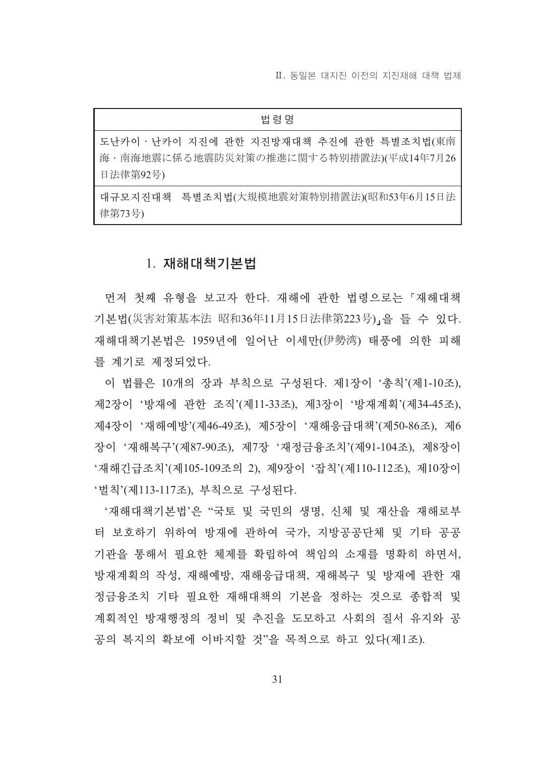| 법령명 |
| --- |
| 도난카이 · 난카이 지진에 관한 지진방재대책 추진에 관한 특별조치법(東南海・南海地震に係る地震防災対策の推進に関する特別措置法)(平成14年7月26日法律第92号) |
| 대규모지진대책 특별조치법(大規模地震対策特別措置法)(昭和53年6月15日法律第73号) |

### 1. 재해대책기본법

먼저 첫째 유형을 보고자 한다. 재해에 관한 법령으로는 「재해대책기본법(災害対策基本法 昭和36年11月15日法律第223号)」을 들 수 있다. 재해대책기본법은 1959년에 일어난 이세만(伊勢湾) 태풍에 의한 피해를 계기로 제정되었다.

이 법률은 10개의 장과 부칙으로 구성된다. 제1장이 '총칙'(제1-10조), 제2장이 '방재에 관한 조직'(제11-33조), 제3장이 '방재계획'(제34-45조), 제4장이 '재해예방'(제46-49조), 제5장이 '재해응급대책'(제50-86조), 제6장이 '재해복구'(제87-90조), 제7장 '재정금융조치'(제91-104조), 제8장이 '재해긴급조치'(제105-109조의 2), 제9장이 '잡칙'(제110-112조), 제10장이 '벌칙'(제113-117조), 부칙으로 구성된다.

'재해대책기본법'은 "국토 및 국민의 생명, 신체 및 재산을 재해로부터 보호하기 위하여 방재에 관하여 국가, 지방공공단체 및 기타 공공기관을 통해서 필요한 체제를 확립하여 책임의 소재를 명확히 하면서, 방재계획의 작성, 재해예방, 재해응급대책, 재해복구 및 방재에 관한 재정금융조치 기타 필요한 재해대책의 기본을 정하는 것으로 종합적 및 계획적인 방재행정의 정비 및 추진을 도모하고 사회의 질서 유지와 공공의 복지의 확보에 이바지할 것"을 목적으로 하고 있다(제1조).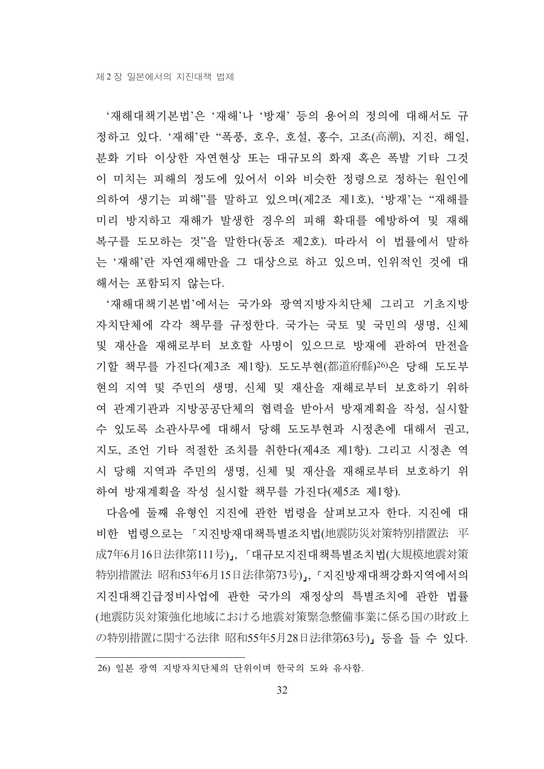'재해대책기본법'은 '재해'나 '방재' 등의 용어의 정의에 대해서도 규정하고 있다. '재해'란 "폭풍, 호우, 호설, 홍수, 고조(高潮), 지진, 해일, 분화 기타 이상한 자연현상 또는 대규모의 화재 혹은 폭발 기타 그것이 미치는 피해의 정도에 있어서 이와 비슷한 정령으로 정하는 원인에 의하여 생기는 피해"를 말하고 있으며(제2조 제1호), '방재'는 "재해를 미리 방지하고 재해가 발생한 경우의 피해 확대를 예방하여 및 재해 복구를 도모하는 것"을 말한다(동조 제2호). 따라서 이 법률에서 말하는 '재해'란 자연재해만을 그 대상으로 하고 있으며, 인위적인 것에 대해서는 포함되지 않는다.

'재해대책기본법'에서는 국가와 광역지방자치단체 그리고 기초지방자치단체에 각각 책무를 규정한다. 국가는 국토 및 국민의 생명, 신체 및 재산을 재해로부터 보호할 사명이 있으므로 방재에 관하여 만전을 기할 책무를 가진다(제3조 제1항). 도도부현(都道府縣)[26]은 당해 도도부현의 지역 및 주민의 생명, 신체 및 재산을 재해로부터 보호하기 위하여 관계기관과 지방공공단체의 협력을 받아서 방재계획을 작성, 실시할 수 있도록 소관사무에 대해서 당해 도도부현과 시정촌에 대해서 권고, 지도, 조언 기타 적절한 조치를 취한다(제4조 제1항). 그리고 시정촌 역시 당해 지역과 주민의 생명, 신체 및 재산을 재해로부터 보호하기 위하여 방재계획을 작성 실시할 책무를 가진다(제5조 제1항).

다음에 둘째 유형인 지진에 관한 법령을 살펴보고자 한다. 지진에 대비한 법령으로는 「지진방재대책특별조치법(地震防災対策特別措置法 平成7年6月16日法律第111号)」, 「대규모지진대책특별조치법(大規模地震対策特別措置法 昭和53年6月15日法律第73号)」, 「지진방재대책강화지역에서의 지진대책긴급정비사업에 관한 국가의 재정상의 특별조치에 관한 법률(地震防災対策強化地域における地震対策緊急整備事業に係る国の財政上の特別措置に関する法律 昭和55年5月28日法律第63号)」 등을 들 수 있다.

---

26) 일본 광역 지방자치단체의 단위이며 한국의 도와 유사함.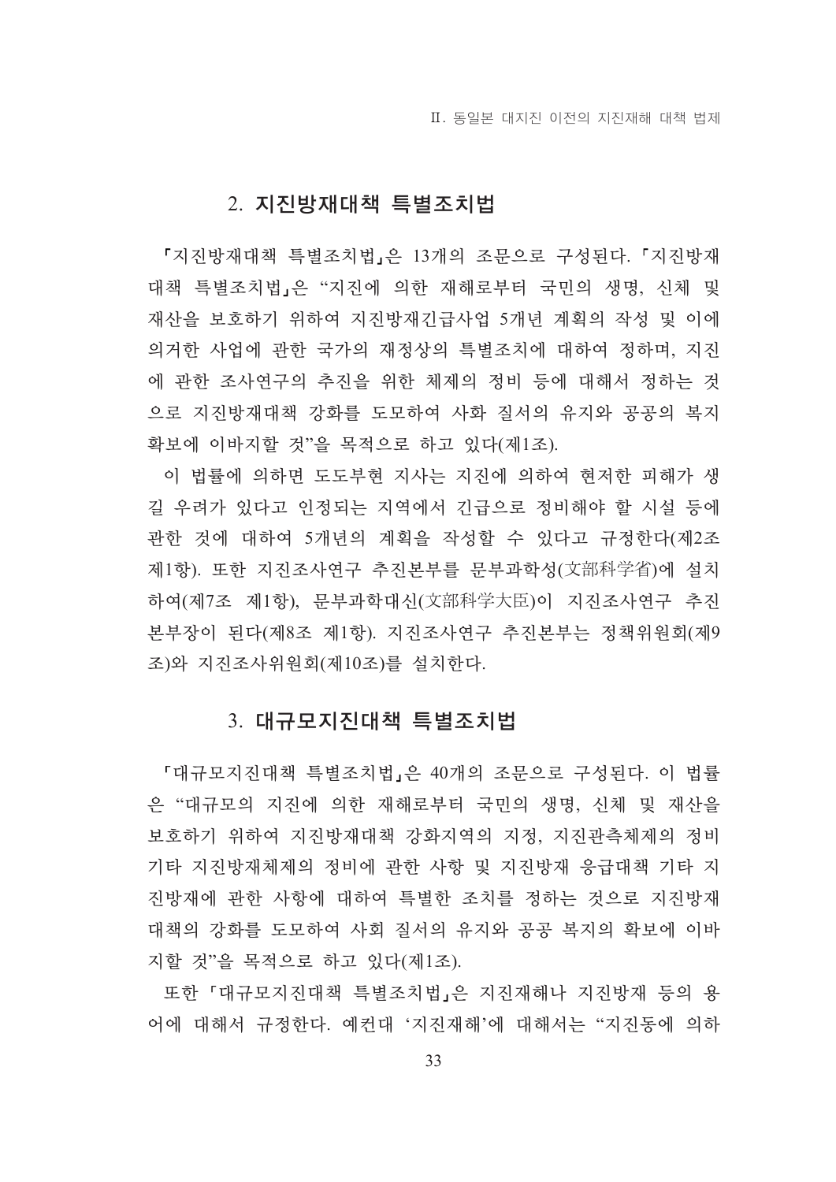## 2. 지진방재대책 특별조치법

「지진방재대책 특별조치법」은 13개의 조문으로 구성된다. 「지진방재대책 특별조치법」은 "지진에 의한 재해로부터 국민의 생명, 신체 및 재산을 보호하기 위하여 지진방재긴급사업 5개년 계획의 작성 및 이에 의거한 사업에 관한 국가의 재정상의 특별조치에 대하여 정하며, 지진에 관한 조사연구의 추진을 위한 체제의 정비 등에 대해서 정하는 것으로 지진방재대책 강화를 도모하여 사회 질서의 유지와 공공의 복지 확보에 이바지할 것"을 목적으로 하고 있다(제1조).

이 법률에 의하면 도도부현 지사는 지진에 의하여 현저한 피해가 생길 우려가 있다고 인정되는 지역에서 긴급으로 정비해야 할 시설 등에 관한 것에 대하여 5개년의 계획을 작성할 수 있다고 규정한다(제2조 제1항). 또한 지진조사연구 추진본부를 문부과학성(文部科学省)에 설치하여(제7조 제1항), 문부과학대신(文部科学大臣)이 지진조사연구 추진본부장이 된다(제8조 제1항). 지진조사연구 추진본부는 정책위원회(제9조)와 지진조사위원회(제10조)를 설치한다.

## 3. 대규모지진대책 특별조치법

「대규모지진대책 특별조치법」은 40개의 조문으로 구성된다. 이 법률은 "대규모의 지진에 의한 재해로부터 국민의 생명, 신체 및 재산을 보호하기 위하여 지진방재대책 강화지역의 지정, 지진관측체제의 정비 기타 지진방재체제의 정비에 관한 사항 및 지진방재 응급대책 기타 지진방재에 관한 사항에 대하여 특별한 조치를 정하는 것으로 지진방재대책의 강화를 도모하여 사회 질서의 유지와 공공 복지의 확보에 이바지할 것"을 목적으로 하고 있다(제1조).

또한 「대규모지진대책 특별조치법」은 지진재해나 지진방재 등의 용어에 대해서 규정한다. 예컨대 '지진재해'에 대해서는 "지진동에 의하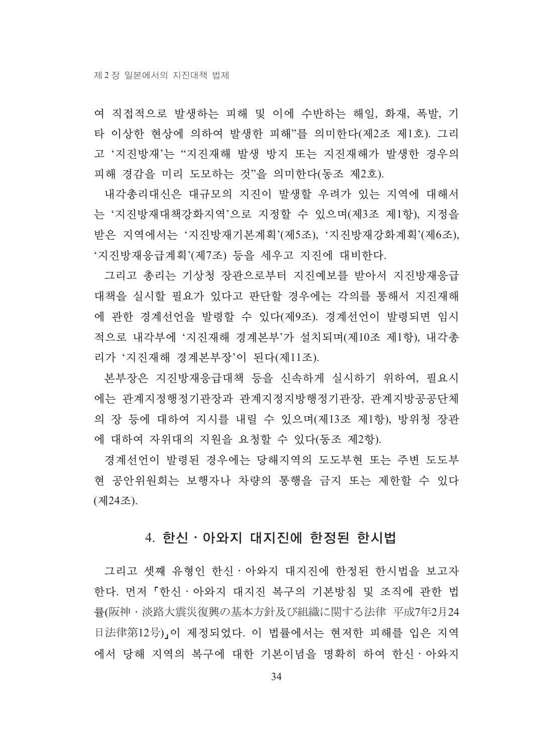여 직접적으로 발생하는 피해 및 이에 수반하는 해일, 화재, 폭발, 기타 이상한 현상에 의하여 발생한 피해"를 의미한다(제2조 제1호). 그리고 '지진방재'는 "지진재해 발생 방지 또는 지진재해가 발생한 경우의 피해 경감을 미리 도모하는 것"을 의미한다(동조 제2호).

내각총리대신은 대규모의 지진이 발생할 우려가 있는 지역에 대해서는 '지진방재대책강화지역'으로 지정할 수 있으며(제3조 제1항), 지정을 받은 지역에서는 '지진방재기본계획'(제5조), '지진방재강화계획'(제6조), '지진방재응급계획'(제7조) 등을 세우고 지진에 대비한다.

그리고 총리는 기상청 장관으로부터 지진예보를 받아서 지진방재응급대책을 실시할 필요가 있다고 판단할 경우에는 각의를 통해서 지진재해에 관한 경계선언을 발령할 수 있다(제9조). 경계선언이 발령되면 임시적으로 내각부에 '지진재해 경계본부'가 설치되며(제10조 제1항), 내각총리가 '지진재해 경계본부장'이 된다(제11조).

본부장은 지진방재응급대책 등을 신속하게 실시하기 위하여, 필요시에는 관계지정행정기관장과 관계지정지방행정기관장, 관계지방공공단체의 장 등에 대하여 지시를 내릴 수 있으며(제13조 제1항), 방위청 장관에 대하여 자위대의 지원을 요청할 수 있다(동조 제2항).

경계선언이 발령된 경우에는 당해지역의 도도부현 또는 주변 도도부현 공안위원회는 보행자나 차량의 통행을 금지 또는 제한할 수 있다(제24조).

## 4. 한신 · 아와지 대지진에 한정된 한시법

그리고 셋째 유형인 한신 · 아와지 대지진에 한정된 한시법을 보고자 한다. 먼저 「한신 · 아와지 대지진 복구의 기본방침 및 조직에 관한 법률(阪神・淡路大震災復興の基本方針及び組織に関する法律 平成7年2月24日法律第12号)」이 제정되었다. 이 법률에서는 현저한 피해를 입은 지역에서 당해 지역의 복구에 대한 기본이념을 명확히 하여 한신 · 아와지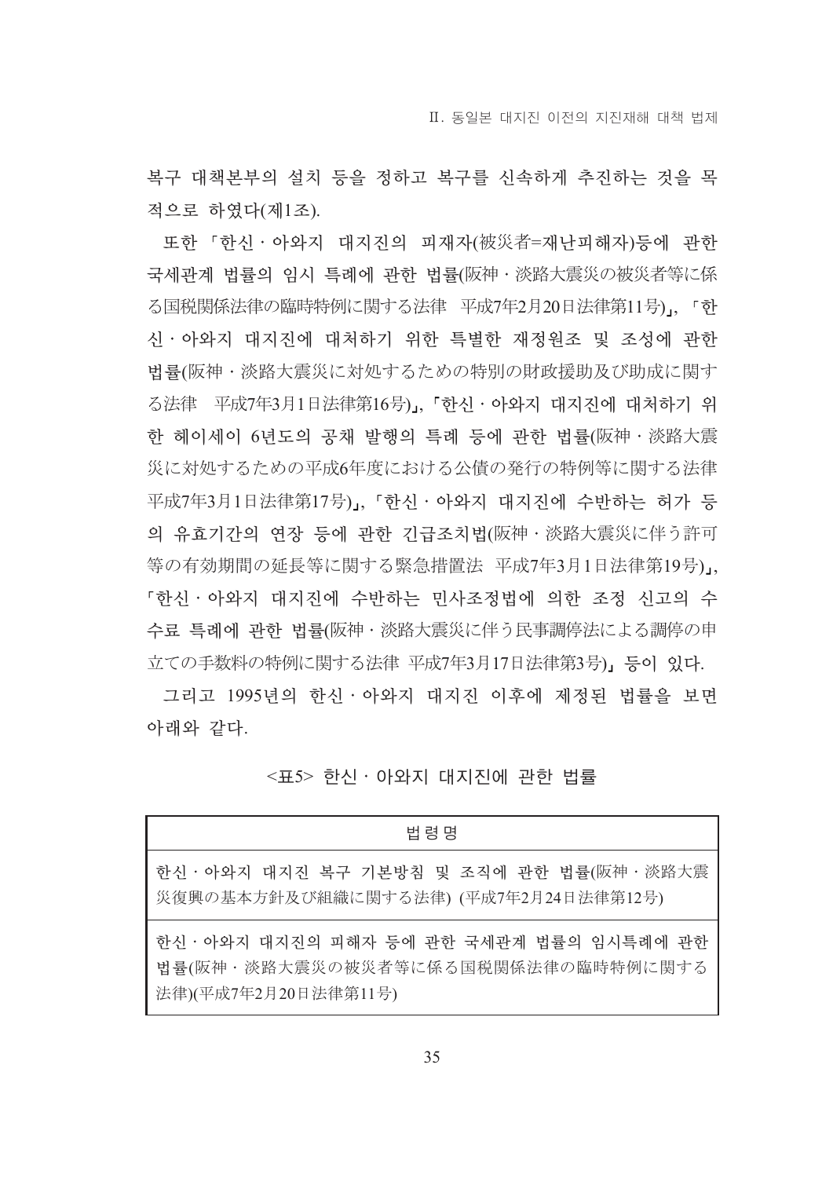복구 대책본부의 설치 등을 정하고 복구를 신속하게 추진하는 것을 목적으로 하였다(제1조).

또한 「한신 · 아와지 대지진의 피재자(被災者=재난피해자)등에 관한 국세관계 법률의 임시 특례에 관한 법률(阪神 · 淡路大震災の被災者等に係る国税関係法律の臨時特例に関する法律　平成7年2月20日法律第11号)」, 「한신 · 아와지 대지진에 대처하기 위한 특별한 재정원조 및 조성에 관한 법률(阪神 · 淡路大震災に対処するための特別の財政援助及び助成に関する法律　平成7年3月1日法律第16号)」, 「한신 · 아와지 대지진에 대처하기 위한 헤이세이 6년도의 공채 발행의 특례 등에 관한 법률(阪神 · 淡路大震災に対処するための平成6年度における公債の発行の特例等に関する法律　平成7年3月1日法律第17号)」, 「한신 · 아와지 대지진에 수반하는 허가 등의 유효기간의 연장 등에 관한 긴급조치법(阪神 · 淡路大震災に伴う許可等の有効期間の延長等に関する緊急措置法　平成7年3月1日法律第19号)」, 「한신 · 아와지 대지진에 수반하는 민사조정법에 의한 조정 신고의 수수료 특례에 관한 법률(阪神 · 淡路大震災に伴う民事調停法による調停の申立ての手数料の特例に関する法律 平成7年3月17日法律第3号)」 등이 있다.

그리고 1995년의 한신 · 아와지 대지진 이후에 제정된 법률을 보면 아래와 같다.

<표5> 한신 · 아와지 대지진에 관한 법률

| 법령명 |
|---|
| 한신 · 아와지 대지진 복구 기본방침 및 조직에 관한 법률(阪神 · 淡路大震災復興の基本方針及び組織に関する法律) (平成7年2月24日法律第12号) |
| 한신 · 아와지 대지진의 피해자 등에 관한 국세관계 법률의 임시특례에 관한 법률(阪神 · 淡路大震災の被災者等に係る国税関係法律の臨時特例に関する法律)(平成7年2月20日法律第11号) |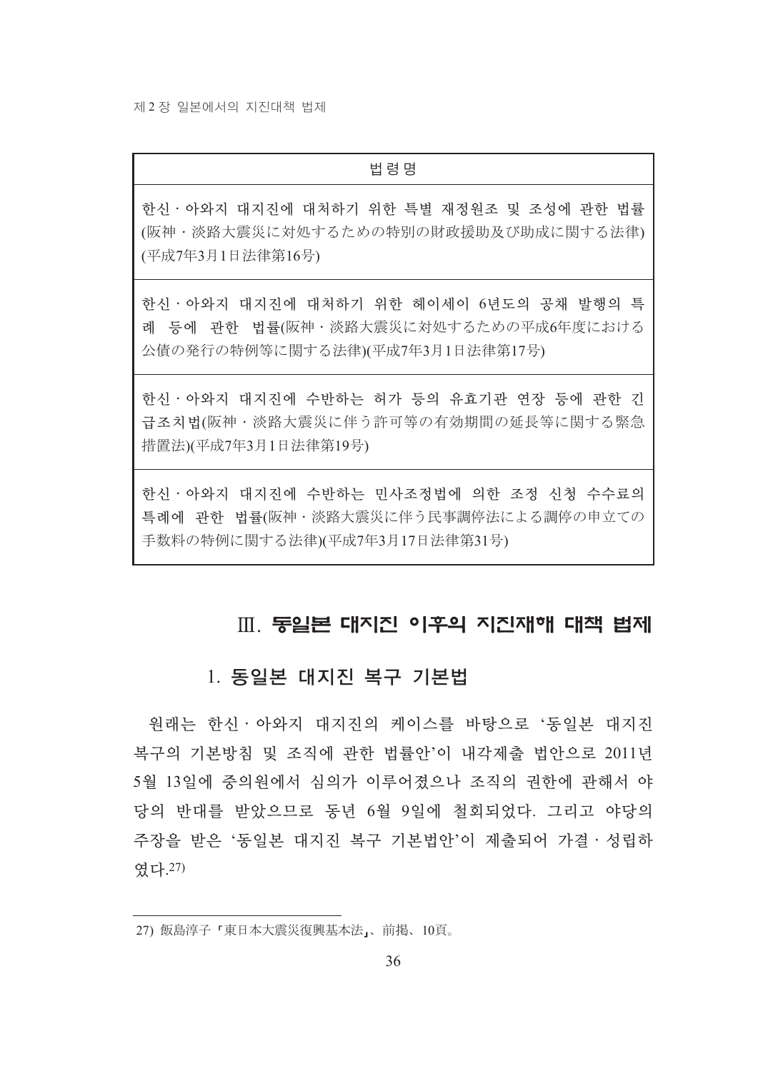| 법령명 |
|---|
| 한신ㆍ아와지 대지진에 대처하기 위한 특별 재정원조 및 조성에 관한 법률(阪神・淡路大震災に対処するための特別の財政援助及び助成に関する法律)(平成7年3月1日法律第16号) |
| 한신ㆍ아와지 대지진에 대처하기 위한 헤이세이 6년도의 공채 발행의 특례 등에 관한 법률(阪神・淡路大震災に対処するための平成6年度における公債の発行の特例等に関する法律)(平成7年3月1日法律第17号) |
| 한신ㆍ아와지 대지진에 수반하는 허가 등의 유효기관 연장 등에 관한 긴급조치법(阪神・淡路大震災に伴う許可等の有効期間の延長等に関する緊急措置法)(平成7年3月1日法律第19号) |
| 한신ㆍ아와지 대지진에 수반하는 민사조정법에 의한 조정 신청 수수료의 특례에 관한 법률(阪神・淡路大震災に伴う民事調停法による調停の申立ての手数料の特例に関する法律)(平成7年3月17日法律第31号) |

## Ⅲ. 동일본 대지진 이후의 지진재해 대책 법제

### 1. 동일본 대지진 복구 기본법

원래는 한신ㆍ아와지 대지진의 케이스를 바탕으로 '동일본 대지진 복구의 기본방침 및 조직에 관한 법률안'이 내각제출 법안으로 2011년 5월 13일에 중의원에서 심의가 이루어졌으나 조직의 권한에 관해서 야당의 반대를 받았으므로 동년 6월 9일에 철회되었다. 그리고 야당의 주장을 받은 '동일본 대지진 복구 기본법안'이 제출되어 가결ㆍ성립하였다.[27]

---

27) 飯島淳子「東日本大震災復興基本法」、前掲、10頁。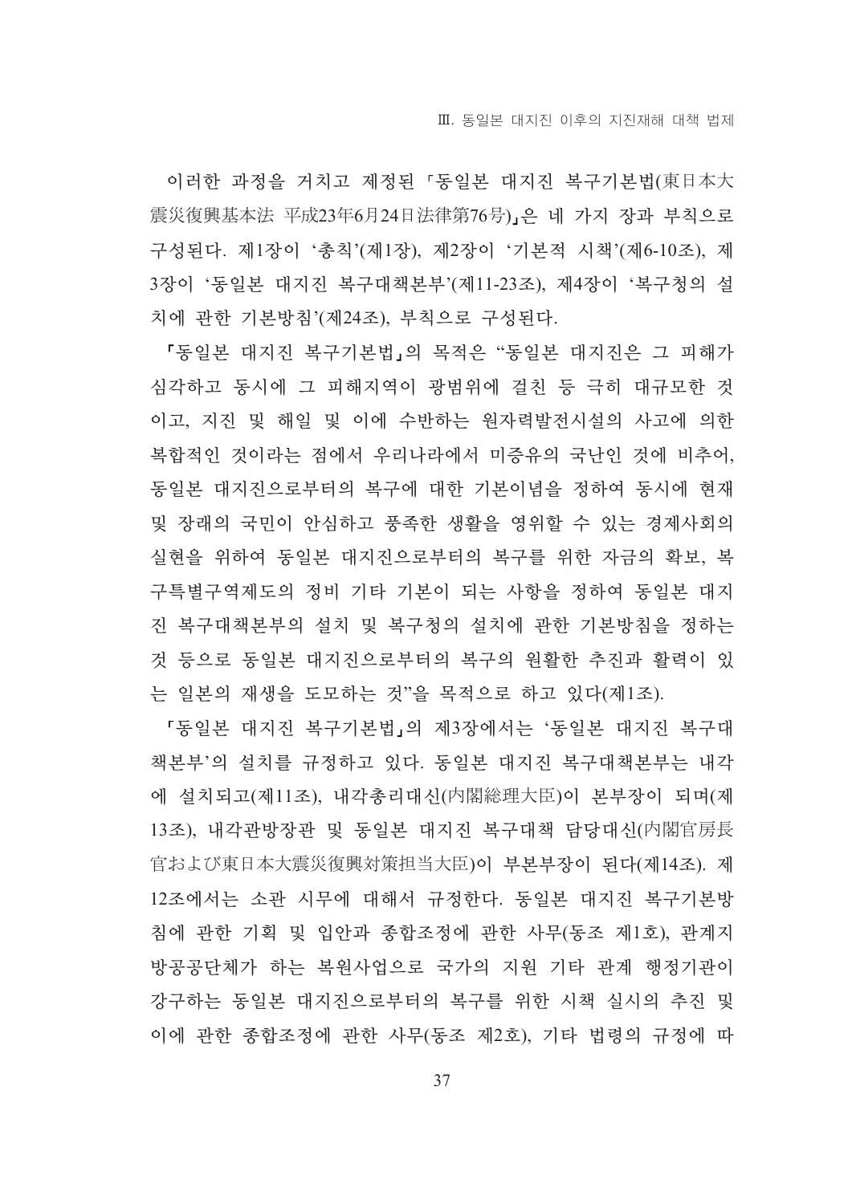이러한 과정을 거치고 제정된 「동일본 대지진 복구기본법(東日本大震災復興基本法 平成23年6月24日法律第76号)」은 네 가지 장과 부칙으로 구성된다. 제1장이 '총칙'(제1장), 제2장이 '기본적 시책'(제6-10조), 제3장이 '동일본 대지진 복구대책본부'(제11-23조), 제4장이 '복구청의 설치에 관한 기본방침'(제24조), 부칙으로 구성된다.

「동일본 대지진 복구기본법」의 목적은 "동일본 대지진은 그 피해가 심각하고 동시에 그 피해지역이 광범위에 걸친 등 극히 대규모한 것이고, 지진 및 해일 및 이에 수반하는 원자력발전시설의 사고에 의한 복합적인 것이라는 점에서 우리나라에서 미증유의 국난인 것에 비추어, 동일본 대지진으로부터의 복구에 대한 기본이념을 정하여 동시에 현재 및 장래의 국민이 안심하고 풍족한 생활을 영위할 수 있는 경제사회의 실현을 위하여 동일본 대지진으로부터의 복구를 위한 자금의 확보, 복구특별구역제도의 정비 기타 기본이 되는 사항을 정하여 동일본 대지진 복구대책본부의 설치 및 복구청의 설치에 관한 기본방침을 정하는 것 등으로 동일본 대지진으로부터의 복구의 원활한 추진과 활력이 있는 일본의 재생을 도모하는 것"을 목적으로 하고 있다(제1조).

「동일본 대지진 복구기본법」의 제3장에서는 '동일본 대지진 복구대책본부'의 설치를 규정하고 있다. 동일본 대지진 복구대책본부는 내각에 설치되고(제11조), 내각총리대신(內閣総理大臣)이 본부장이 되며(제13조), 내각관방장관 및 동일본 대지진 복구대책 담당대신(內閣官房長官および東日本大震災復興対策担当大臣)이 부본부장이 된다(제14조). 제12조에서는 소관 시무에 대해서 규정한다. 동일본 대지진 복구기본방침에 관한 기획 및 입안과 종합조정에 관한 사무(동조 제1호), 관계지방공공단체가 하는 복원사업으로 국가의 지원 기타 관계 행정기관이 강구하는 동일본 대지진으로부터의 복구를 위한 시책 실시의 추진 및 이에 관한 종합조정에 관한 사무(동조 제2호), 기타 법령의 규정에 따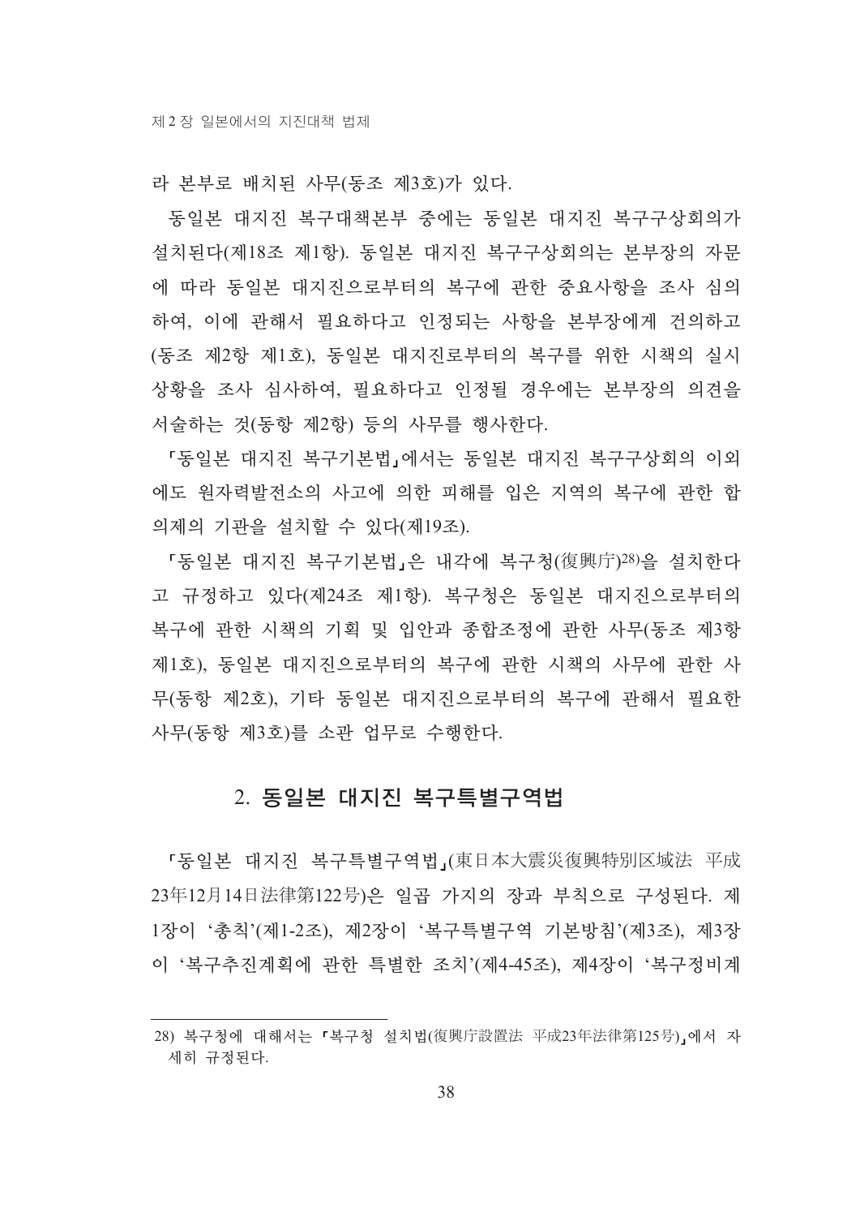라 본부로 배치된 사무(동조 제3호)가 있다.

동일본 대지진 복구대책본부 중에는 동일본 대지진 복구구상회의가 설치된다(제18조 제1항). 동일본 대지진 복구구상회의는 본부장의 자문에 따라 동일본 대지진으로부터의 복구에 관한 중요사항을 조사 심의하여, 이에 관해서 필요하다고 인정되는 사항을 본부장에게 건의하고(동조 제2항 제1호), 동일본 대지진로부터의 복구를 위한 시책의 실시 상황을 조사 심사하여, 필요하다고 인정될 경우에는 본부장의 의견을 서술하는 것(동항 제2항) 등의 사무를 행사한다.

「동일본 대지진 복구기본법」에서는 동일본 대지진 복구구상회의 이외에도 원자력발전소의 사고에 의한 피해를 입은 지역의 복구에 관한 합의제의 기관을 설치할 수 있다(제19조).

「동일본 대지진 복구기본법」은 내각에 복구청(復興庁)[28]을 설치한다고 규정하고 있다(제24조 제1항). 복구청은 동일본 대지진으로부터의 복구에 관한 시책의 기획 및 입안과 종합조정에 관한 사무(동조 제3항 제1호), 동일본 대지진으로부터의 복구에 관한 시책의 사무에 관한 사무(동항 제2호), 기타 동일본 대지진으로부터의 복구에 관해서 필요한 사무(동항 제3호)를 소관 업무로 수행한다.

## 2. 동일본 대지진 복구특별구역법

「동일본 대지진 복구특별구역법」(東日本大震災復興特別区域法 平成23年12月14日法律第122号)은 일곱 가지의 장과 부칙으로 구성된다. 제1장이 '총칙'(제1-2조), 제2장이 '복구특별구역 기본방침'(제3조), 제3장이 '복구추진계획에 관한 특별한 조치'(제4-45조), 제4장이 '복구정비계

---

28) 복구청에 대해서는 「복구청 설치법(復興庁設置法 平成23年法律第125号)」에서 자세히 규정된다.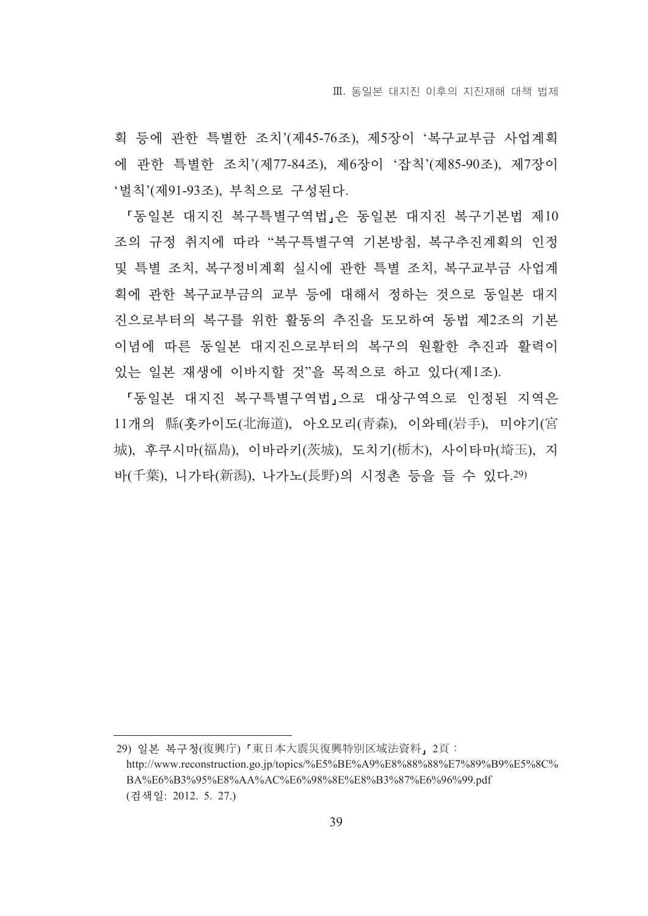획 등에 관한 특별한 조치'(제45-76조), 제5장이 '복구교부금 사업계획에 관한 특별한 조치'(제77-84조), 제6장이 '잡칙'(제85-90조), 제7장이 '벌칙'(제91-93조), 부칙으로 구성된다.

「동일본 대지진 복구특별구역법」은 동일본 대지진 복구기본법 제10조의 규정 취지에 따라 "복구특별구역 기본방침, 복구추진계획의 인정 및 특별 조치, 복구정비계획 실시에 관한 특별 조치, 복구교부금 사업계획에 관한 복구교부금의 교부 등에 대해서 정하는 것으로 동일본 대지진으로부터의 복구를 위한 활동의 추진을 도모하여 동법 제2조의 기본이념에 따른 동일본 대지진으로부터의 복구의 원활한 추진과 활력이 있는 일본 재생에 이바지할 것"을 목적으로 하고 있다(제1조).

「동일본 대지진 복구특별구역법」으로 대상구역으로 인정된 지역은 11개의 縣(홋카이도(北海道), 아오모리(青森), 이와테(岩手), 미야기(宮城), 후쿠시마(福島), 이바라키(茨城), 도치기(栃木), 사이타마(埼玉), 지바(千葉), 니가타(新潟), 나가노(長野)의 시정촌 등을 들 수 있다.[29]

---

29) 일본 복구청(復興庁)「東日本大震災復興特別区域法資料」2頁 : http://www.reconstruction.go.jp/topics/%E5%BE%A9%E8%88%88%E7%89%B9%E5%8C%BA%E6%B3%95%E8%AA%AC%E6%98%8E%E8%B3%87%E6%96%99.pdf (검색일: 2012. 5. 27.)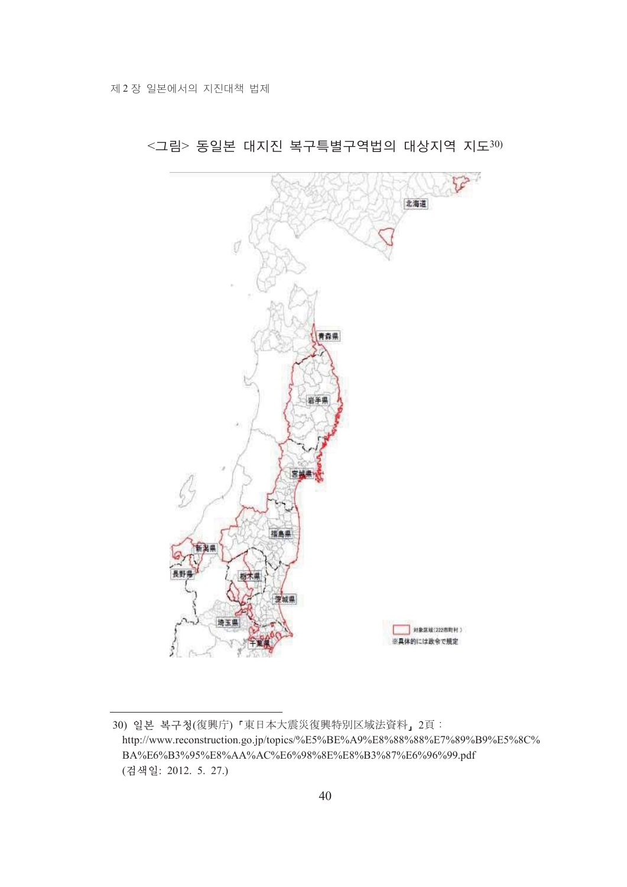<그림> 동일본 대지진 복구특별구역법의 대상지역 지도[30)]

北海道

青森県

岩手県

宮城県

福島県

新潟県

長野県

栃木県

茨城県

埼玉県

千葉県

対象区域（222市町村）

※具体的には政令で規定

30) 일본 복구청(復興庁)「東日本大震災復興特別区域法資料」2頁：http://www.reconstruction.go.jp/topics/%E5%BE%A9%E8%88%88%E7%89%B9%E5%8C%BA%E6%B3%95%E8%AA%AC%E6%98%8E%E8%B3%87%E6%96%99.pdf (검색일: 2012. 5. 27.)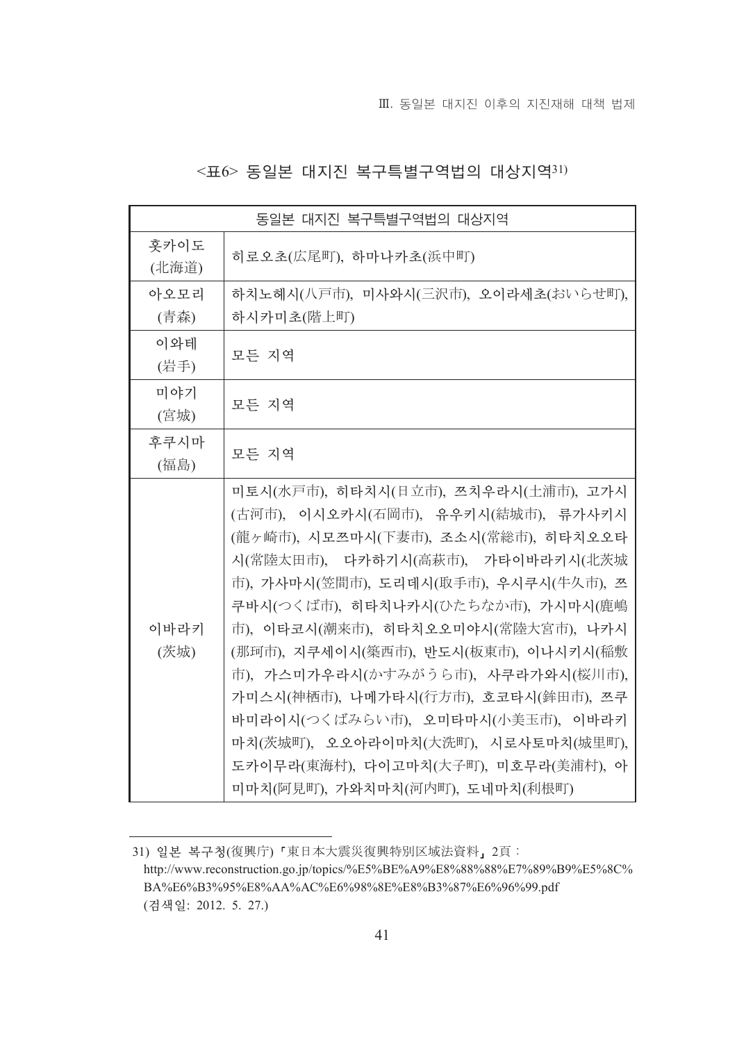<표6> 동일본 대지진 복구특별구역법의 대상지역[31)]

| 동일본 대지진 복구특별구역법의 대상지역 | |
|---|---|
| 홋카이도(北海道) | 히로오초(広尾町), 하마나카초(浜中町) |
| 아오모리(青森) | 하치노헤시(八戸市), 미사와시(三沢市), 오이라세초(おいらせ町), 하시카미초(階上町) |
| 이와테(岩手) | 모든 지역 |
| 미야기(宮城) | 모든 지역 |
| 후쿠시마(福島) | 모든 지역 |
| 이바라키(茨城) | 미토시(水戸市), 히타치시(日立市), 쯔치우라시(土浦市), 고가시(古河市), 이시오카시(石岡市), 유우키시(結城市), 류가사키시(龍ヶ崎市), 시모쯔마시(下妻市), 조소시(常総市), 히타치오오타시(常陸太田市), 다카하기시(高萩市), 가타이바라키시(北茨城市), 가사마시(笠間市), 도리데시(取手市), 우시쿠시(牛久市), 쯔쿠바시(つくば市), 히타치나카시(ひたちなか市), 가시마시(鹿嶋市), 이타코시(潮来市), 히타치오오미야시(常陸大宮市), 나카시(那珂市), 지쿠세이시(築西市), 반도시(板東市), 이나시키시(稲敷市), 가스미가우라시(かすみがうら市), 사쿠라가와시(桜川市), 가미스시(神栖市), 나메가타시(行方市), 호코타시(鉾田市), 쯔쿠바미라이시(つくばみらい市), 오미타마시(小美玉市), 이바라키마치(茨城町), 오오아라이마치(大洗町), 시로사토마치(城里町), 도카이무라(東海村), 다이고마치(大子町), 미호무라(美浦村), 아미마치(阿見町), 가와치마치(河内町), 도네마치(利根町) |

31) 일본 복구청(復興庁)「東日本大震災復興特別区域法資料」2頁 : http://www.reconstruction.go.jp/topics/%E5%BE%A9%E8%88%88%E7%89%B9%E5%8C%BA%E6%B3%95%E8%AA%AC%E6%98%8E%E8%B3%87%E6%96%99.pdf (검색일: 2012. 5. 27.)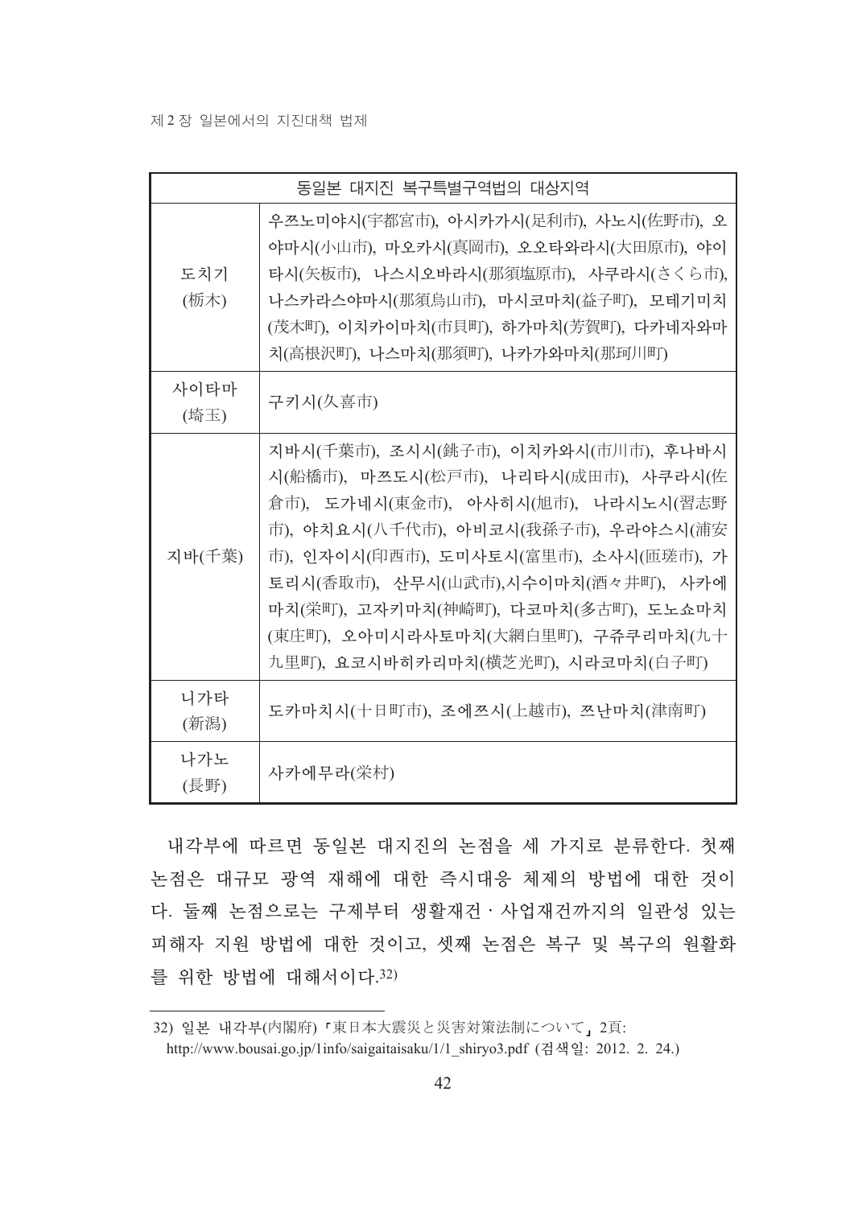| 동일본 대지진 복구특별구역법의 대상지역 | |
|---|---|
| 도치기(栃木) | 우쯔노미야시(宇都宮市), 아시카가시(足利市), 사노시(佐野市), 오야마시(小山市), 마오카시(真岡市), 오오타와라시(大田原市), 야이타시(矢板市), 나스시오바라시(那須塩原市), 사쿠라시(さくら市), 나스카라스야마시(那須烏山市), 마시코마치(益子町), 모테기미치(茂木町), 이치카이마치(市貝町), 하가마치(芳賀町), 다카네자와마치(高根沢町), 나스마치(那須町), 나카가와마치(那珂川町) |
| 사이타마(埼玉) | 구키시(久喜市) |
| 지바(千葉) | 지바시(千葉市), 조시시(銚子市), 이치카와시(市川市), 후나바시시(船橋市), 마쯔도시(松戸市), 나리타시(成田市), 사쿠라시(佐倉市), 도가네시(東金市), 아사히시(旭市), 나라시노시(習志野市), 야치요시(八千代市), 아비코시(我孫子市), 우라야스시(浦安市), 인자이시(印西市), 도미사토시(富里市), 소사시(匝瑳市), 가토리시(香取市), 산무시(山武市),시수이마치(酒々井町), 사카에마치(栄町), 고자키마치(神崎町), 다코마치(多古町), 도노쇼마치(東庄町), 오아미시라사토마치(大網白里町), 구쥬쿠리마치(九十九里町), 요코시바히카리마치(横芝光町), 시라코마치(白子町) |
| 니가타(新潟) | 도카마치시(十日町市), 조에쯔시(上越市), 쯔난마치(津南町) |
| 나가노(長野) | 사카에무라(栄村) |

내각부에 따르면 동일본 대지진의 논점을 세 가지로 분류한다. 첫째 논점은 대규모 광역 재해에 대한 즉시대응 체제의 방법에 대한 것이다. 둘째 논점으로는 구제부터 생활재건 · 사업재건까지의 일관성 있는 피해자 지원 방법에 대한 것이고, 셋째 논점은 복구 및 복구의 원활화를 위한 방법에 대해서이다.[32)]

---

32) 일본 내각부(内閣府)「東日本大震災と災害対策法制について」2頁: http://www.bousai.go.jp/1info/saigaitaisaku/1/1_shiryo3.pdf (검색일: 2012. 2. 24.)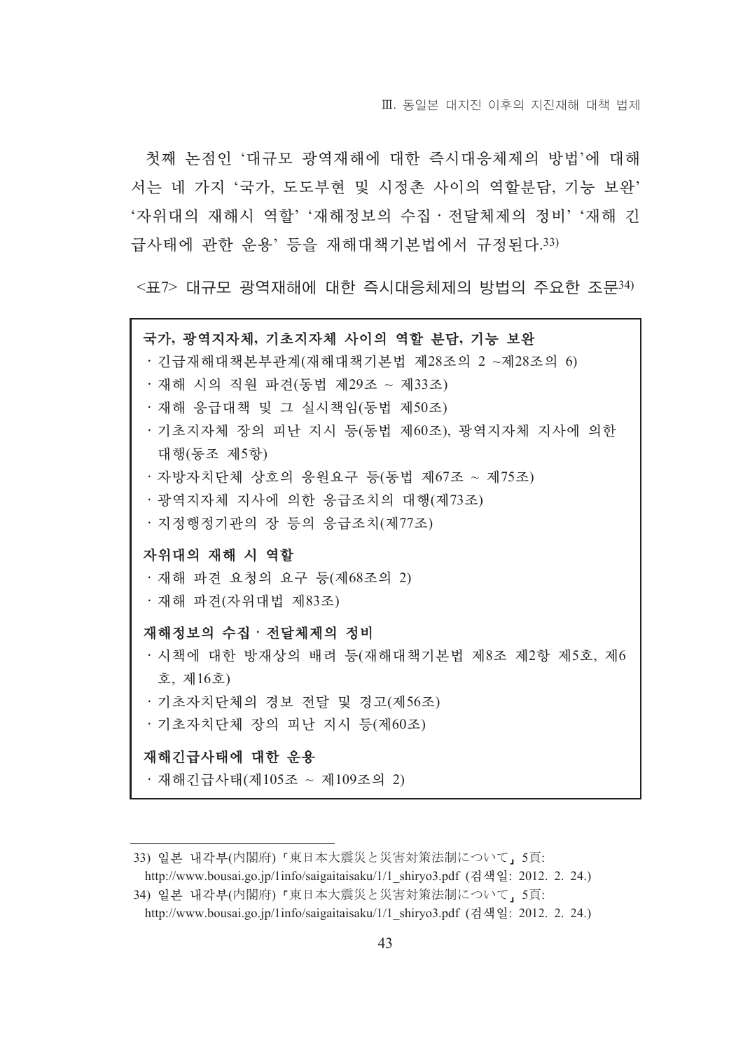첫째 논점인 '대규모 광역재해에 대한 즉시대응체제의 방법'에 대해서는 네 가지 '국가, 도도부현 및 시정촌 사이의 역할분담, 기능 보완' '자위대의 재해시 역할' '재해정보의 수집 · 전달체제의 정비' '재해 긴급사태에 관한 운용' 등을 재해대책기본법에서 규정된다.[33]

<표7> 대규모 광역재해에 대한 즉시대응체제의 방법의 주요한 조문[34]

**국가, 광역지자체, 기초지자체 사이의 역할 분담, 기능 보완**

· 긴급재해대책본부관계(재해대책기본법 제28조의 2 ~제28조의 6)
· 재해 시의 직원 파견(동법 제29조 ~ 제33조)
· 재해 응급대책 및 그 실시책임(동법 제50조)
· 기초지자체 장의 피난 지시 등(동법 제60조), 광역지자체 지사에 의한 대행(동조 제5항)
· 자방자치단체 상호의 응원요구 등(동법 제67조 ~ 제75조)
· 광역지자체 지사에 의한 응급조치의 대행(제73조)
· 지정행정기관의 장 등의 응급조치(제77조)

**자위대의 재해 시 역할**

· 재해 파견 요청의 요구 등(제68조의 2)
· 재해 파견(자위대법 제83조)

**재해정보의 수집 · 전달체제의 정비**

· 시책에 대한 방재상의 배려 등(재해대책기본법 제8조 제2항 제5호, 제6호, 제16호)
· 기초자치단체의 경보 전달 및 경고(제56조)
· 기초자치단체 장의 피난 지시 등(제60조)

**재해긴급사태에 대한 운용**

· 재해긴급사태(제105조 ~ 제109조의 2)

---

33) 일본 내각부(內閣府)「東日本大震災と災害対策法制について」5頁: http://www.bousai.go.jp/1info/saigaitaisaku/1/1_shiryo3.pdf (검색일: 2012. 2. 24.)

34) 일본 내각부(內閣府)「東日本大震災と災害対策法制について」5頁: http://www.bousai.go.jp/1info/saigaitaisaku/1/1_shiryo3.pdf (검색일: 2012. 2. 24.)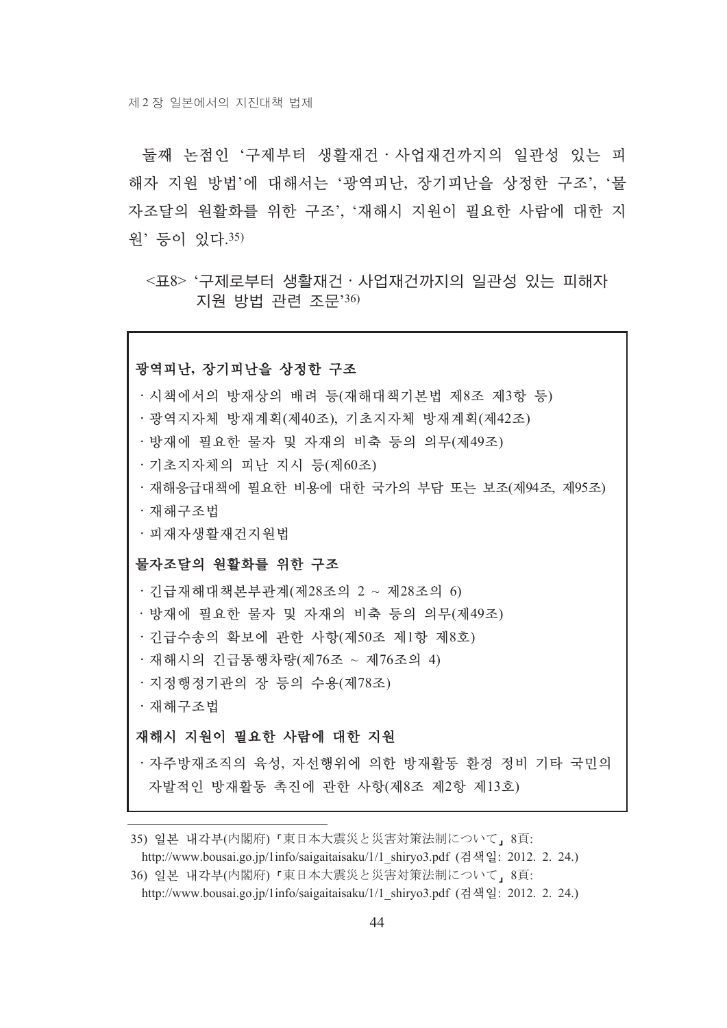둘째 논점인 '구제부터 생활재건 · 사업재건까지의 일관성 있는 피해자 지원 방법'에 대해서는 '광역피난, 장기피난을 상정한 구조', '물자조달의 원활화를 위한 구조', '재해시 지원이 필요한 사람에 대한 지원' 등이 있다.[35)]

<표8> '구제로부터 생활재건 · 사업재건까지의 일관성 있는 피해자 지원 방법 관련 조문'[36)]

**광역피난, 장기피난을 상정한 구조**

- 시책에서의 방재상의 배려 등(재해대책기본법 제8조 제3항 등)
- 광역지자체 방재계획(제40조), 기초지자체 방재계획(제42조)
- 방재에 필요한 물자 및 자재의 비축 등의 의무(제49조)
- 기초지자체의 피난 지시 등(제60조)
- 재해응급대책에 필요한 비용에 대한 국가의 부담 또는 보조(제94조, 제95조)
- 재해구조법
- 피재자생활재건지원법

**물자조달의 원활화를 위한 구조**

- 긴급재해대책본부관계(제28조의 2 ~ 제28조의 6)
- 방재에 필요한 물자 및 자재의 비축 등의 의무(제49조)
- 긴급수송의 확보에 관한 사항(제50조 제1항 제8호)
- 재해시의 긴급통행차량(제76조 ~ 제76조의 4)
- 지정행정기관의 장 등의 수용(제78조)
- 재해구조법

**재해시 지원이 필요한 사람에 대한 지원**

- 자주방재조직의 육성, 자선행위에 의한 방재활동 환경 정비 기타 국민의 자발적인 방재활동 촉진에 관한 사항(제8조 제2항 제13호)

---

35) 일본 내각부(内閣府)「東日本大震災と災害対策法制について」8頁: http://www.bousai.go.jp/1info/saigaitaisaku/1/1_shiryo3.pdf (검색일: 2012. 2. 24.)

36) 일본 내각부(内閣府)「東日本大震災と災害対策法制について」8頁: http://www.bousai.go.jp/1info/saigaitaisaku/1/1_shiryo3.pdf (검색일: 2012. 2. 24.)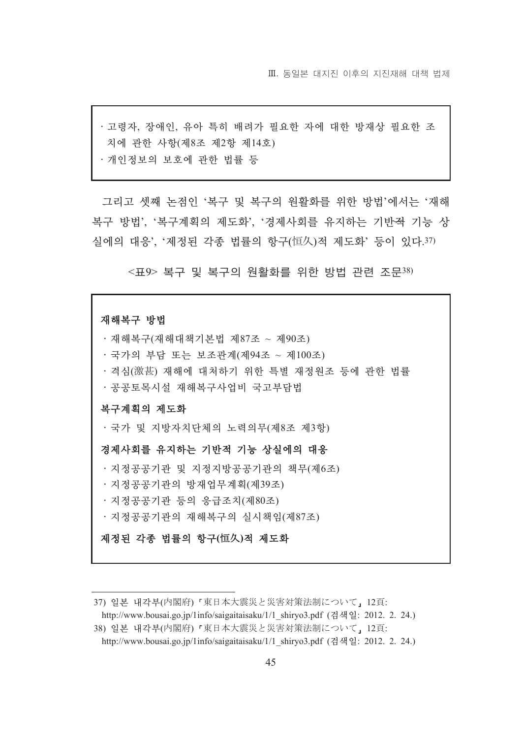· 고령자, 장애인, 유아 특히 배려가 필요한 자에 대한 방재상 필요한 조치에 관한 사항(제8조 제2항 제14호)
· 개인정보의 보호에 관한 법률 등

그리고 셋째 논점인 '복구 및 복구의 원활화를 위한 방법'에서는 '재해복구 방법', '복구계획의 제도화', '경제사회를 유지하는 기반적 기능 상실에의 대응', '제정된 각종 법률의 항구(恒久)적 제도화' 등이 있다.[37)]

<표9> 복구 및 복구의 원활화를 위한 방법 관련 조문[38)]

**재해복구 방법**

· 재해복구(재해대책기본법 제87조 ~ 제90조)
· 국가의 부담 또는 보조관계(제94조 ~ 제100조)
· 격심(激甚) 재해에 대처하기 위한 특별 재정원조 등에 관한 법률
· 공공토목시설 재해복구사업비 국고부담법

**복구계획의 제도화**

· 국가 및 지방자치단체의 노력의무(제8조 제3항)

**경제사회를 유지하는 기반적 기능 상실에의 대응**

· 지정공공기관 및 지정지방공공기관의 책무(제6조)
· 지정공공기관의 방재업무계획(제39조)
· 지정공공기관 등의 응급조치(제80조)
· 지정공공기관의 재해복구의 실시책임(제87조)

**제정된 각종 법률의 항구(恒久)적 제도화**

---

37) 일본 내각부(内閣府)「東日本大震災と災害対策法制について」12頁: http://www.bousai.go.jp/1info/saigaitaisaku/1/1_shiryo3.pdf (검색일: 2012. 2. 24.)
38) 일본 내각부(内閣府)「東日本大震災と災害対策法制について」12頁: http://www.bousai.go.jp/1info/saigaitaisaku/1/1_shiryo3.pdf (검색일: 2012. 2. 24.)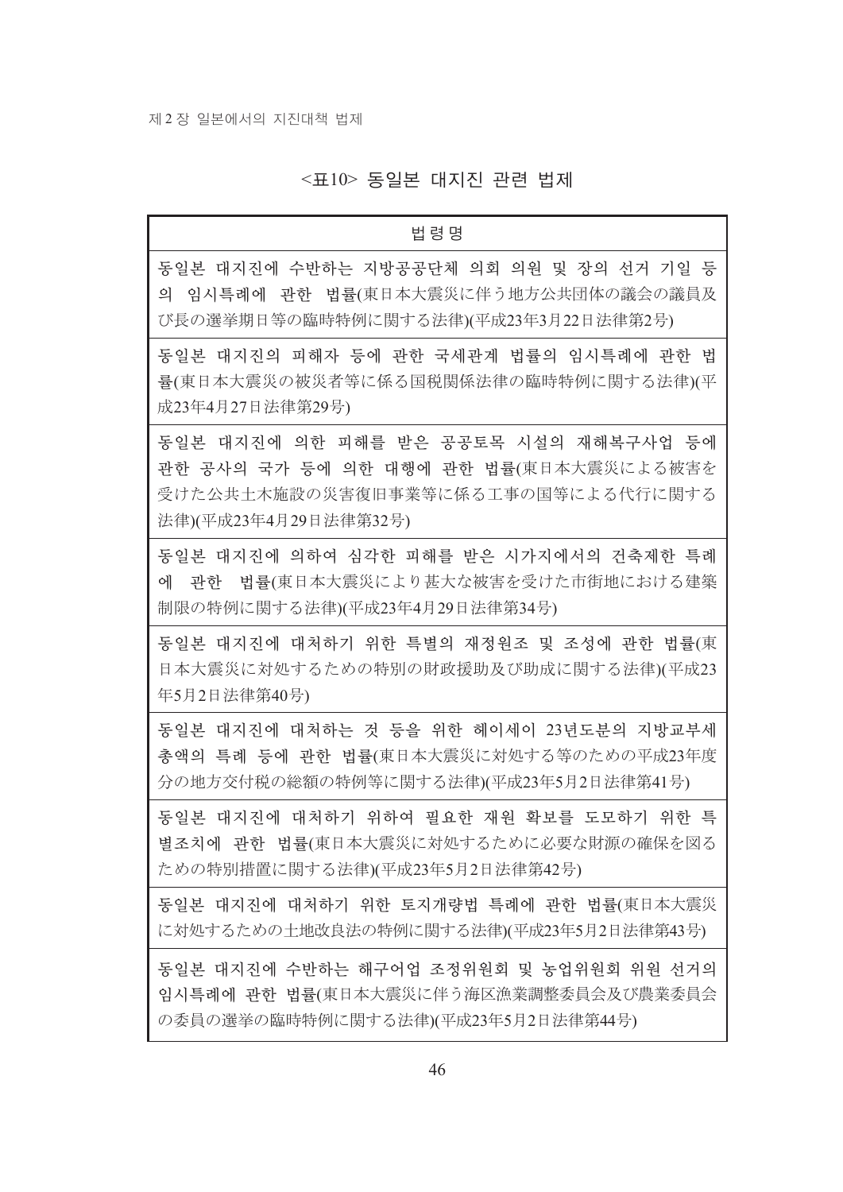<표10> 동일본 대지진 관련 법제

| 법령명 |
| --- |
| 동일본 대지진에 수반하는 지방공공단체 의회 의원 및 장의 선거 기일 등의 임시특례에 관한 법률(東日本大震災に伴う地方公共団体の議会の議員及び長の選挙期日等の臨時特例に関する法律)(平成23年3月22日法律第2号) |
| 동일본 대지진의 피해자 등에 관한 국세관계 법률의 임시특례에 관한 법률(東日本大震災の被災者等に係る国税関係法律の臨時特例に関する法律)(平成23年4月27日法律第29号) |
| 동일본 대지진에 의한 피해를 받은 공공토목 시설의 재해복구사업 등에 관한 공사의 국가 등에 의한 대행에 관한 법률(東日本大震災による被害を受けた公共土木施設の災害復旧事業等に係る工事の国等による代行に関する法律)(平成23年4月29日法律第32号) |
| 동일본 대지진에 의하여 심각한 피해를 받은 시가지에서의 건축제한 특례에 관한 법률(東日本大震災により甚大な被害を受けた市街地における建築制限の特例に関する法律)(平成23年4月29日法律第34号) |
| 동일본 대지진에 대처하기 위한 특별의 재정원조 및 조성에 관한 법률(東日本大震災に対処するための特別の財政援助及び助成に関する法律)(平成23年5月2日法律第40号) |
| 동일본 대지진에 대처하는 것 등을 위한 헤이세이 23년도분의 지방교부세 총액의 특례 등에 관한 법률(東日本大震災に対処する等のための平成23年度分の地方交付税の総額の特例等に関する法律)(平成23年5月2日法律第41号) |
| 동일본 대지진에 대처하기 위하여 필요한 재원 확보를 도모하기 위한 특별조치에 관한 법률(東日本大震災に対処するために必要な財源の確保を図るための特別措置に関する法律)(平成23年5月2日法律第42号) |
| 동일본 대지진에 대처하기 위한 토지개량법 특례에 관한 법률(東日本大震災に対処するための土地改良法の特例に関する法律)(平成23年5月2日法律第43号) |
| 동일본 대지진에 수반하는 해구어업 조정위원회 및 농업위원회 위원 선거의 임시특례에 관한 법률(東日本大震災に伴う海区漁業調整委員会及び農業委員会の委員の選挙の臨時特例に関する法律)(平成23年5月2日法律第44号) |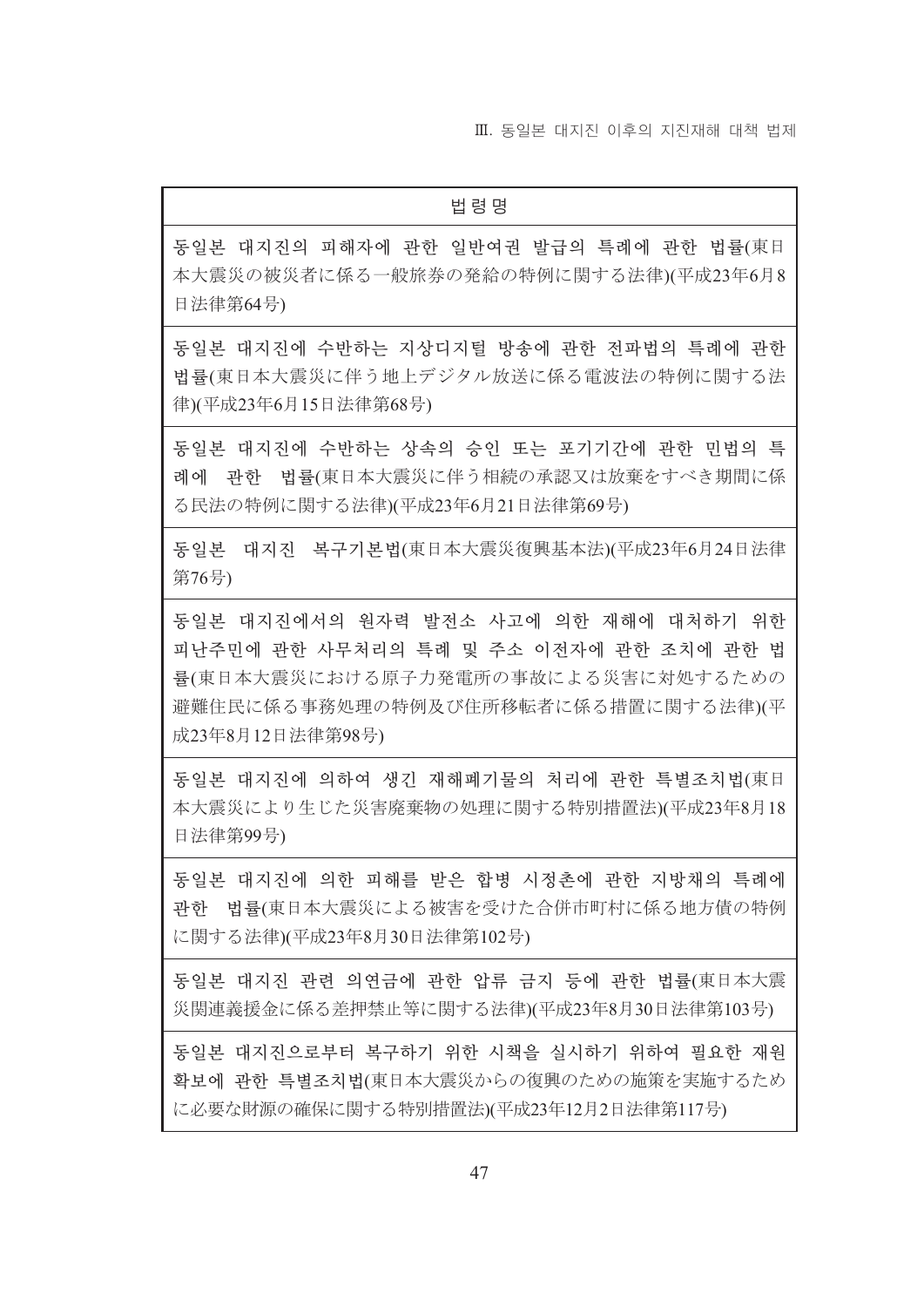| 법령명 |
| --- |
| 동일본 대지진의 피해자에 관한 일반여권 발급의 특례에 관한 법률(東日本大震災の被災者に係る一般旅券の発給の特例に関する法律)(平成23年6月8日法律第64号) |
| 동일본 대지진에 수반하는 지상디지털 방송에 관한 전파법의 특례에 관한 법률(東日本大震災に伴う地上デジタル放送に係る電波法の特例に関する法律)(平成23年6月15日法律第68号) |
| 동일본 대지진에 수반하는 상속의 승인 또는 포기기간에 관한 민법의 특례에 관한 법률(東日本大震災に伴う相続の承認又は放棄をすべき期間に係る民法の特例に関する法律)(平成23年6月21日法律第69号) |
| 동일본 대지진 복구기본법(東日本大震災復興基本法)(平成23年6月24日法律第76号) |
| 동일본 대지진에서의 원자력 발전소 사고에 의한 재해에 대처하기 위한 피난주민에 관한 사무처리의 특례 및 주소 이전자에 관한 조치에 관한 법률(東日本大震災における原子力発電所の事故による災害に対処するための避難住民に係る事務処理の特例及び住所移転者に係る措置に関する法律)(平成23年8月12日法律第98号) |
| 동일본 대지진에 의하여 생긴 재해폐기물의 처리에 관한 특별조치법(東日本大震災により生じた災害廃棄物の処理に関する特別措置法)(平成23年8月18日法律第99号) |
| 동일본 대지진에 의한 피해를 받은 합병 시정촌에 관한 지방채의 특례에 관한 법률(東日本大震災による被害を受けた合併市町村に係る地方債の特例に関する法律)(平成23年8月30日法律第102号) |
| 동일본 대지진 관련 의연금에 관한 압류 금지 등에 관한 법률(東日本大震災関連義援金に係る差押禁止等に関する法律)(平成23年8月30日法律第103号) |
| 동일본 대지진으로부터 복구하기 위한 시책을 실시하기 위하여 필요한 재원 확보에 관한 특별조치법(東日本大震災からの復興のための施策を実施するために必要な財源の確保に関する特別措置法)(平成23年12月2日法律第117号) |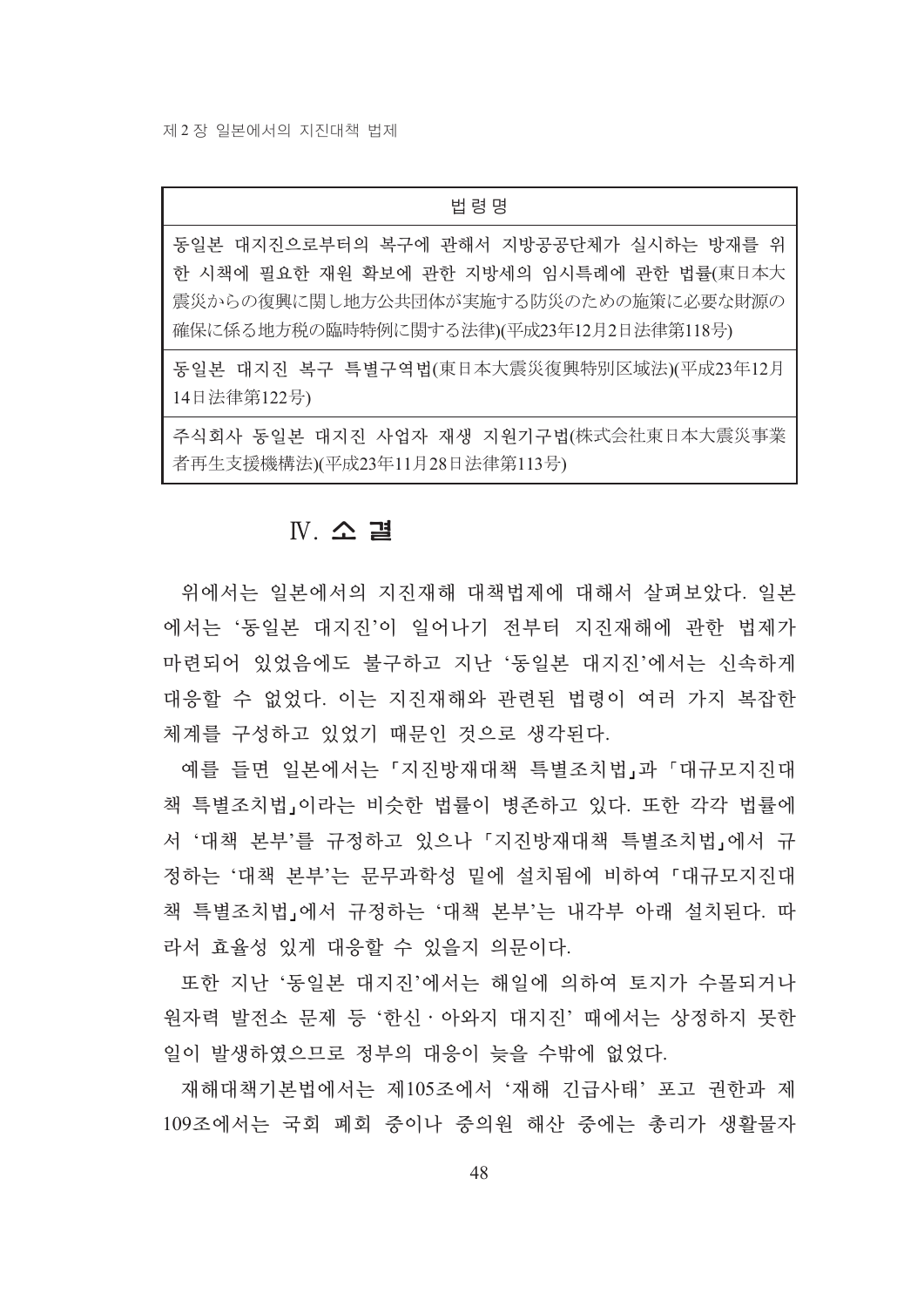| 법령명 |
| --- |
| 동일본 대지진으로부터의 복구에 관해서 지방공공단체가 실시하는 방재를 위한 시책에 필요한 재원 확보에 관한 지방세의 임시특례에 관한 법률(東日本大震災からの復興に関し地方公共団体が実施する防災のための施策に必要な財源の確保に係る地方税の臨時特例に関する法律)(平成23年12月2日法律第118号) |
| 동일본 대지진 복구 특별구역법(東日本大震災復興特別区域法)(平成23年12月14日法律第122号) |
| 주식회사 동일본 대지진 사업자 재생 지원기구법(株式会社東日本大震災事業者再生支援機構法)(平成23年11月28日法律第113号) |

## Ⅳ. 소 결

위에서는 일본에서의 지진재해 대책법제에 대해서 살펴보았다. 일본에서는 '동일본 대지진'이 일어나기 전부터 지진재해에 관한 법제가 마련되어 있었음에도 불구하고 지난 '동일본 대지진'에서는 신속하게 대응할 수 없었다. 이는 지진재해와 관련된 법령이 여러 가지 복잡한 체계를 구성하고 있었기 때문인 것으로 생각된다.

예를 들면 일본에서는 「지진방재대책 특별조치법」과 「대규모지진대책 특별조치법」이라는 비슷한 법률이 병존하고 있다. 또한 각각 법률에서 '대책 본부'를 규정하고 있으나 「지진방재대책 특별조치법」에서 규정하는 '대책 본부'는 문무과학성 밑에 설치됨에 비하여 「대규모지진대책 특별조치법」에서 규정하는 '대책 본부'는 내각부 아래 설치된다. 따라서 효율성 있게 대응할 수 있을지 의문이다.

또한 지난 '동일본 대지진'에서는 해일에 의하여 토지가 수몰되거나 원자력 발전소 문제 등 '한신·아와지 대지진' 때에서는 상정하지 못한 일이 발생하였으므로 정부의 대응이 늦을 수밖에 없었다.

재해대책기본법에서는 제105조에서 '재해 긴급사태' 포고 권한과 제109조에서는 국회 폐회 중이나 중의원 해산 중에는 총리가 생활물자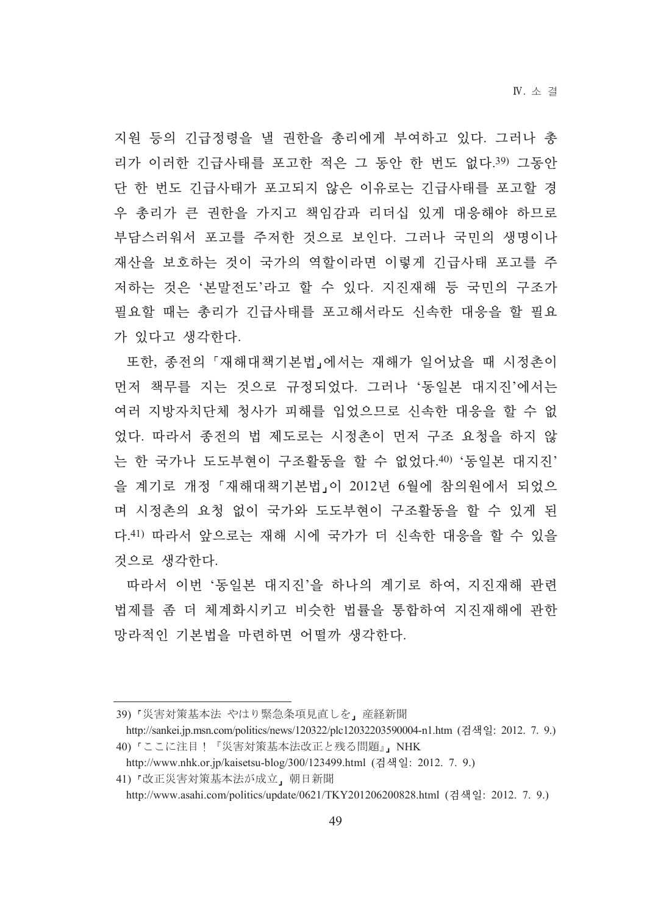지원 등의 긴급정령을 낼 권한을 총리에게 부여하고 있다. 그러나 총리가 이러한 긴급사태를 포고한 적은 그 동안 한 번도 없다.[39] 그동안 단 한 번도 긴급사태가 포고되지 않은 이유로는 긴급사태를 포고할 경우 총리가 큰 권한을 가지고 책임감과 리더십 있게 대응해야 하므로 부담스러워서 포고를 주저한 것으로 보인다. 그러나 국민의 생명이나 재산을 보호하는 것이 국가의 역할이라면 이렇게 긴급사태 포고를 주저하는 것은 '본말전도'라고 할 수 있다. 지진재해 등 국민의 구조가 필요할 때는 총리가 긴급사태를 포고해서라도 신속한 대응을 할 필요가 있다고 생각한다.

또한, 종전의 「재해대책기본법」에서는 재해가 일어났을 때 시정촌이 먼저 책무를 지는 것으로 규정되었다. 그러나 '동일본 대지진'에서는 여러 지방자치단체 청사가 피해를 입었으므로 신속한 대응을 할 수 없었다. 따라서 종전의 법 제도로는 시정촌이 먼저 구조 요청을 하지 않는 한 국가나 도도부현이 구조활동을 할 수 없었다.[40] '동일본 대지진'을 계기로 개정 「재해대책기본법」이 2012년 6월에 참의원에서 되었으며 시정촌의 요청 없이 국가와 도도부현이 구조활동을 할 수 있게 된다.[41] 따라서 앞으로는 재해 시에 국가가 더 신속한 대응을 할 수 있을 것으로 생각한다.

따라서 이번 '동일본 대지진'을 하나의 계기로 하여, 지진재해 관련 법제를 좀 더 체계화시키고 비슷한 법률을 통합하여 지진재해에 관한 망라적인 기본법을 마련하면 어떨까 생각한다.

---

39) 「災害対策基本法 やはり緊急条項見直しを」 産経新聞
http://sankei.jp.msn.com/politics/news/120322/plc12032203590004-n1.htm (검색일: 2012. 7. 9.)

40) 「ここに注目！『災害対策基本法改正と残る問題』」 NHK
http://www.nhk.or.jp/kaisetsu-blog/300/123499.html (검색일: 2012. 7. 9.)

41) 「改正災害対策基本法が成立」 朝日新聞
http://www.asahi.com/politics/update/0621/TKY201206200828.html (검색일: 2012. 7. 9.)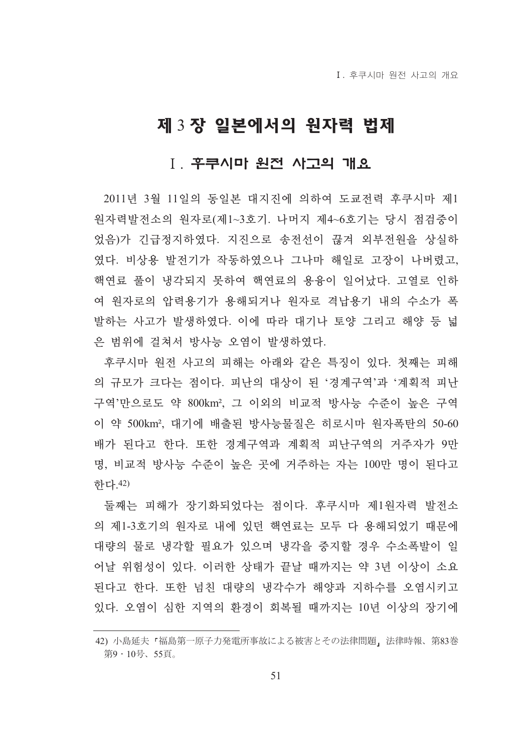# 제 3 장 일본에서의 원자력 법제

## Ⅰ. 후쿠시마 원전 사고의 개요

2011년 3월 11일의 동일본 대지진에 의하여 도쿄전력 후쿠시마 제1 원자력발전소의 원자로(제1~3호기. 나머지 제4~6호기는 당시 점검중이었음)가 긴급정지하였다. 지진으로 송전선이 끊겨 외부전원을 상실하였다. 비상용 발전기가 작동하였으나 그나마 해일로 고장이 나버렸고, 핵연료 풀이 냉각되지 못하여 핵연료의 용융이 일어났다. 고열로 인하여 원자로의 압력용기가 용해되거나 원자로 격납용기 내의 수소가 폭발하는 사고가 발생하였다. 이에 따라 대기나 토양 그리고 해양 등 넓은 범위에 걸쳐서 방사능 오염이 발생하였다.

후쿠시마 원전 사고의 피해는 아래와 같은 특징이 있다. 첫째는 피해의 규모가 크다는 점이다. 피난의 대상이 된 '경계구역'과 '계획적 피난구역'만으로도 약 800km², 그 이외의 비교적 방사능 수준이 높은 구역이 약 500km², 대기에 배출된 방사능물질은 히로시마 원자폭탄의 50-60배가 된다고 한다. 또한 경계구역과 계획적 피난구역의 거주자가 9만 명, 비교적 방사능 수준이 높은 곳에 거주하는 자는 100만 명이 된다고 한다.[42]

둘째는 피해가 장기화되었다는 점이다. 후쿠시마 제1원자력 발전소의 제1-3호기의 원자로 내에 있던 핵연료는 모두 다 용해되었기 때문에 대량의 물로 냉각할 필요가 있으며 냉각을 중지할 경우 수소폭발이 일어날 위험성이 있다. 이러한 상태가 끝날 때까지는 약 3년 이상이 소요된다고 한다. 또한 넘친 대량의 냉각수가 해양과 지하수를 오염시키고 있다. 오염이 심한 지역의 환경이 회복될 때까지는 10년 이상의 장기에

---

42) 小島延夫「福島第一原子力発電所事故による被害とその法律問題」法律時報、第83巻第9・10号、55頁。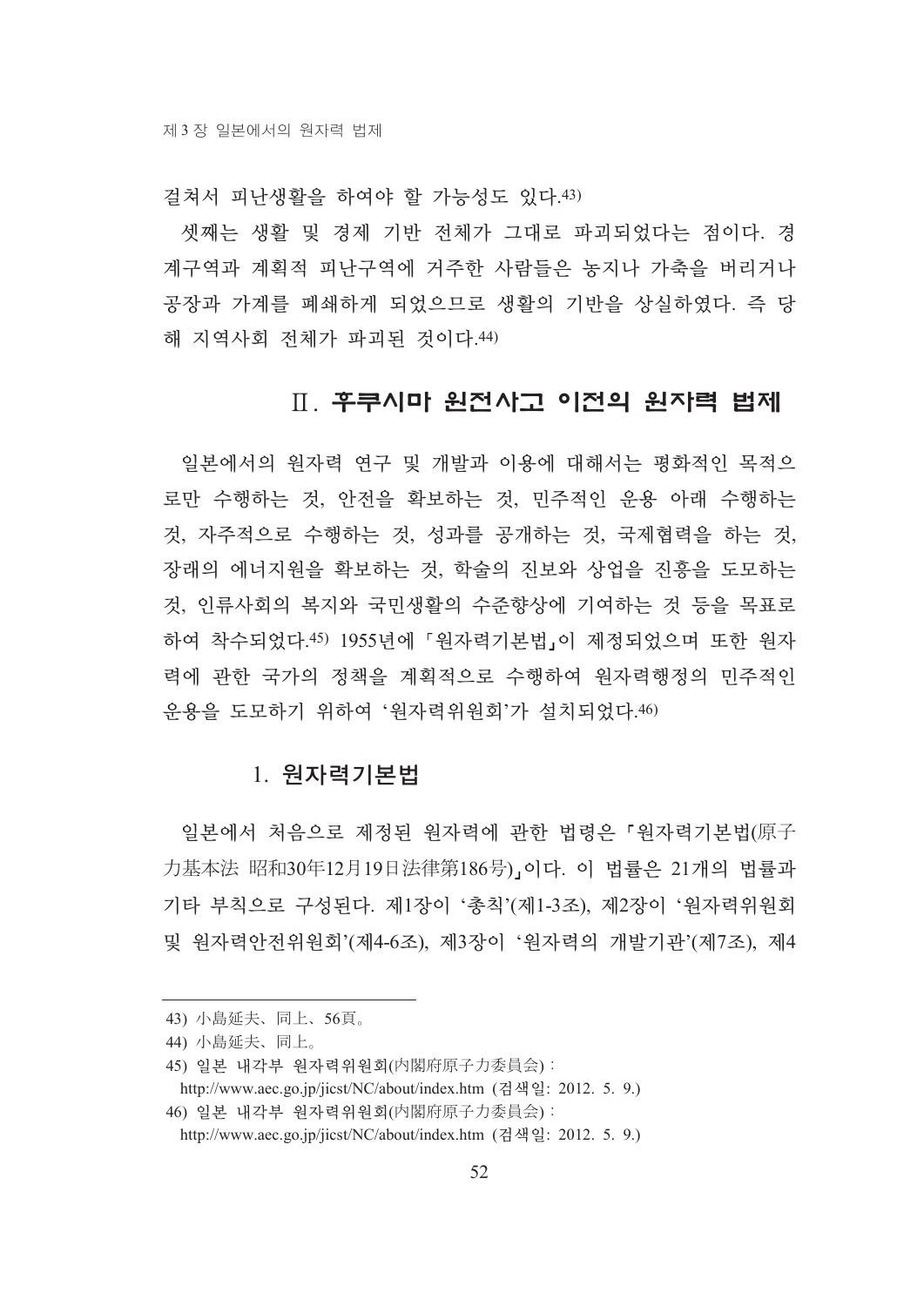걸쳐서 피난생활을 하여야 할 가능성도 있다.[43)]

셋째는 생활 및 경제 기반 전체가 그대로 파괴되었다는 점이다. 경계구역과 계획적 피난구역에 거주한 사람들은 농지나 가축을 버리거나 공장과 가계를 폐쇄하게 되었으므로 생활의 기반을 상실하였다. 즉 당해 지역사회 전체가 파괴된 것이다.[44)]

## Ⅱ. 후쿠시마 원전사고 이전의 원자력 법제

일본에서의 원자력 연구 및 개발과 이용에 대해서는 평화적인 목적으로만 수행하는 것, 안전을 확보하는 것, 민주적인 운용 아래 수행하는 것, 자주적으로 수행하는 것, 성과를 공개하는 것, 국제협력을 하는 것, 장래의 에너지원을 확보하는 것, 학술의 진보와 상업을 진흥을 도모하는 것, 인류사회의 복지와 국민생활의 수준향상에 기여하는 것 등을 목표로 하여 착수되었다.[45)] 1955년에 「원자력기본법」이 제정되었으며 또한 원자력에 관한 국가의 정책을 계획적으로 수행하여 원자력행정의 민주적인 운용을 도모하기 위하여 '원자력위원회'가 설치되었다.[46)]

### 1. 원자력기본법

일본에서 처음으로 제정된 원자력에 관한 법령은 「원자력기본법(原子力基本法 昭和30年12月19日法律第186号)」이다. 이 법률은 21개의 법률과 기타 부칙으로 구성된다. 제1장이 '총칙'(제1-3조), 제2장이 '원자력위원회 및 원자력안전위원회'(제4-6조), 제3장이 '원자력의 개발기관'(제7조), 제4

---

43) 小島延夫、同上、56頁。

44) 小島延夫、同上。

45) 일본 내각부 원자력위원회(内閣府原子力委員会) : http://www.aec.go.jp/jicst/NC/about/index.htm (검색일: 2012. 5. 9.)

46) 일본 내각부 원자력위원회(内閣府原子力委員会) : http://www.aec.go.jp/jicst/NC/about/index.htm (검색일: 2012. 5. 9.)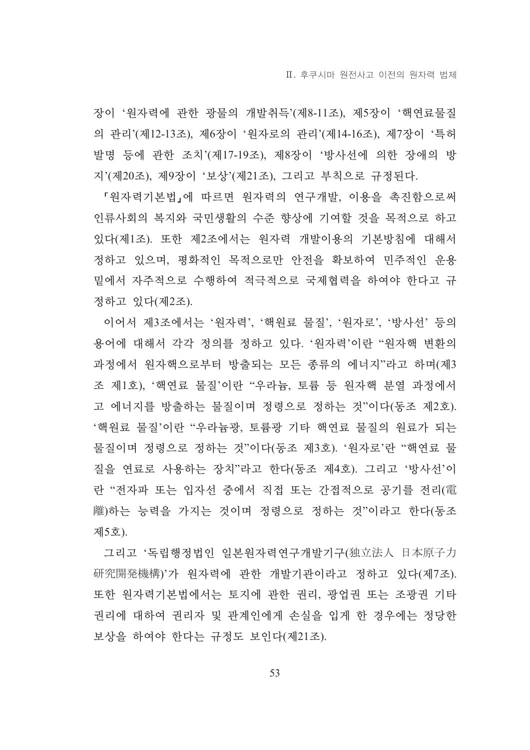장이 '원자력에 관한 광물의 개발취득'(제8-11조), 제5장이 '핵연료물질의 관리'(제12-13조), 제6장이 '원자로의 관리'(제14-16조), 제7장이 '특허발명 등에 관한 조치'(제17-19조), 제8장이 '방사선에 의한 장애의 방지'(제20조), 제9장이 '보상'(제21조), 그리고 부칙으로 규정된다.

「원자력기본법」에 따르면 원자력의 연구개발, 이용을 촉진함으로써 인류사회의 복지와 국민생활의 수준 향상에 기여할 것을 목적으로 하고 있다(제1조). 또한 제2조에서는 원자력 개발이용의 기본방침에 대해서 정하고 있으며, 평화적인 목적으로만 안전을 확보하여 민주적인 운용 밑에서 자주적으로 수행하여 적극적으로 국제협력을 하여야 한다고 규정하고 있다(제2조).

이어서 제3조에서는 '원자력', '핵원료 물질', '원자로', '방사선' 등의 용어에 대해서 각각 정의를 정하고 있다. '원자력'이란 "원자핵 변환의 과정에서 원자핵으로부터 방출되는 모든 종류의 에너지"라고 하며(제3조 제1호), '핵연료 물질'이란 "우라늄, 토륨 등 원자핵 분열 과정에서 고 에너지를 방출하는 물질이며 정령으로 정하는 것"이다(동조 제2호). '핵원료 물질'이란 "우라늄광, 토륨광 기타 핵연료 물질의 원료가 되는 물질이며 정령으로 정하는 것"이다(동조 제3호). '원자로'란 "핵연료 물질을 연료로 사용하는 장치"라고 한다(동조 제4호). 그리고 '방사선'이란 "전자파 또는 입자선 중에서 직접 또는 간접적으로 공기를 전리(電離)하는 능력을 가지는 것이며 정령으로 정하는 것"이라고 한다(동조 제5호).

그리고 '독립행정법인 일본원자력연구개발기구(独立法人 日本原子力研究開発機構)'가 원자력에 관한 개발기관이라고 정하고 있다(제7조). 또한 원자력기본법에서는 토지에 관한 권리, 광업권 또는 조광권 기타 권리에 대하여 권리자 및 관계인에게 손실을 입게 한 경우에는 정당한 보상을 하여야 한다는 규정도 보인다(제21조).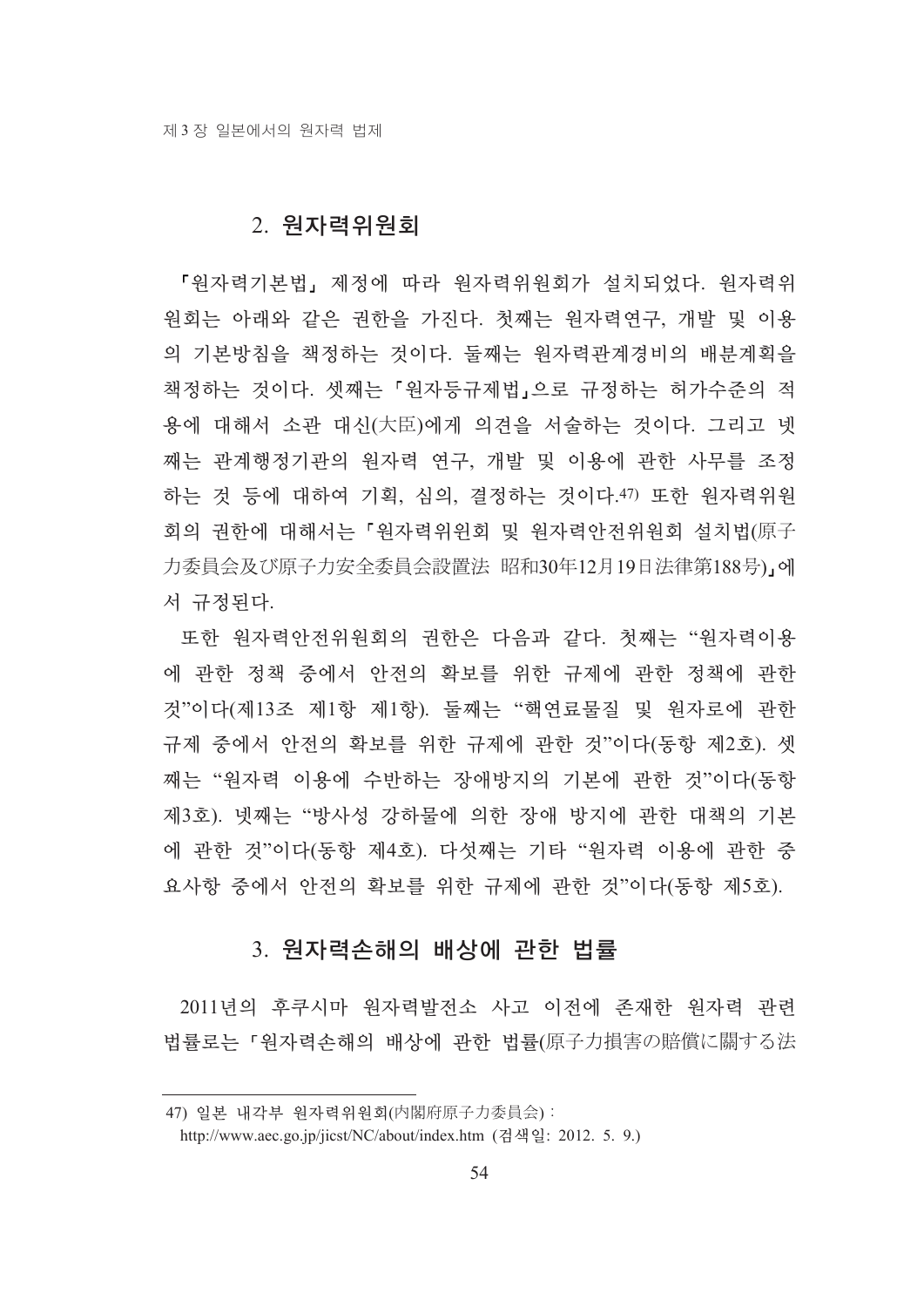## 2. 원자력위원회

「원자력기본법」 제정에 따라 원자력위원회가 설치되었다. 원자력위원회는 아래와 같은 권한을 가진다. 첫째는 원자력연구, 개발 및 이용의 기본방침을 책정하는 것이다. 둘째는 원자력관계경비의 배분계획을 책정하는 것이다. 셋째는 「원자등규제법」으로 규정하는 허가수준의 적용에 대해서 소관 대신(大臣)에게 의견을 서술하는 것이다. 그리고 넷째는 관계행정기관의 원자력 연구, 개발 및 이용에 관한 사무를 조정하는 것 등에 대하여 기획, 심의, 결정하는 것이다.[47] 또한 원자력위원회의 권한에 대해서는 「원자력위원회 및 원자력안전위원회 설치법(原子力委員会及び原子力安全委員会設置法 昭和30年12月19日法律第188号)」에서 규정된다.

또한 원자력안전위원회의 권한은 다음과 같다. 첫째는 "원자력이용에 관한 정책 중에서 안전의 확보를 위한 규제에 관한 정책에 관한 것"이다(제13조 제1항 제1항). 둘째는 "핵연료물질 및 원자로에 관한 규제 중에서 안전의 확보를 위한 규제에 관한 것"이다(동항 제2호). 셋째는 "원자력 이용에 수반하는 장애방지의 기본에 관한 것"이다(동항 제3호). 넷째는 "방사성 강하물에 의한 장애 방지에 관한 대책의 기본에 관한 것"이다(동항 제4호). 다섯째는 기타 "원자력 이용에 관한 중요사항 중에서 안전의 확보를 위한 규제에 관한 것"이다(동항 제5호).

## 3. 원자력손해의 배상에 관한 법률

2011년의 후쿠시마 원자력발전소 사고 이전에 존재한 원자력 관련 법률로는 「원자력손해의 배상에 관한 법률(原子力損害の賠償に關する法

---

47) 일본 내각부 원자력위원회(内閣府原子力委員会) : http://www.aec.go.jp/jicst/NC/about/index.htm (검색일: 2012. 5. 9.)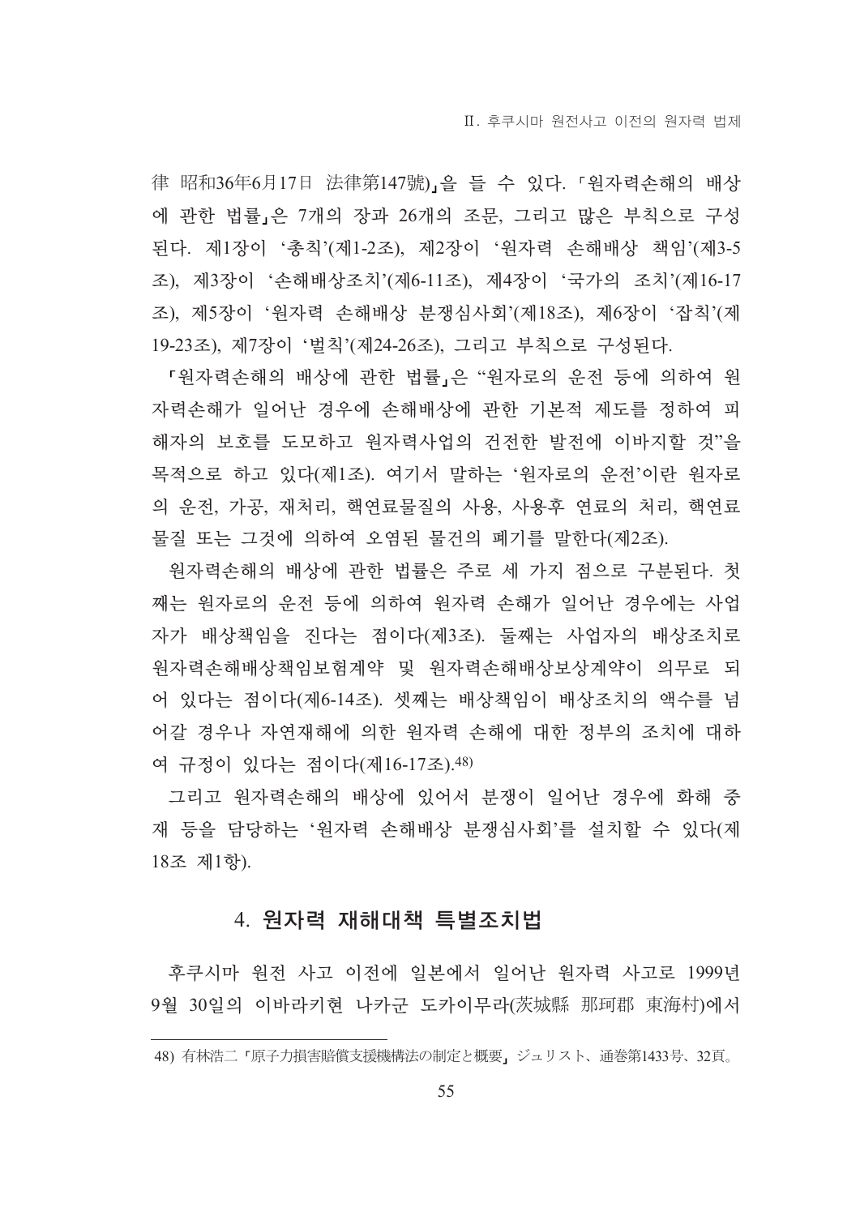律 昭和36年6月17日 法律第147號)」을 들 수 있다. 「원자력손해의 배상에 관한 법률」은 7개의 장과 26개의 조문, 그리고 많은 부칙으로 구성된다. 제1장이 '총칙'(제1-2조), 제2장이 '원자력 손해배상 책임'(제3-5조), 제3장이 '손해배상조치'(제6-11조), 제4장이 '국가의 조치'(제16-17조), 제5장이 '원자력 손해배상 분쟁심사회'(제18조), 제6장이 '잡칙'(제19-23조), 제7장이 '벌칙'(제24-26조), 그리고 부칙으로 구성된다.

「원자력손해의 배상에 관한 법률」은 "원자로의 운전 등에 의하여 원자력손해가 일어난 경우에 손해배상에 관한 기본적 제도를 정하여 피해자의 보호를 도모하고 원자력사업의 건전한 발전에 이바지할 것"을 목적으로 하고 있다(제1조). 여기서 말하는 '원자로의 운전'이란 원자로의 운전, 가공, 재처리, 핵연료물질의 사용, 사용후 연료의 처리, 핵연료물질 또는 그것에 의하여 오염된 물건의 폐기를 말한다(제2조).

원자력손해의 배상에 관한 법률은 주로 세 가지 점으로 구분된다. 첫째는 원자로의 운전 등에 의하여 원자력 손해가 일어난 경우에는 사업자가 배상책임을 진다는 점이다(제3조). 둘째는 사업자의 배상조치로 원자력손해배상책임보험계약 및 원자력손해배상보상계약이 의무로 되어 있다는 점이다(제6-14조). 셋째는 배상책임이 배상조치의 액수를 넘어갈 경우나 자연재해에 의한 원자력 손해에 대한 정부의 조치에 대하여 규정이 있다는 점이다(제16-17조).[48]

그리고 원자력손해의 배상에 있어서 분쟁이 일어난 경우에 화해 중재 등을 담당하는 '원자력 손해배상 분쟁심사회'를 설치할 수 있다(제18조 제1항).

### 4. 원자력 재해대책 특별조치법

후쿠시마 원전 사고 이전에 일본에서 일어난 원자력 사고로 1999년 9월 30일의 이바라키현 나카군 도카이무라(茨城縣 那珂郡 東海村)에서

---

48) 有林浩二「原子力損害賠償支援機構法の制定と概要」ジュリスト、通巻第1433号、32頁。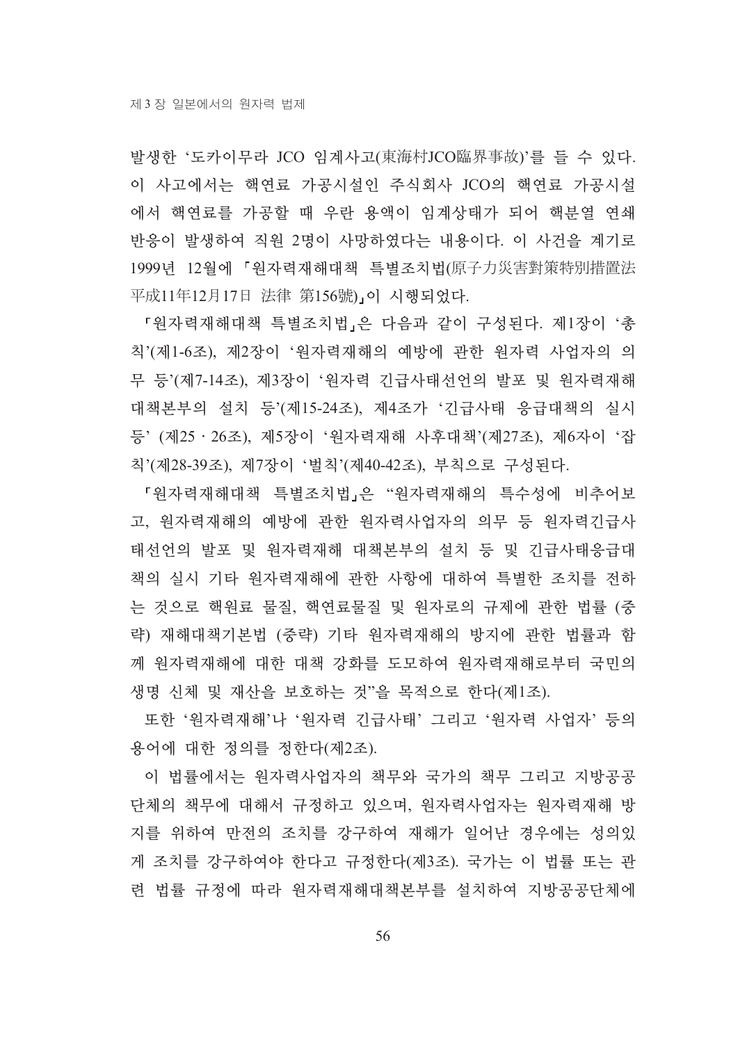발생한 '도카이무라 JCO 임계사고(東海村JCO臨界事故)'를 들 수 있다. 이 사고에서는 핵연료 가공시설인 주식회사 JCO의 핵연료 가공시설에서 핵연료를 가공할 때 우란 용액이 임계상태가 되어 핵분열 연쇄반응이 발생하여 직원 2명이 사망하였다는 내용이다. 이 사건을 계기로 1999년 12월에 「원자력재해대책 특별조치법(原子力災害對策特別措置法 平成11年12月17日 法律 第156號)」이 시행되었다.

「원자력재해대책 특별조치법」은 다음과 같이 구성된다. 제1장이 '총칙'(제1-6조), 제2장이 '원자력재해의 예방에 관한 원자력 사업자의 의무 등'(제7-14조), 제3장이 '원자력 긴급사태선언의 발표 및 원자력재해대책본부의 설치 등'(제15-24조), 제4조가 '긴급사태 응급대책의 실시 등' (제25 · 26조), 제5장이 '원자력재해 사후대책'(제27조), 제6자이 '잡칙'(제28-39조), 제7장이 '벌칙'(제40-42조), 부칙으로 구성된다.

「원자력재해대책 특별조치법」은 "원자력재해의 특수성에 비추어보고, 원자력재해의 예방에 관한 원자력사업자의 의무 등 원자력긴급사태선언의 발표 및 원자력재해 대책본부의 설치 등 및 긴급사태응급대책의 실시 기타 원자력재해에 관한 사항에 대하여 특별한 조치를 전하는 것으로 핵원료 물질, 핵연료물질 및 원자로의 규제에 관한 법률 (중략) 재해대책기본법 (중략) 기타 원자력재해의 방지에 관한 법률과 함께 원자력재해에 대한 대책 강화를 도모하여 원자력재해로부터 국민의 생명 신체 및 재산을 보호하는 것"을 목적으로 한다(제1조).

또한 '원자력재해'나 '원자력 긴급사태' 그리고 '원자력 사업자' 등의 용어에 대한 정의를 정한다(제2조).

이 법률에서는 원자력사업자의 책무와 국가의 책무 그리고 지방공공단체의 책무에 대해서 규정하고 있으며, 원자력사업자는 원자력재해 방지를 위하여 만전의 조치를 강구하여 재해가 일어난 경우에는 성의있게 조치를 강구하여야 한다고 규정한다(제3조). 국가는 이 법률 또는 관련 법률 규정에 따라 원자력재해대책본부를 설치하여 지방공공단체에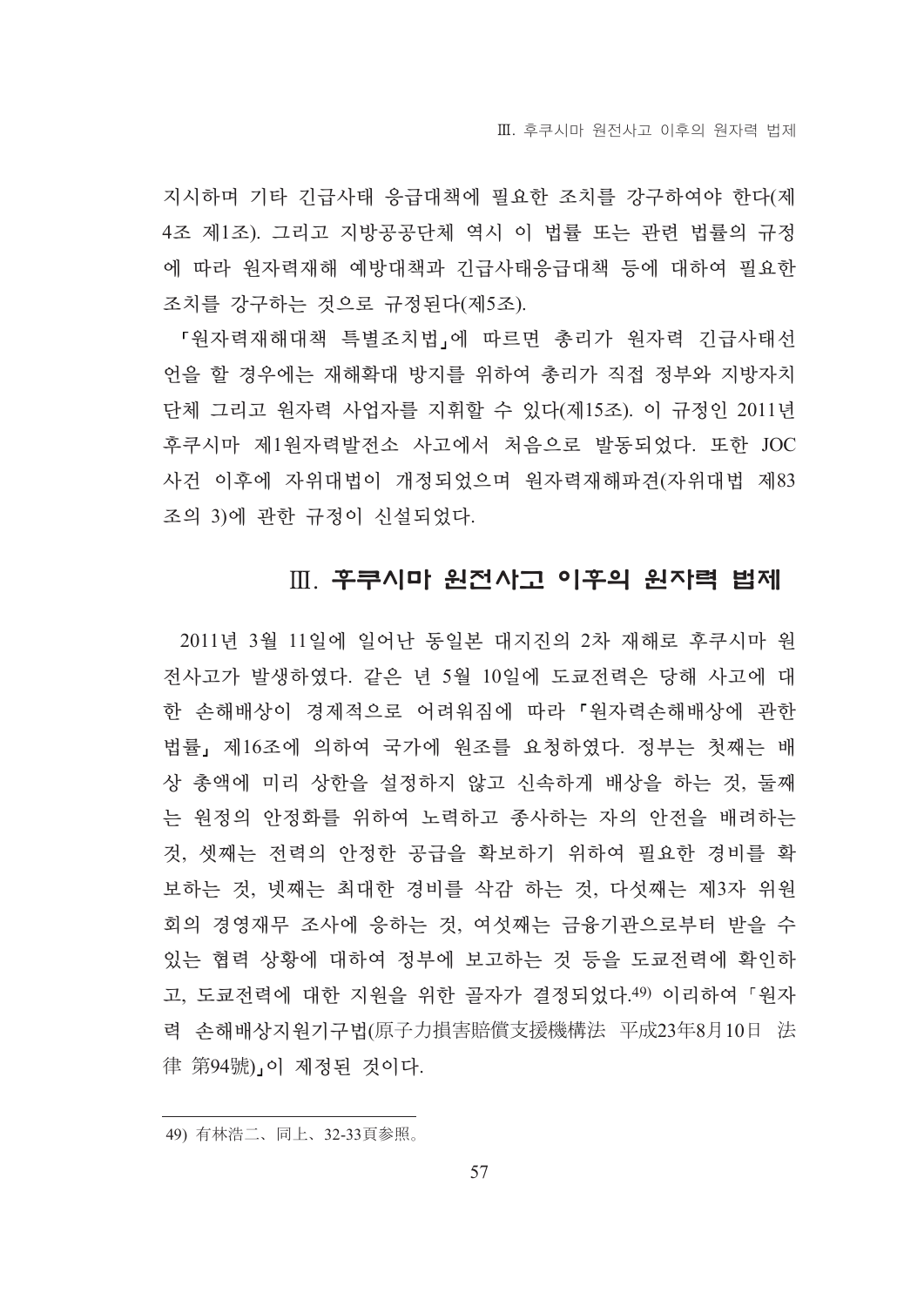지시하며 기타 긴급사태 응급대책에 필요한 조치를 강구하여야 한다(제4조 제1조). 그리고 지방공공단체 역시 이 법률 또는 관련 법률의 규정에 따라 원자력재해 예방대책과 긴급사태응급대책 등에 대하여 필요한 조치를 강구하는 것으로 규정된다(제5조).

「원자력재해대책 특별조치법」에 따르면 총리가 원자력 긴급사태선언을 할 경우에는 재해확대 방지를 위하여 총리가 직접 정부와 지방자치단체 그리고 원자력 사업자를 지휘할 수 있다(제15조). 이 규정인 2011년 후쿠시마 제1원자력발전소 사고에서 처음으로 발동되었다. 또한 JOC 사건 이후에 자위대법이 개정되었으며 원자력재해파견(자위대법 제83조의 3)에 관한 규정이 신설되었다.

## Ⅲ. 후쿠시마 원전사고 이후의 원자력 법제

2011년 3월 11일에 일어난 동일본 대지진의 2차 재해로 후쿠시마 원전사고가 발생하였다. 같은 년 5월 10일에 도쿄전력은 당해 사고에 대한 손해배상이 경제적으로 어려워짐에 따라 「원자력손해배상에 관한 법률」 제16조에 의하여 국가에 원조를 요청하였다. 정부는 첫째는 배상 총액에 미리 상한을 설정하지 않고 신속하게 배상을 하는 것, 둘째는 원정의 안정화를 위하여 노력하고 종사하는 자의 안전을 배려하는 것, 셋째는 전력의 안정한 공급을 확보하기 위하여 필요한 경비를 확보하는 것, 넷째는 최대한 경비를 삭감 하는 것, 다섯째는 제3자 위원회의 경영재무 조사에 응하는 것, 여섯째는 금융기관으로부터 받을 수 있는 협력 상황에 대하여 정부에 보고하는 것 등을 도쿄전력에 확인하고, 도쿄전력에 대한 지원을 위한 골자가 결정되었다.[49] 이리하여 「원자력 손해배상지원기구법(原子力損害賠償支援機構法 平成23年8月10日 法律 第94號)」이 제정된 것이다.

---

49) 有林浩二、同上、32-33頁参照。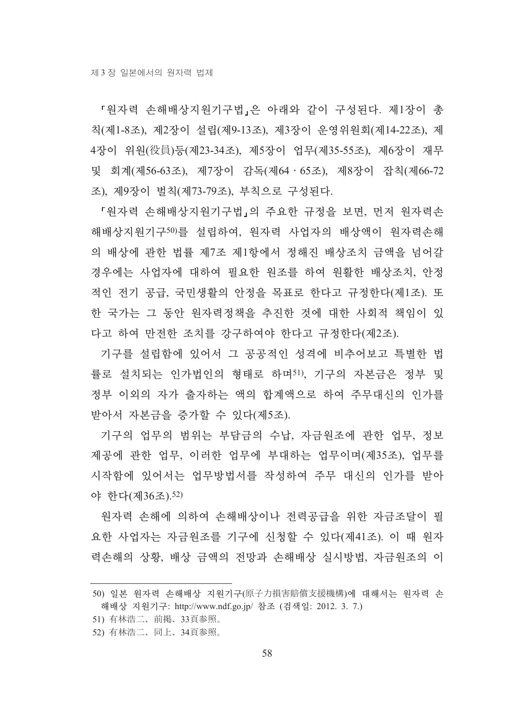「원자력 손해배상지원기구법」은 아래와 같이 구성된다. 제1장이 총칙(제1-8조), 제2장이 설립(제9-13조), 제3장이 운영위원회(제14-22조), 제4장이 위원(役員)등(제23-34조), 제5장이 업무(제35-55조), 제6장이 재무 및 회계(제56-63조), 제7장이 감독(제64 · 65조), 제8장이 잡칙(제66-72조), 제9장이 벌칙(제73-79조), 부칙으로 구성된다.

「원자력 손해배상지원기구법」의 주요한 규정을 보면, 먼저 원자력손해배상지원기구[50]를 설립하여, 원자력 사업자의 배상액이 원자력손해의 배상에 관한 법률 제7조 제1항에서 정해진 배상조치 금액을 넘어갈 경우에는 사업자에 대하여 필요한 원조를 하여 원활한 배상조치, 안정적인 전기 공급, 국민생활의 안정을 목표로 한다고 규정한다(제1조). 또한 국가는 그 동안 원자력정책을 추진한 것에 대한 사회적 책임이 있다고 하여 만전한 조치를 강구하여야 한다고 규정한다(제2조).

기구를 설립함에 있어서 그 공공적인 성격에 비추어보고 특별한 법률로 설치되는 인가법인의 형태로 하며[51], 기구의 자본금은 정부 및 정부 이외의 자가 출자하는 액의 합계액으로 하여 주무대신의 인가를 받아서 자본금을 증가할 수 있다(제5조).

기구의 업무의 범위는 부담금의 수납, 자금원조에 관한 업무, 정보제공에 관한 업무, 이러한 업무에 부대하는 업무이며(제35조), 업무를 시작함에 있어서는 업무방법서를 작성하여 주무 대신의 인가를 받아야 한다(제36조).[52]

원자력 손해에 의하여 손해배상이나 전력공급을 위한 자금조달이 필요한 사업자는 자금원조를 기구에 신청할 수 있다(제41조). 이 때 원자력손해의 상황, 배상 금액의 전망과 손해배상 실시방법, 자금원조의 이

---

50) 일본 원자력 손해배상 지원기구(原子力損害賠償支援機構)에 대해서는 원자력 손해배상 지원기구: http://www.ndf.go.jp/ 참조 (검색일: 2012. 3. 7.)

51) 有林浩二、前掲、33頁参照。

52) 有林浩二、同上、34頁参照。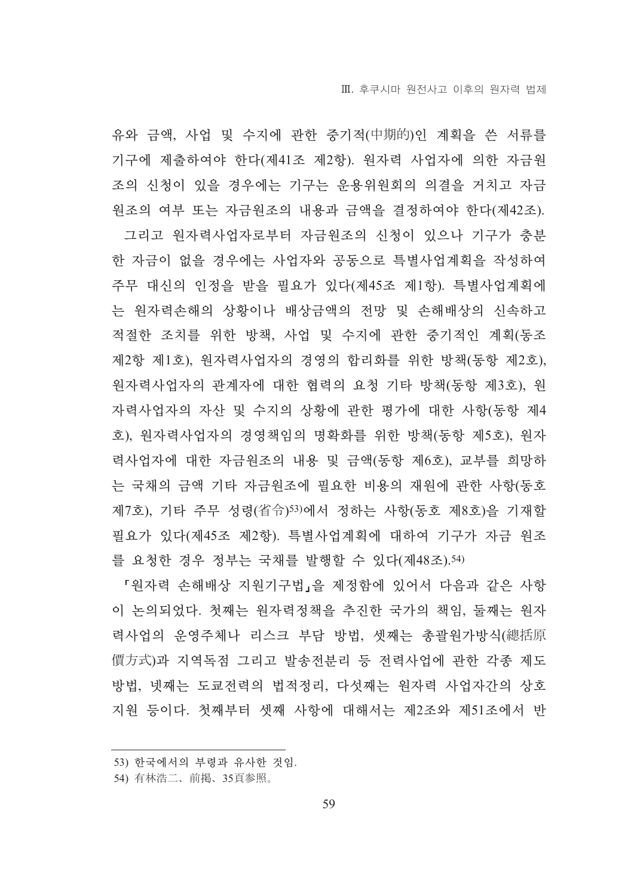유와 금액, 사업 및 수지에 관한 중기적(中期的)인 계획을 쓴 서류를 기구에 제출하여야 한다(제41조 제2항). 원자력 사업자에 의한 자금원조의 신청이 있을 경우에는 기구는 운용위원회의 의결을 거치고 자금원조의 여부 또는 자금원조의 내용과 금액을 결정하여야 한다(제42조).

그리고 원자력사업자로부터 자금원조의 신청이 있으나 기구가 충분한 자금이 없을 경우에는 사업자와 공동으로 특별사업계획을 작성하여 주무 대신의 인정을 받을 필요가 있다(제45조 제1항). 특별사업계획에는 원자력손해의 상황이나 배상금액의 전망 및 손해배상의 신속하고 적절한 조치를 위한 방책, 사업 및 수지에 관한 중기적인 계획(동조 제2항 제1호), 원자력사업자의 경영의 합리화를 위한 방책(동항 제2호), 원자력사업자의 관계자에 대한 협력의 요청 기타 방책(동항 제3호), 원자력사업자의 자산 및 수지의 상황에 관한 평가에 대한 사항(동항 제4호), 원자력사업자의 경영책임의 명확화를 위한 방책(동항 제5호), 원자력사업자에 대한 자금원조의 내용 및 금액(동항 제6호), 교부를 희망하는 국채의 금액 기타 자금원조에 필요한 비용의 재원에 관한 사항(동호 제7호), 기타 주무 성령(省令)[53]에서 정하는 사항(동호 제8호)을 기재할 필요가 있다(제45조 제2항). 특별사업계획에 대하여 기구가 자금 원조를 요청한 경우 정부는 국채를 발행할 수 있다(제48조).[54]

「원자력 손해배상 지원기구법」을 제정함에 있어서 다음과 같은 사항이 논의되었다. 첫째는 원자력정책을 추진한 국가의 책임, 둘째는 원자력사업의 운영주체나 리스크 부담 방법, 셋째는 총괄원가방식(總括原價方式)과 지역독점 그리고 발송전분리 등 전력사업에 관한 각종 제도 방법, 넷째는 도쿄전력의 법적정리, 다섯째는 원자력 사업자간의 상호 지원 등이다. 첫째부터 셋째 사항에 대해서는 제2조와 제51조에서 반

53) 한국에서의 부령과 유사한 것임.

54) 有林浩二、前揭、35頁參照。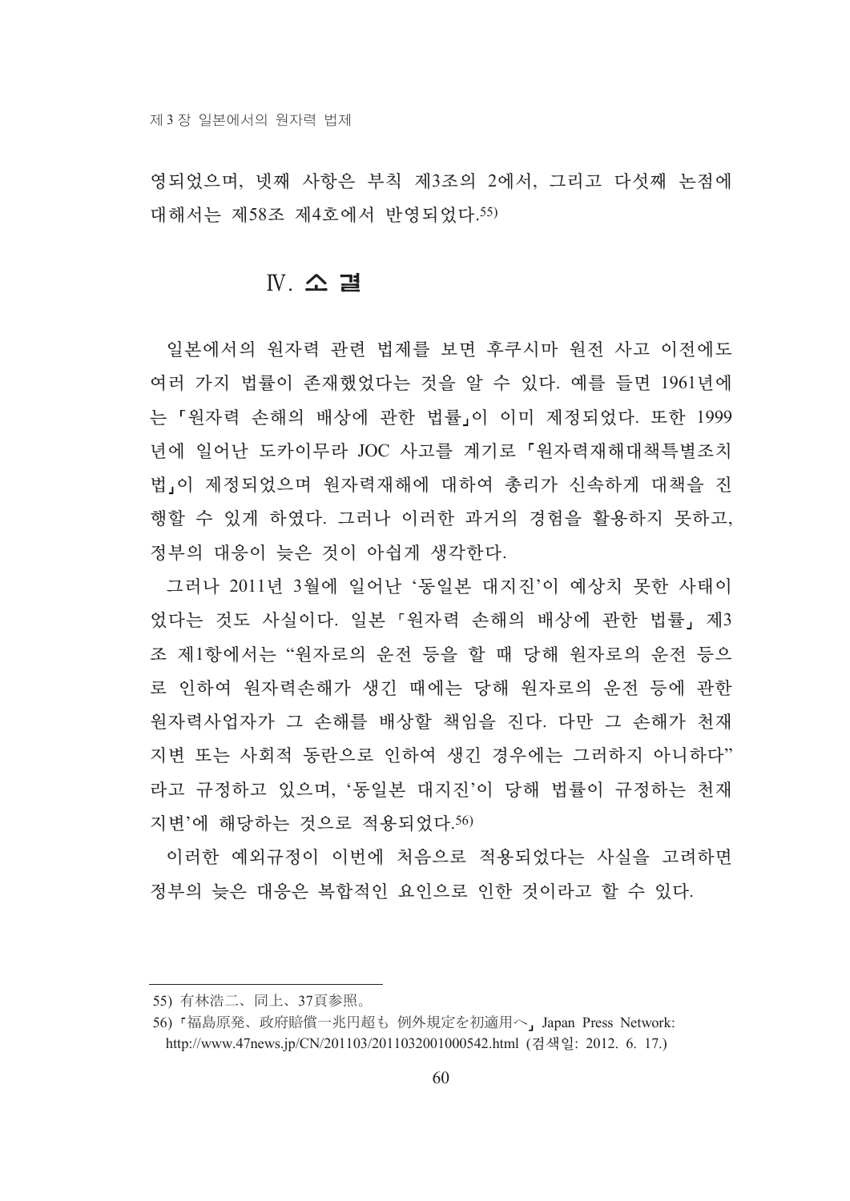영되었으며, 넷째 사항은 부칙 제3조의 2에서, 그리고 다섯째 논점에 대해서는 제58조 제4호에서 반영되었다.[55)]

## Ⅳ. 소 결

일본에서의 원자력 관련 법제를 보면 후쿠시마 원전 사고 이전에도 여러 가지 법률이 존재했었다는 것을 알 수 있다. 예를 들면 1961년에는 「원자력 손해의 배상에 관한 법률」이 이미 제정되었다. 또한 1999년에 일어난 도카이무라 JOC 사고를 계기로 「원자력재해대책특별조치법」이 제정되었으며 원자력재해에 대하여 총리가 신속하게 대책을 진행할 수 있게 하였다. 그러나 이러한 과거의 경험을 활용하지 못하고, 정부의 대응이 늦은 것이 아쉽게 생각한다.

그러나 2011년 3월에 일어난 '동일본 대지진'이 예상치 못한 사태이었다는 것도 사실이다. 일본 「원자력 손해의 배상에 관한 법률」 제3조 제1항에서는 "원자로의 운전 등을 할 때 당해 원자로의 운전 등으로 인하여 원자력손해가 생긴 때에는 당해 원자로의 운전 등에 관한 원자력사업자가 그 손해를 배상할 책임을 진다. 다만 그 손해가 천재지변 또는 사회적 동란으로 인하여 생긴 경우에는 그러하지 아니하다"라고 규정하고 있으며, '동일본 대지진'이 당해 법률이 규정하는 천재지변'에 해당하는 것으로 적용되었다.[56)]

이러한 예외규정이 이번에 처음으로 적용되었다는 사실을 고려하면 정부의 늦은 대응은 복합적인 요인으로 인한 것이라고 할 수 있다.

---

55) 有林浩二、同上、37頁参照。

56) 「福島原発、政府賠償一兆円超も 例外規定を初適用へ」 Japan Press Network: http://www.47news.jp/CN/201103/2011032001000542.html (검색일: 2012. 6. 17.)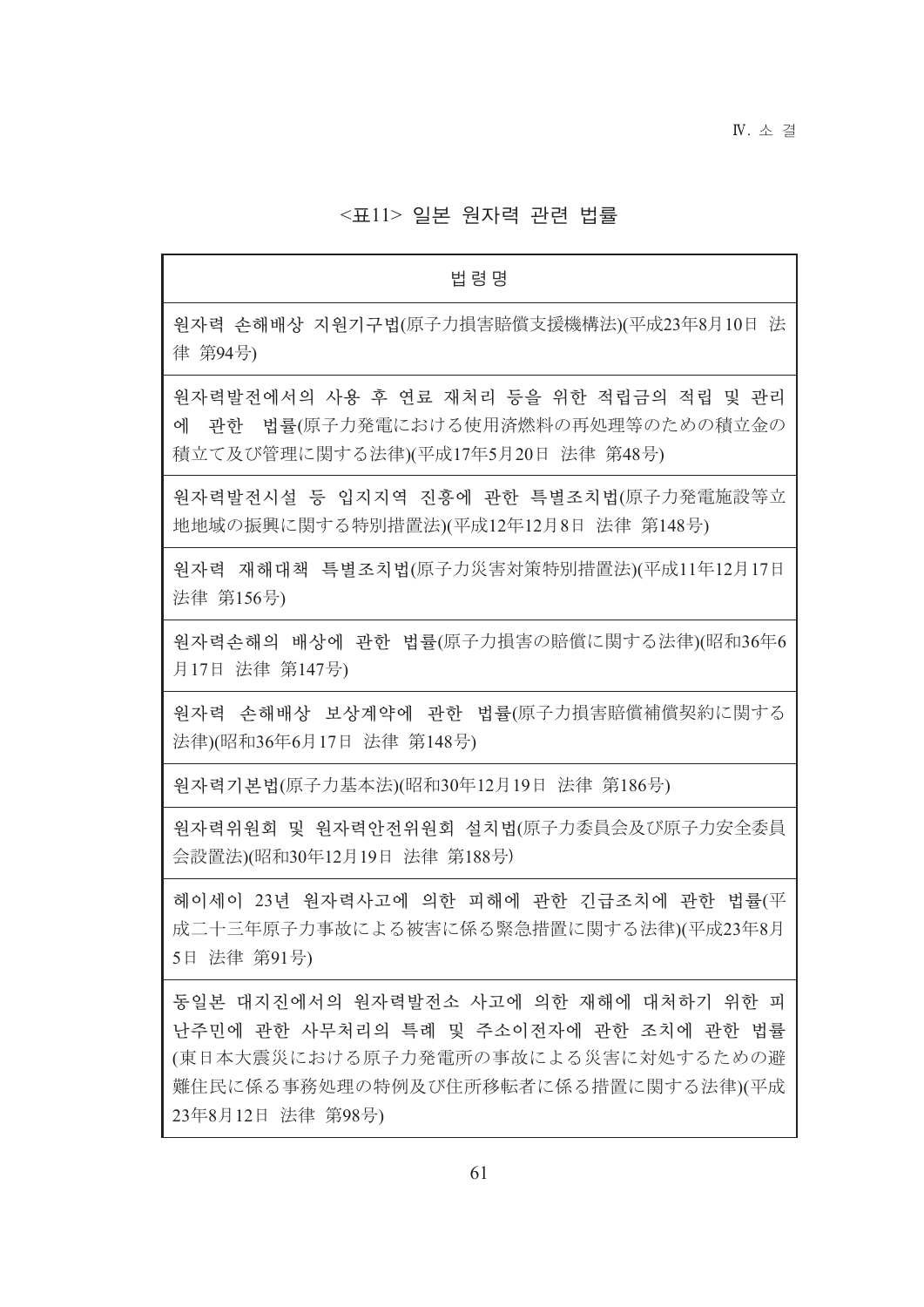<표11> 일본 원자력 관련 법률

| 법령명 |
| --- |
| 원자력 손해배상 지원기구법(原子力損害賠償支援機構法)(平成23年8月10日 法律 第94号) |
| 원자력발전에서의 사용 후 연료 재처리 등을 위한 적립금의 적립 및 관리에 관한 법률(原子力発電における使用済燃料の再処理等のための積立金の積立て及び管理に関する法律)(平成17年5月20日 法律 第48号) |
| 원자력발전시설 등 입지지역 진흥에 관한 특별조치법(原子力発電施設等立地地域の振興に関する特別措置法)(平成12年12月8日 法律 第148号) |
| 원자력 재해대책 특별조치법(原子力災害対策特別措置法)(平成11年12月17日 法律 第156号) |
| 원자력손해의 배상에 관한 법률(原子力損害の賠償に関する法律)(昭和36年6月17日 法律 第147号) |
| 원자력 손해배상 보상계약에 관한 법률(原子力損害賠償補償契約に関する法律)(昭和36年6月17日 法律 第148号) |
| 원자력기본법(原子力基本法)(昭和30年12月19日 法律 第186号) |
| 원자력위원회 및 원자력안전위원회 설치법(原子力委員会及び原子力安全委員会設置法)(昭和30年12月19日 法律 第188号) |
| 헤이세이 23년 원자력사고에 의한 피해에 관한 긴급조치에 관한 법률(平成二十三年原子力事故による被害に係る緊急措置に関する法律)(平成23年8月5日 法律 第91号) |
| 동일본 대지진에서의 원자력발전소 사고에 의한 재해에 대처하기 위한 피난주민에 관한 사무처리의 특례 및 주소이전자에 관한 조치에 관한 법률(東日本大震災における原子力発電所の事故による災害に対処するための避難住民に係る事務処理の特例及び住所移転者に係る措置に関する法律)(平成23年8月12日 法律 第98号) |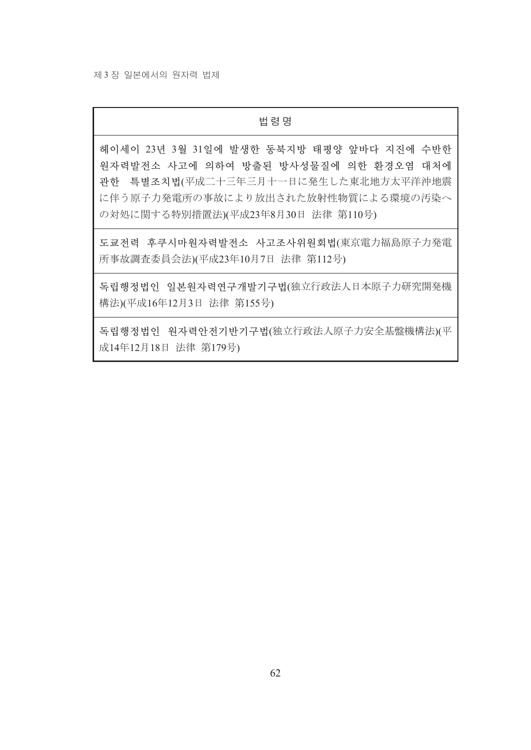| 법령명 |
| --- |
| 헤이세이 23년 3월 31일에 발생한 동북지방 태평양 앞바다 지진에 수반한 원자력발전소 사고에 의하여 방출된 방사성물질에 의한 환경오염 대처에 관한 특별조치법(平成二十三年三月十一日に発生した東北地方太平洋沖地震に伴う原子力発電所の事故により放出された放射性物質による環境の汚染への対処に関する特別措置法)(平成23年8月30日 法律 第110号) |
| 도쿄전력 후쿠시마원자력발전소 사고조사위원회법(東京電力福島原子力発電所事故調査委員会法)(平成23年10月7日 法律 第112号) |
| 독립행정법인 일본원자력연구개발기구법(独立行政法人日本原子力研究開発機構法)(平成16年12月3日 法律 第155号) |
| 독립행정법인 원자력안전기반기구법(独立行政法人原子力安全基盤機構法)(平成14年12月18日 法律 第179号) |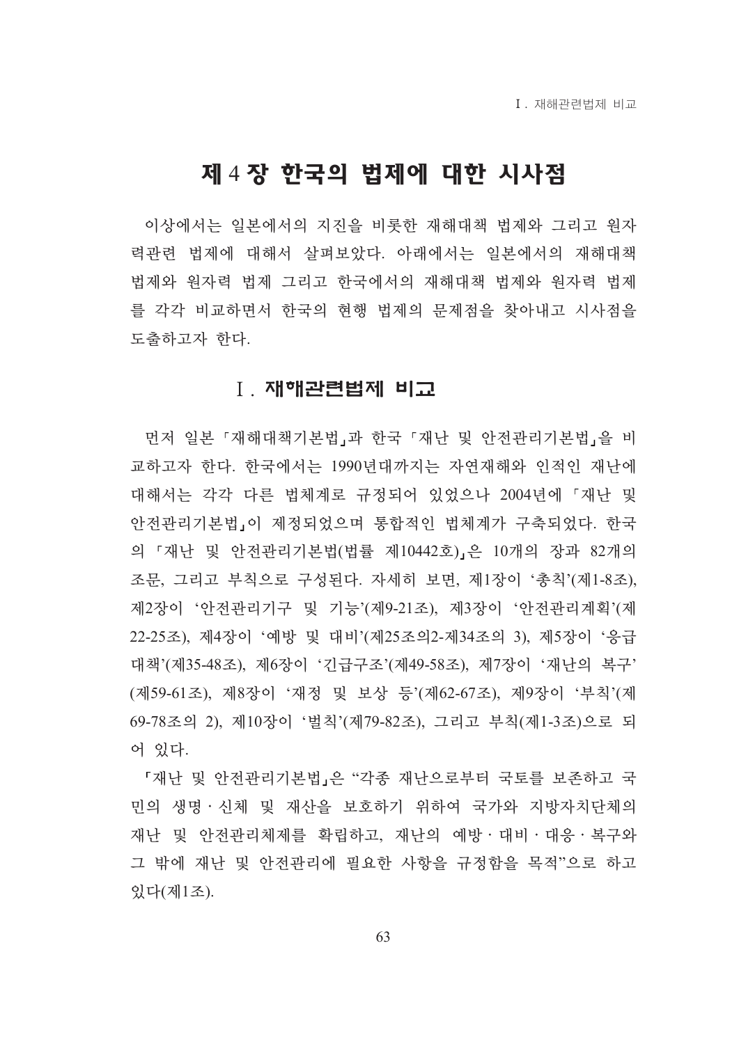# 제 4 장 한국의 법제에 대한 시사점

이상에서는 일본에서의 지진을 비롯한 재해대책 법제와 그리고 원자력관련 법제에 대해서 살펴보았다. 아래에서는 일본에서의 재해대책 법제와 원자력 법제 그리고 한국에서의 재해대책 법제와 원자력 법제를 각각 비교하면서 한국의 현행 법제의 문제점을 찾아내고 시사점을 도출하고자 한다.

## Ⅰ. 재해관련법제 비교

먼저 일본 「재해대책기본법」과 한국 「재난 및 안전관리기본법」을 비교하고자 한다. 한국에서는 1990년대까지는 자연재해와 인적인 재난에 대해서는 각각 다른 법체계로 규정되어 있었으나 2004년에 「재난 및 안전관리기본법」이 제정되었으며 통합적인 법체계가 구축되었다. 한국의 「재난 및 안전관리기본법(법률 제10442호)」은 10개의 장과 82개의 조문, 그리고 부칙으로 구성된다. 자세히 보면, 제1장이 '총칙'(제1-8조), 제2장이 '안전관리기구 및 기능'(제9-21조), 제3장이 '안전관리계획'(제22-25조), 제4장이 '예방 및 대비'(제25조의2-제34조의 3), 제5장이 '응급대책'(제35-48조), 제6장이 '긴급구조'(제49-58조), 제7장이 '재난의 복구'(제59-61조), 제8장이 '재정 및 보상 등'(제62-67조), 제9장이 '부칙'(제69-78조의 2), 제10장이 '벌칙'(제79-82조), 그리고 부칙(제1-3조)으로 되어 있다.

「재난 및 안전관리기본법」은 "각종 재난으로부터 국토를 보존하고 국민의 생명ㆍ신체 및 재산을 보호하기 위하여 국가와 지방자치단체의 재난 및 안전관리체제를 확립하고, 재난의 예방ㆍ대비ㆍ대응ㆍ복구와 그 밖에 재난 및 안전관리에 필요한 사항을 규정함을 목적"으로 하고 있다(제1조).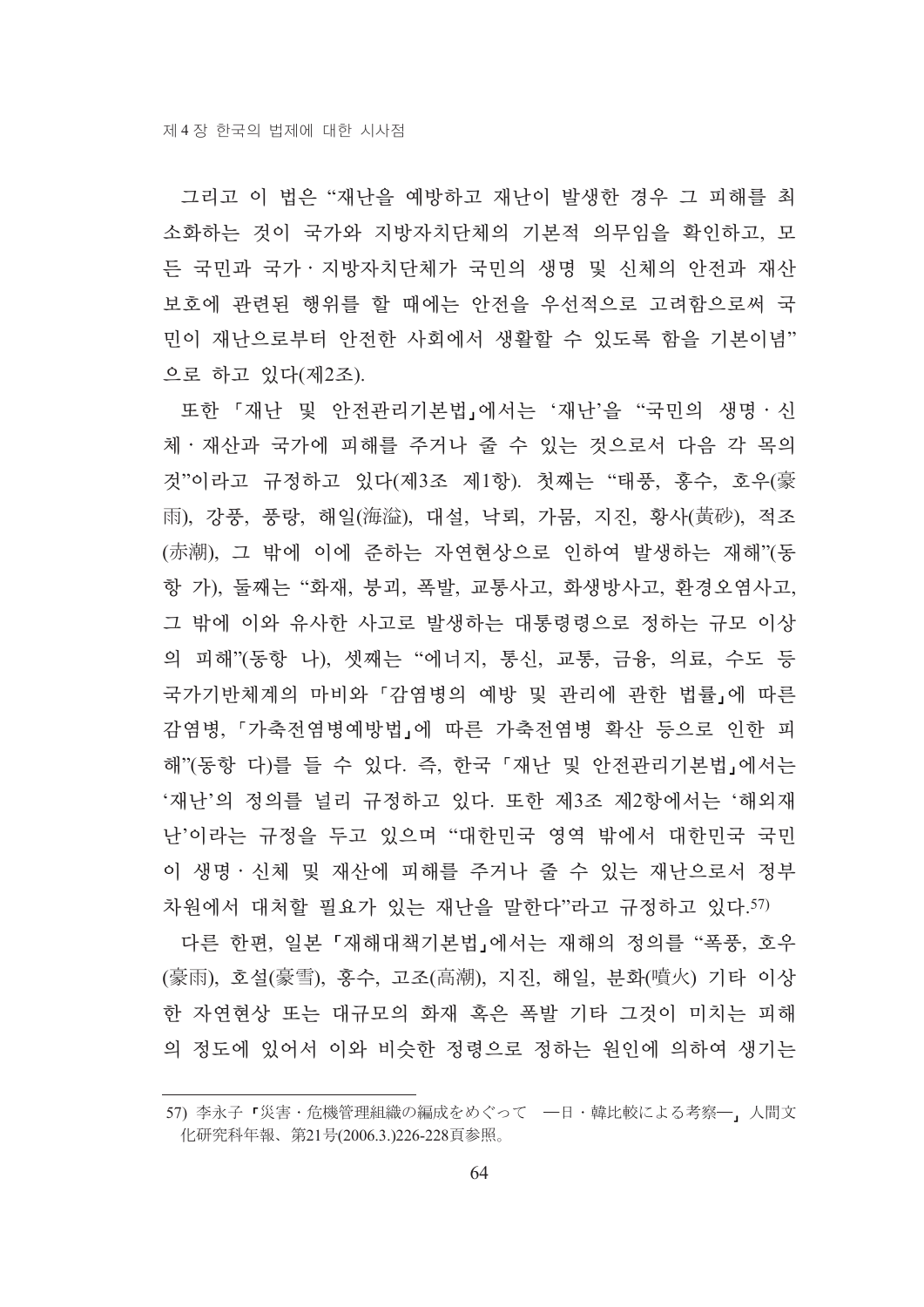그리고 이 법은 "재난을 예방하고 재난이 발생한 경우 그 피해를 최소화하는 것이 국가와 지방자치단체의 기본적 의무임을 확인하고, 모든 국민과 국가 · 지방자치단체가 국민의 생명 및 신체의 안전과 재산보호에 관련된 행위를 할 때에는 안전을 우선적으로 고려함으로써 국민이 재난으로부터 안전한 사회에서 생활할 수 있도록 함을 기본이념"으로 하고 있다(제2조).

또한 「재난 및 안전관리기본법」에서는 '재난'을 "국민의 생명 · 신체 · 재산과 국가에 피해를 주거나 줄 수 있는 것으로서 다음 각 목의 것"이라고 규정하고 있다(제3조 제1항). 첫째는 "태풍, 홍수, 호우(豪雨), 강풍, 풍랑, 해일(海溢), 대설, 낙뢰, 가뭄, 지진, 황사(黃砂), 적조(赤潮), 그 밖에 이에 준하는 자연현상으로 인하여 발생하는 재해"(동항 가), 둘째는 "화재, 붕괴, 폭발, 교통사고, 화생방사고, 환경오염사고, 그 밖에 이와 유사한 사고로 발생하는 대통령령으로 정하는 규모 이상의 피해"(동항 나), 셋째는 "에너지, 통신, 교통, 금융, 의료, 수도 등 국가기반체계의 마비와 「감염병의 예방 및 관리에 관한 법률」에 따른 감염병, 「가축전염병예방법」에 따른 가축전염병 확산 등으로 인한 피해"(동항 다)를 들 수 있다. 즉, 한국 「재난 및 안전관리기본법」에서는 '재난'의 정의를 널리 규정하고 있다. 또한 제3조 제2항에서는 '해외재난'이라는 규정을 두고 있으며 "대한민국 영역 밖에서 대한민국 국민이 생명 · 신체 및 재산에 피해를 주거나 줄 수 있는 재난으로서 정부 차원에서 대처할 필요가 있는 재난을 말한다"라고 규정하고 있다.[57]

다른 한편, 일본 「재해대책기본법」에서는 재해의 정의를 "폭풍, 호우(豪雨), 호설(豪雪), 홍수, 고조(高潮), 지진, 해일, 분화(噴火) 기타 이상한 자연현상 또는 대규모의 화재 혹은 폭발 기타 그것이 미치는 피해의 정도에 있어서 이와 비슷한 정령으로 정하는 원인에 의하여 생기는

---

57) 李永子「災害・危機管理組織の編成をめぐって ―日・韓比較による考察―」人間文化研究科年報、第21号(2006.3.)226-228頁参照。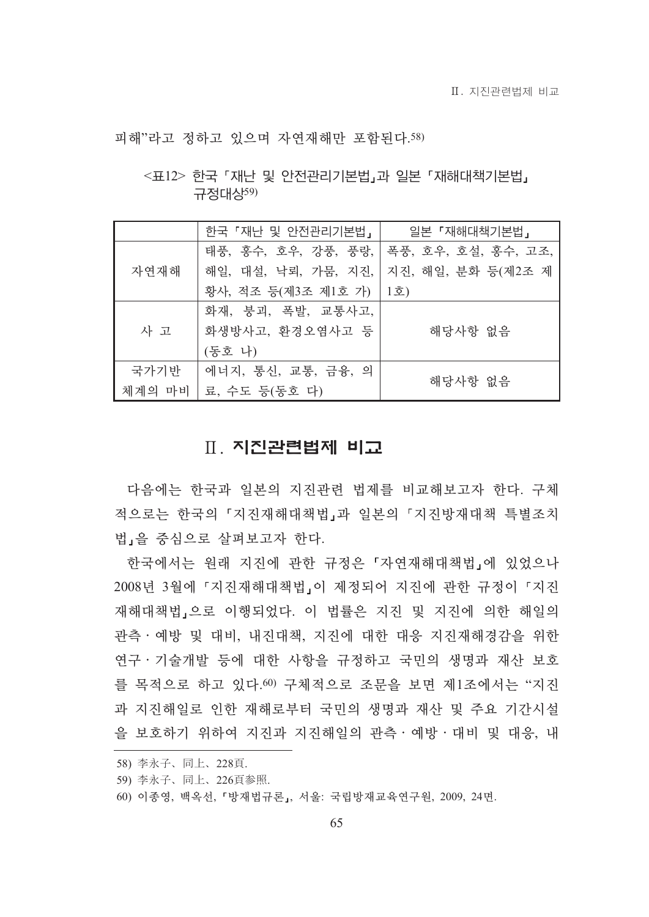피해"라고 정하고 있으며 자연재해만 포함된다.[58]

<표12> 한국「재난 및 안전관리기본법」과 일본「재해대책기본법」 규정대상[59]

| | 한국「재난 및 안전관리기본법」 | 일본「재해대책기본법」 |
|---|---|---|
| 자연재해 | 태풍, 홍수, 호우, 강풍, 풍랑, 해일, 대설, 낙뢰, 가뭄, 지진, 황사, 적조 등(제3조 제1호 가) | 폭풍, 호우, 호설, 홍수, 고조, 지진, 해일, 분화 등(제2조 제1호) |
| 사 고 | 화재, 붕괴, 폭발, 교통사고, 화생방사고, 환경오염사고 등(동호 나) | 해당사항 없음 |
| 국가기반 체계의 마비 | 에너지, 통신, 교통, 금융, 의료, 수도 등(동호 다) | 해당사항 없음 |

## Ⅱ. 지진관련법제 비교

다음에는 한국과 일본의 지진관련 법제를 비교해보고자 한다. 구체적으로는 한국의「지진재해대책법」과 일본의「지진방재대책 특별조치법」을 중심으로 살펴보고자 한다.

한국에서는 원래 지진에 관한 규정은「자연재해대책법」에 있었으나 2008년 3월에「지진재해대책법」이 제정되어 지진에 관한 규정이「지진재해대책법」으로 이행되었다. 이 법률은 지진 및 지진에 의한 해일의 관측·예방 및 대비, 내진대책, 지진에 대한 대응 지진재해경감을 위한 연구·기술개발 등에 대한 사항을 규정하고 국민의 생명과 재산 보호를 목적으로 하고 있다.[60] 구체적으로 조문을 보면 제1조에서는 "지진과 지진해일로 인한 재해로부터 국민의 생명과 재산 및 주요 기간시설을 보호하기 위하여 지진과 지진해일의 관측·예방·대비 및 대응, 내

58) 李永子、同上、228頁.

59) 李永子、同上、226頁参照.

60) 이종영, 백옥선,「방재법규론」, 서울: 국립방재교육연구원, 2009, 24면.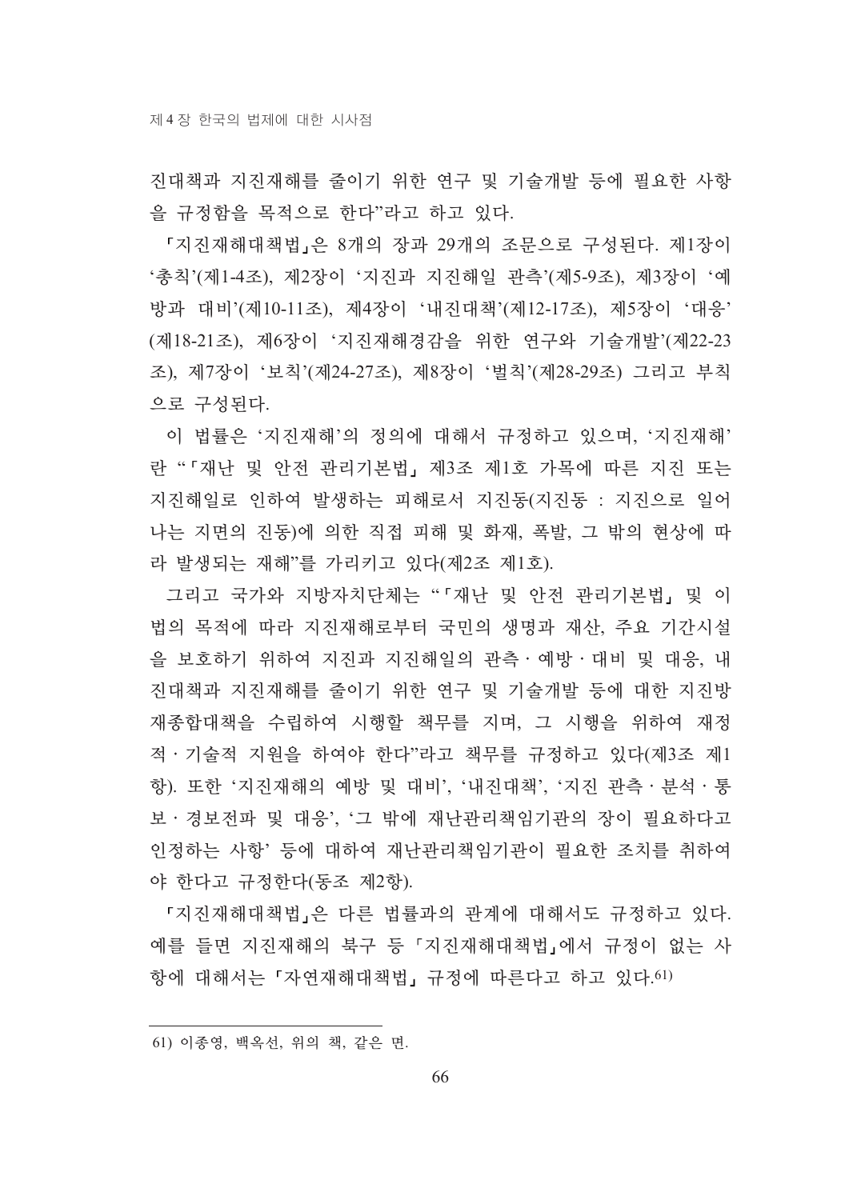진대책과 지진재해를 줄이기 위한 연구 및 기술개발 등에 필요한 사항을 규정함을 목적으로 한다"라고 하고 있다.

「지진재해대책법」은 8개의 장과 29개의 조문으로 구성된다. 제1장이 '총칙'(제1-4조), 제2장이 '지진과 지진해일 관측'(제5-9조), 제3장이 '예방과 대비'(제10-11조), 제4장이 '내진대책'(제12-17조), 제5장이 '대응'(제18-21조), 제6장이 '지진재해경감을 위한 연구와 기술개발'(제22-23조), 제7장이 '보칙'(제24-27조), 제8장이 '벌칙'(제28-29조) 그리고 부칙으로 구성된다.

이 법률은 '지진재해'의 정의에 대해서 규정하고 있으며, '지진재해'란 "「재난 및 안전 관리기본법」 제3조 제1호 가목에 따른 지진 또는 지진해일로 인하여 발생하는 피해로서 지진동(지진동 : 지진으로 일어나는 지면의 진동)에 의한 직접 피해 및 화재, 폭발, 그 밖의 현상에 따라 발생되는 재해"를 가리키고 있다(제2조 제1호).

그리고 국가와 지방자치단체는 "「재난 및 안전 관리기본법」 및 이 법의 목적에 따라 지진재해로부터 국민의 생명과 재산, 주요 기간시설을 보호하기 위하여 지진과 지진해일의 관측 · 예방 · 대비 및 대응, 내진대책과 지진재해를 줄이기 위한 연구 및 기술개발 등에 대한 지진방재종합대책을 수립하여 시행할 책무를 지며, 그 시행을 위하여 재정적 · 기술적 지원을 하여야 한다"라고 책무를 규정하고 있다(제3조 제1항). 또한 '지진재해의 예방 및 대비', '내진대책', '지진 관측 · 분석 · 통보 · 경보전파 및 대응', '그 밖에 재난관리책임기관의 장이 필요하다고 인정하는 사항' 등에 대하여 재난관리책임기관이 필요한 조치를 취하여야 한다고 규정한다(동조 제2항).

「지진재해대책법」은 다른 법률과의 관계에 대해서도 규정하고 있다. 예를 들면 지진재해의 복구 등 「지진재해대책법」에서 규정이 없는 사항에 대해서는 「자연재해대책법」 규정에 따른다고 하고 있다.[61]

---

61) 이종영, 백옥선, 위의 책, 같은 면.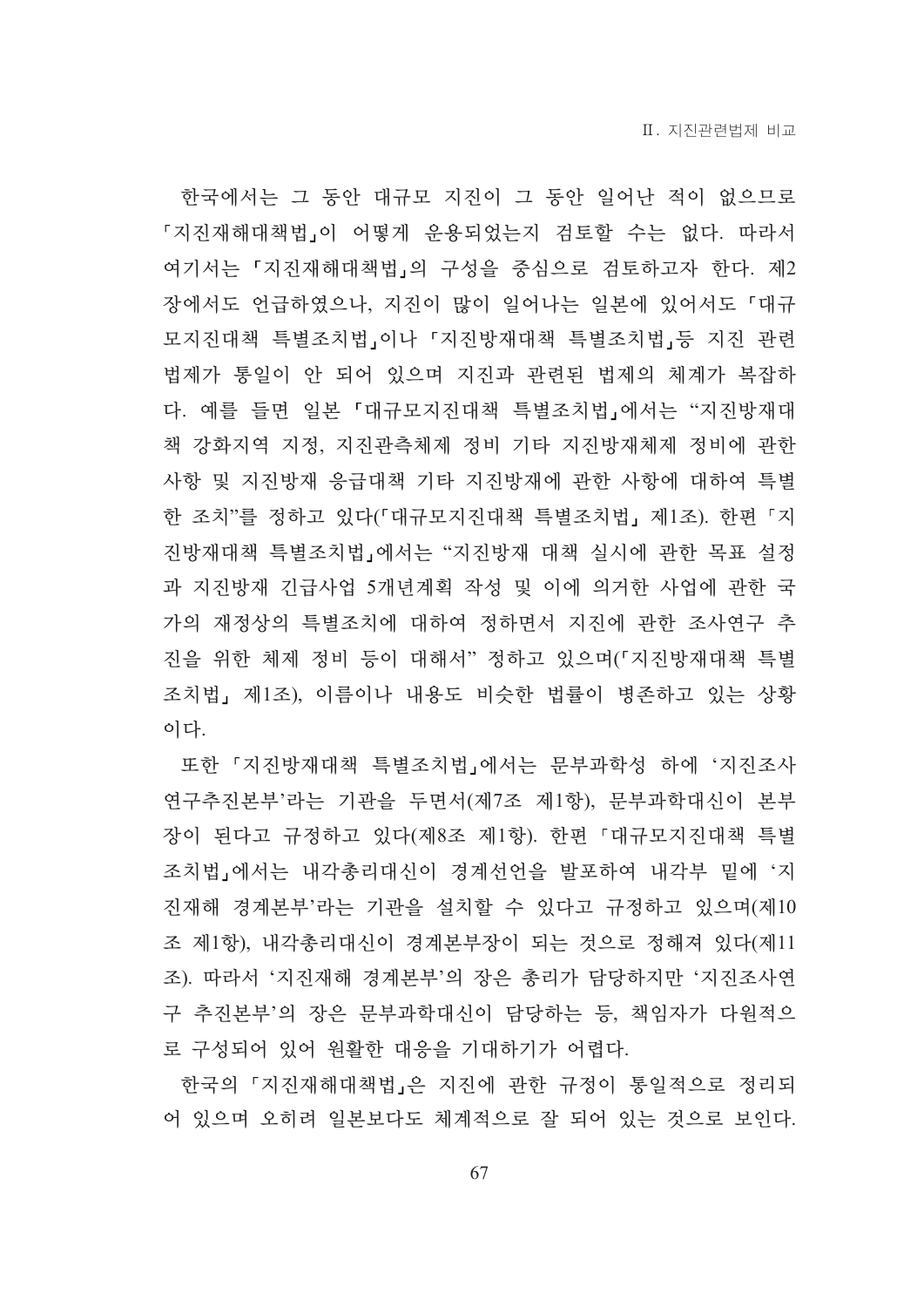한국에서는 그 동안 대규모 지진이 그 동안 일어난 적이 없으므로 「지진재해대책법」이 어떻게 운용되었는지 검토할 수는 없다. 따라서 여기서는 「지진재해대책법」의 구성을 중심으로 검토하고자 한다. 제2장에서도 언급하였으나, 지진이 많이 일어나는 일본에 있어서도 「대규모지진대책 특별조치법」이나 「지진방재대책 특별조치법」등 지진 관련 법제가 통일이 안 되어 있으며 지진과 관련된 법제의 체계가 복잡하다. 예를 들면 일본 「대규모지진대책 특별조치법」에서는 "지진방재대책 강화지역 지정, 지진관측체제 정비 기타 지진방재체제 정비에 관한 사항 및 지진방재 응급대책 기타 지진방재에 관한 사항에 대하여 특별한 조치"를 정하고 있다(「대규모지진대책 특별조치법」 제1조). 한편 「지진방재대책 특별조치법」에서는 "지진방재 대책 실시에 관한 목표 설정과 지진방재 긴급사업 5개년계획 작성 및 이에 의거한 사업에 관한 국가의 재정상의 특별조치에 대하여 정하면서 지진에 관한 조사연구 추진을 위한 체제 정비 등이 대해서" 정하고 있으며(「지진방재대책 특별조치법」 제1조), 이름이나 내용도 비슷한 법률이 병존하고 있는 상황이다.

또한 「지진방재대책 특별조치법」에서는 문부과학성 하에 '지진조사연구추진본부'라는 기관을 두면서(제7조 제1항), 문부과학대신이 본부장이 된다고 규정하고 있다(제8조 제1항). 한편 「대규모지진대책 특별조치법」에서는 내각총리대신이 경계선언을 발포하여 내각부 밑에 '지진재해 경계본부'라는 기관을 설치할 수 있다고 규정하고 있으며(제10조 제1항), 내각총리대신이 경계본부장이 되는 것으로 정해져 있다(제11조). 따라서 '지진재해 경계본부'의 장은 총리가 담당하지만 '지진조사연구 추진본부'의 장은 문부과학대신이 담당하는 등, 책임자가 다원적으로 구성되어 있어 원활한 대응을 기대하기가 어렵다.

한국의 「지진재해대책법」은 지진에 관한 규정이 통일적으로 정리되어 있으며 오히려 일본보다도 체계적으로 잘 되어 있는 것으로 보인다.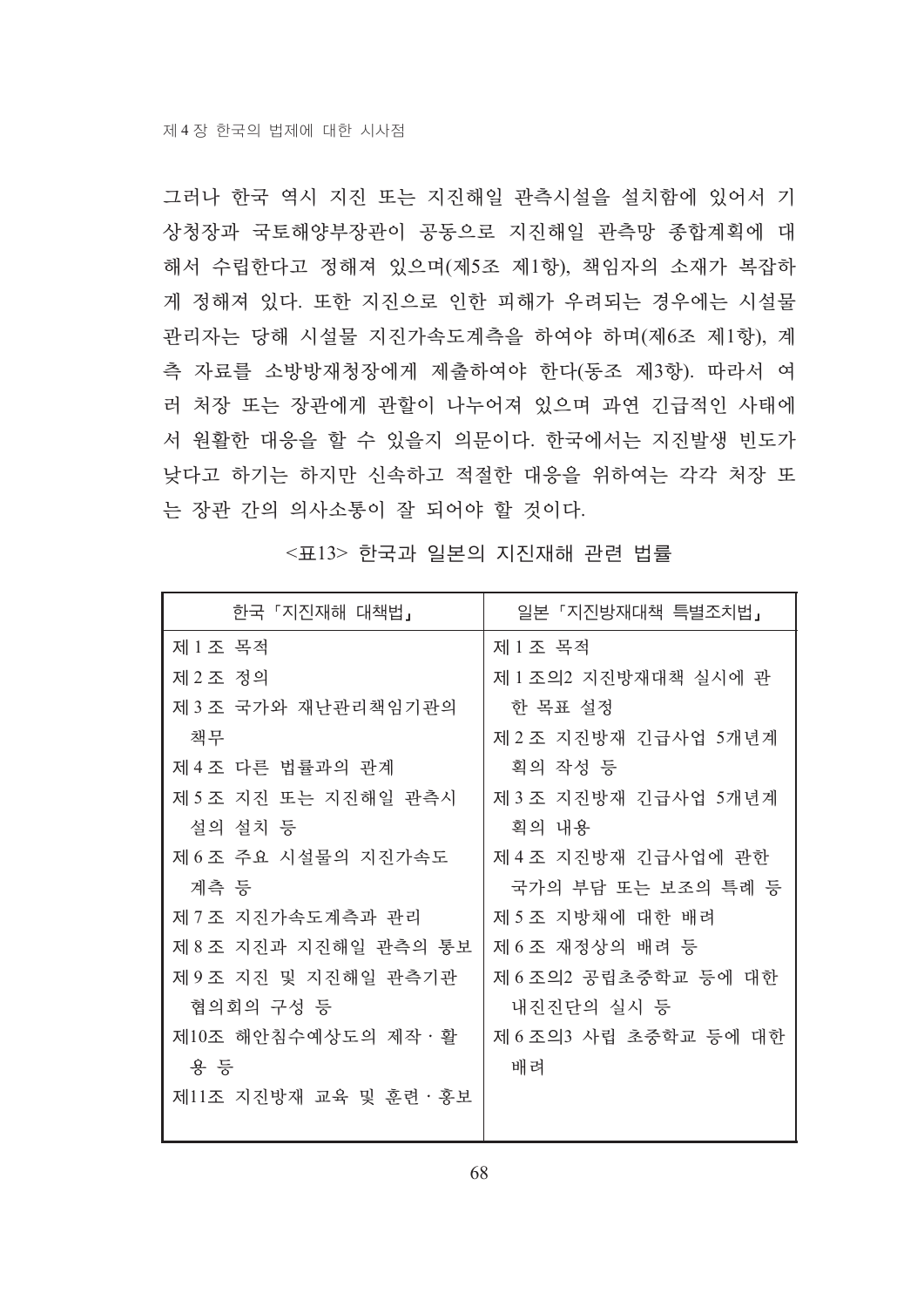그러나 한국 역시 지진 또는 지진해일 관측시설을 설치함에 있어서 기상청장과 국토해양부장관이 공동으로 지진해일 관측망 종합계획에 대해서 수립한다고 정해져 있으며(제5조 제1항), 책임자의 소재가 복잡하게 정해져 있다. 또한 지진으로 인한 피해가 우려되는 경우에는 시설물 관리자는 당해 시설물 지진가속도계측을 하여야 하며(제6조 제1항), 계측 자료를 소방방재청장에게 제출하여야 한다(동조 제3항). 따라서 여러 처장 또는 장관에게 관할이 나누어져 있으며 과연 긴급적인 사태에서 원활한 대응을 할 수 있을지 의문이다. 한국에서는 지진발생 빈도가 낮다고 하기는 하지만 신속하고 적절한 대응을 위하여는 각각 처장 또는 장관 간의 의사소통이 잘 되어야 할 것이다.

<표13> 한국과 일본의 지진재해 관련 법률

| 한국「지진재해 대책법」 | 일본「지진방재대책 특별조치법」 |
| --- | --- |
| 제1조 목적 | 제1조 목적 |
| 제2조 정의 | 제1조의2 지진방재대책 실시에 관한 목표 설정 |
| 제3조 국가와 재난관리책임기관의 책무 | 제2조 지진방재 긴급사업 5개년계획의 작성 등 |
| 제4조 다른 법률과의 관계 | 제3조 지진방재 긴급사업 5개년계획의 내용 |
| 제5조 지진 또는 지진해일 관측시설의 설치 등 | 제4조 지진방재 긴급사업에 관한 국가의 부담 또는 보조의 특례 등 |
| 제6조 주요 시설물의 지진가속도 계측 등 | 제5조 지방채에 대한 배려 |
| 제7조 지진가속도계측과 관리 | 제6조 재정상의 배려 등 |
| 제8조 지진과 지진해일 관측의 통보 | 제6조의2 공립초중학교 등에 대한 내진진단의 실시 등 |
| 제9조 지진 및 지진해일 관측기관 협의회의 구성 등 | 제6조의3 사립 초중학교 등에 대한 배려 |
| 제10조 해안침수예상도의 제작ㆍ활용 등 | |
| 제11조 지진방재 교육 및 훈련ㆍ홍보 | |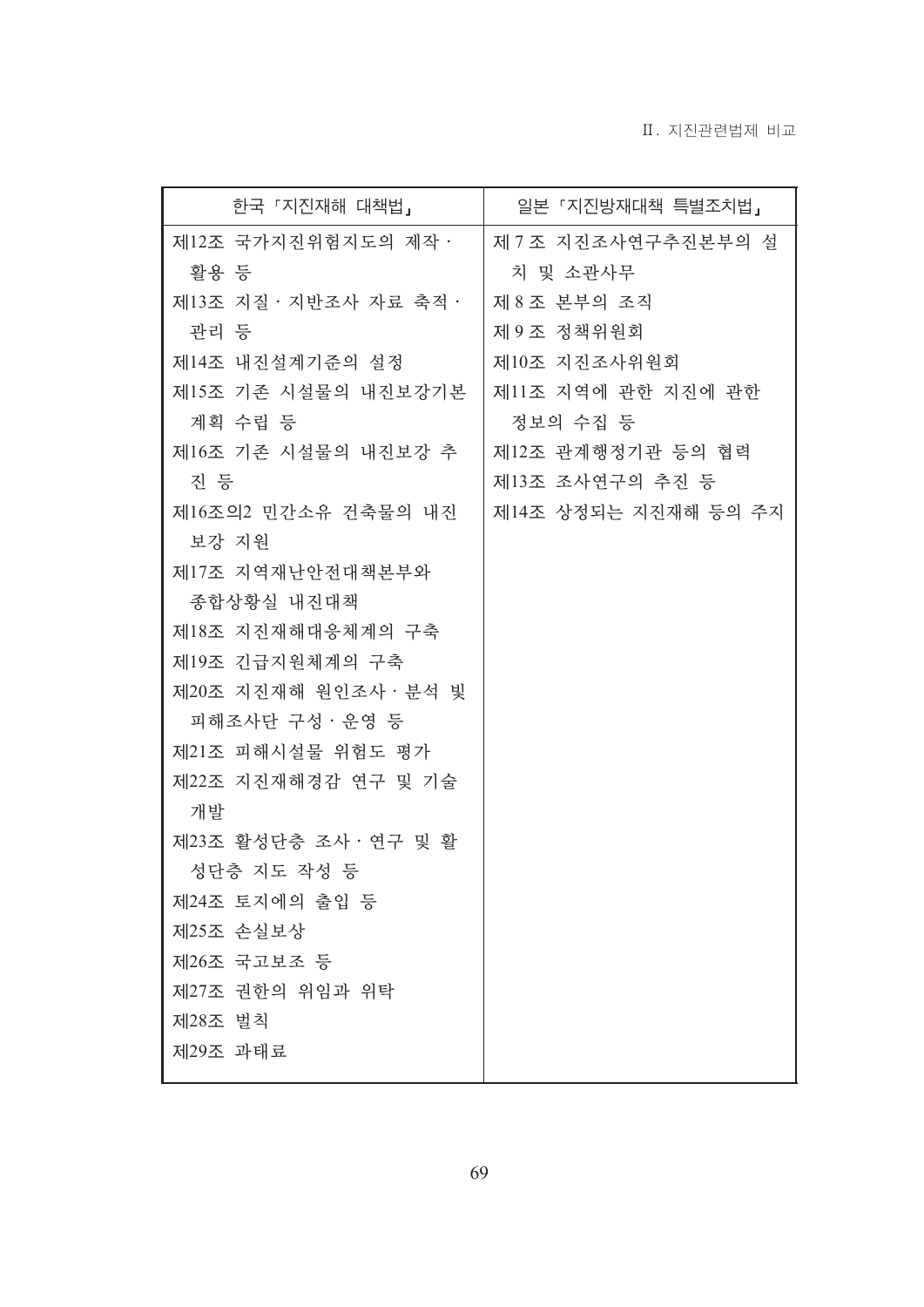| 한국「지진재해 대책법」 | 일본「지진방재대책 특별조치법」 |
| --- | --- |
| 제12조 국가지진위험지도의 제작·활용 등<br>제13조 지질·지반조사 자료 축적·관리 등<br>제14조 내진설계기준의 설정<br>제15조 기존 시설물의 내진보강기본계획 수립 등<br>제16조 기존 시설물의 내진보강 추진 등<br>제16조의2 민간소유 건축물의 내진보강 지원<br>제17조 지역재난안전대책본부와 종합상황실 내진대책<br>제18조 지진재해대응체계의 구축<br>제19조 긴급지원체계의 구축<br>제20조 지진재해 원인조사·분석 및 피해조사단 구성·운영 등<br>제21조 피해시설물 위험도 평가<br>제22조 지진재해경감 연구 및 기술개발<br>제23조 활성단층 조사·연구 및 활성단층 지도 작성 등<br>제24조 토지에의 출입 등<br>제25조 손실보상<br>제26조 국고보조 등<br>제27조 권한의 위임과 위탁<br>제28조 벌칙<br>제29조 과태료 | 제7조 지진조사연구추진본부의 설치 및 소관사무<br>제8조 본부의 조직<br>제9조 정책위원회<br>제10조 지진조사위원회<br>제11조 지역에 관한 지진에 관한 정보의 수집 등<br>제12조 관계행정기관 등의 협력<br>제13조 조사연구의 추진 등<br>제14조 상정되는 지진재해 등의 주지 |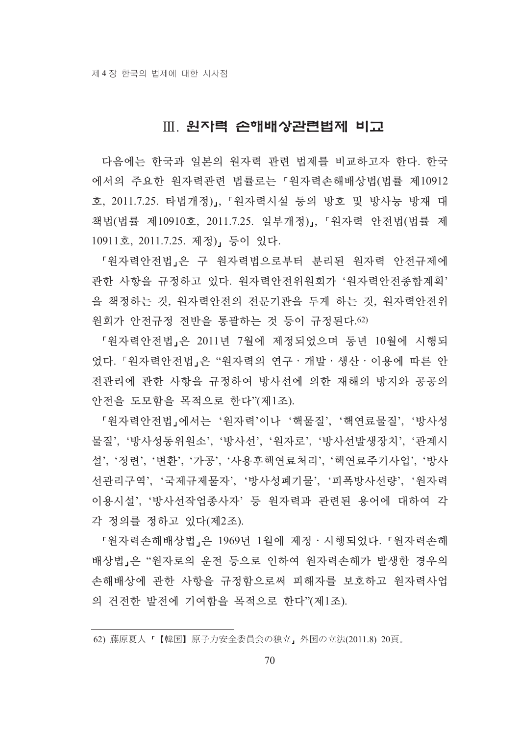## Ⅲ. 원자력 손해배상관련법제 비교

다음에는 한국과 일본의 원자력 관련 법제를 비교하고자 한다. 한국에서의 주요한 원자력관련 법률로는 「원자력손해배상법(법률 제10912호, 2011.7.25. 타법개정)」, 「원자력시설 등의 방호 및 방사능 방재 대책법(법률 제10910호, 2011.7.25. 일부개정)」, 「원자력 안전법(법률 제10911호, 2011.7.25. 제정)」 등이 있다.

「원자력안전법」은 구 원자력법으로부터 분리된 원자력 안전규제에 관한 사항을 규정하고 있다. 원자력안전위원회가 '원자력안전종합계획'을 책정하는 것, 원자력안전의 전문기관을 두게 하는 것, 원자력안전위원회가 안전규정 전반을 통괄하는 것 등이 규정된다.[62]

「원자력안전법」은 2011년 7월에 제정되었으며 동년 10월에 시행되었다. 「원자력안전법」은 "원자력의 연구 · 개발 · 생산 · 이용에 따른 안전관리에 관한 사항을 규정하여 방사선에 의한 재해의 방지와 공공의 안전을 도모함을 목적으로 한다"(제1조).

「원자력안전법」에서는 '원자력'이나 '핵물질', '핵연료물질', '방사성물질', '방사성동위원소', '방사선', '원자로', '방사선발생장치', '관계시설', '정련', '변환', '가공', '사용후핵연료처리', '핵연료주기사업', '방사선관리구역', '국제규제물자', '방사성폐기물', '피폭방사선량', '원자력이용시설', '방사선작업종사자' 등 원자력과 관련된 용어에 대하여 각각 정의를 정하고 있다(제2조).

「원자력손해배상법」은 1969년 1월에 제정 · 시행되었다. 「원자력손해배상법」은 "원자로의 운전 등으로 인하여 원자력손해가 발생한 경우의 손해배상에 관한 사항을 규정함으로써 피해자를 보호하고 원자력사업의 건전한 발전에 기여함을 목적으로 한다"(제1조).

---

62) 藤原夏人「【韓国】原子力安全委員会の独立」外国の立法(2011.8) 20頁。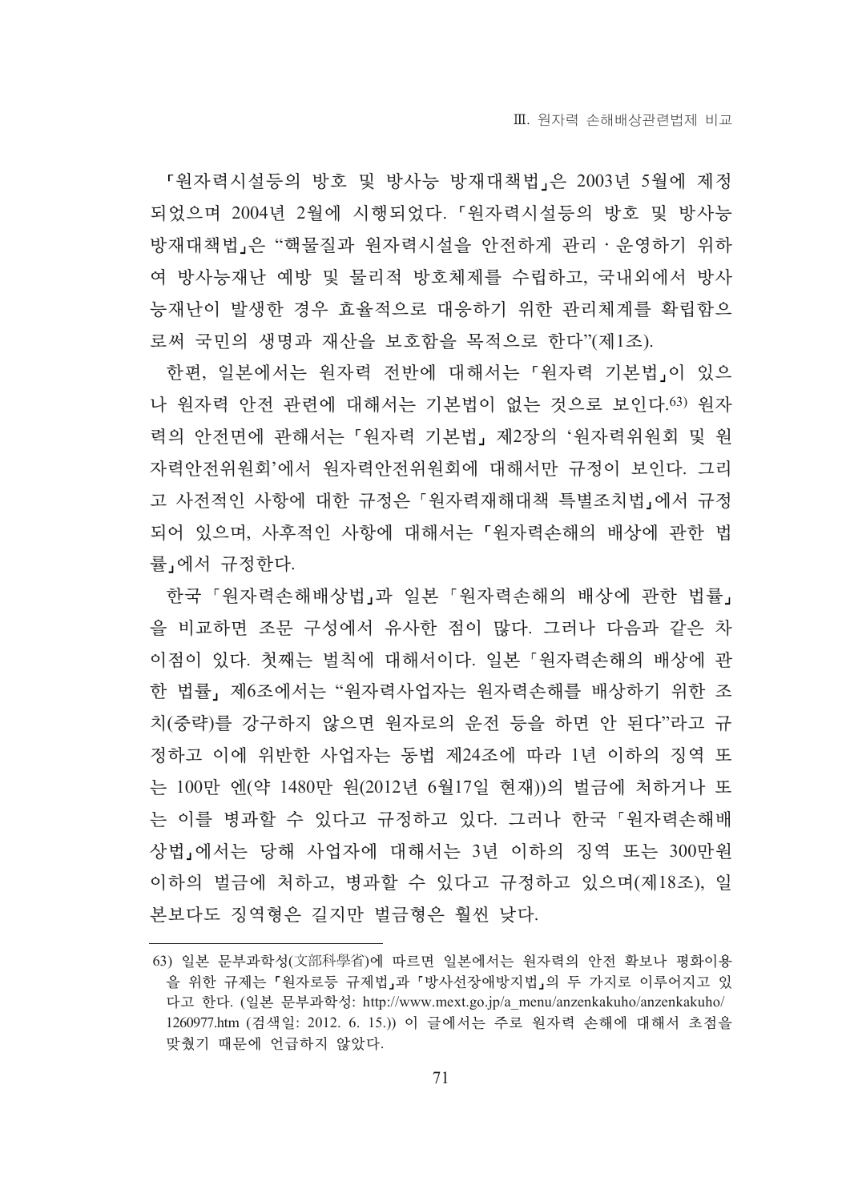「원자력시설등의 방호 및 방사능 방재대책법」은 2003년 5월에 제정되었으며 2004년 2월에 시행되었다. 「원자력시설등의 방호 및 방사능 방재대책법」은 "핵물질과 원자력시설을 안전하게 관리 · 운영하기 위하여 방사능재난 예방 및 물리적 방호체제를 수립하고, 국내외에서 방사능재난이 발생한 경우 효율적으로 대응하기 위한 관리체계를 확립함으로써 국민의 생명과 재산을 보호함을 목적으로 한다"(제1조).

한편, 일본에서는 원자력 전반에 대해서는 「원자력 기본법」이 있으나 원자력 안전 관련에 대해서는 기본법이 없는 것으로 보인다.[63] 원자력의 안전면에 관해서는 「원자력 기본법」 제2장의 '원자력위원회 및 원자력안전위원회'에서 원자력안전위원회에 대해서만 규정이 보인다. 그리고 사전적인 사항에 대한 규정은 「원자력재해대책 특별조치법」에서 규정되어 있으며, 사후적인 사항에 대해서는 「원자력손해의 배상에 관한 법률」에서 규정한다.

한국 「원자력손해배상법」과 일본 「원자력손해의 배상에 관한 법률」을 비교하면 조문 구성에서 유사한 점이 많다. 그러나 다음과 같은 차이점이 있다. 첫째는 벌칙에 대해서이다. 일본 「원자력손해의 배상에 관한 법률」 제6조에서는 "원자력사업자는 원자력손해를 배상하기 위한 조치(중략)를 강구하지 않으면 원자로의 운전 등을 하면 안 된다"라고 규정하고 이에 위반한 사업자는 동법 제24조에 따라 1년 이하의 징역 또는 100만 엔(약 1480만 원(2012년 6월17일 현재))의 벌금에 처하거나 또는 이를 병과할 수 있다고 규정하고 있다. 그러나 한국 「원자력손해배상법」에서는 당해 사업자에 대해서는 3년 이하의 징역 또는 300만원 이하의 벌금에 처하고, 병과할 수 있다고 규정하고 있으며(제18조), 일본보다도 징역형은 길지만 벌금형은 훨씬 낮다.

---

63) 일본 문부과학성(文部科學省)에 따르면 일본에서는 원자력의 안전 확보나 평화이용을 위한 규제는 「원자로등 규제법」과 「방사선장애방지법」의 두 가지로 이루어지고 있다고 한다. (일본 문부과학성: http://www.mext.go.jp/a_menu/anzenkakuho/anzenkakuho/1260977.htm (검색일: 2012. 6. 15.)) 이 글에서는 주로 원자력 손해에 대해서 초점을 맞췄기 때문에 언급하지 않았다.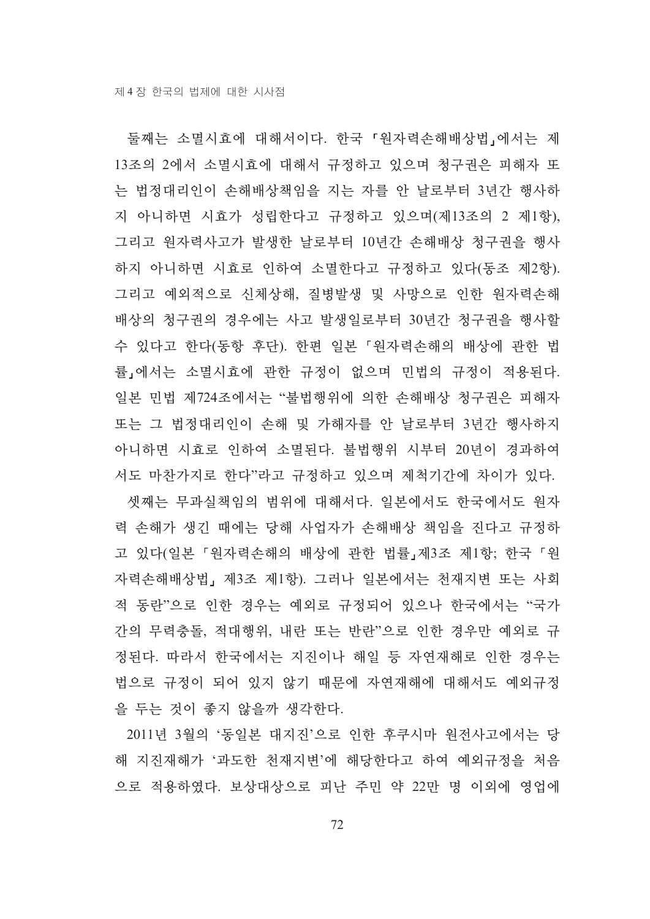둘째는 소멸시효에 대해서이다. 한국 「원자력손해배상법」에서는 제13조의 2에서 소멸시효에 대해서 규정하고 있으며 청구권은 피해자 또는 법정대리인이 손해배상책임을 지는 자를 안 날로부터 3년간 행사하지 아니하면 시효가 성립한다고 규정하고 있으며(제13조의 2 제1항), 그리고 원자력사고가 발생한 날로부터 10년간 손해배상 청구권을 행사하지 아니하면 시효로 인하여 소멸한다고 규정하고 있다(동조 제2항). 그리고 예외적으로 신체상해, 질병발생 및 사망으로 인한 원자력손해배상의 청구권의 경우에는 사고 발생일로부터 30년간 청구권을 행사할 수 있다고 한다(동항 후단). 한편 일본 「원자력손해의 배상에 관한 법률」에서는 소멸시효에 관한 규정이 없으며 민법의 규정이 적용된다. 일본 민법 제724조에서는 "불법행위에 의한 손해배상 청구권은 피해자 또는 그 법정대리인이 손해 및 가해자를 안 날로부터 3년간 행사하지 아니하면 시효로 인하여 소멸된다. 불법행위 시부터 20년이 경과하여서도 마찬가지로 한다"라고 규정하고 있으며 제척기간에 차이가 있다.

셋째는 무과실책임의 범위에 대해서다. 일본에서도 한국에서도 원자력 손해가 생긴 때에는 당해 사업자가 손해배상 책임을 진다고 규정하고 있다(일본 「원자력손해의 배상에 관한 법률」제3조 제1항; 한국 「원자력손해배상법」 제3조 제1항). 그러나 일본에서는 천재지변 또는 사회적 동란"으로 인한 경우는 예외로 규정되어 있으나 한국에서는 "국가간의 무력충돌, 적대행위, 내란 또는 반란"으로 인한 경우만 예외로 규정된다. 따라서 한국에서는 지진이나 해일 등 자연재해로 인한 경우는 법으로 규정이 되어 있지 않기 때문에 자연재해에 대해서도 예외규정을 두는 것이 좋지 않을까 생각한다.

2011년 3월의 '동일본 대지진'으로 인한 후쿠시마 원전사고에서는 당해 지진재해가 '과도한 천재지변'에 해당한다고 하여 예외규정을 처음으로 적용하였다. 보상대상으로 피난 주민 약 22만 명 이외에 영업에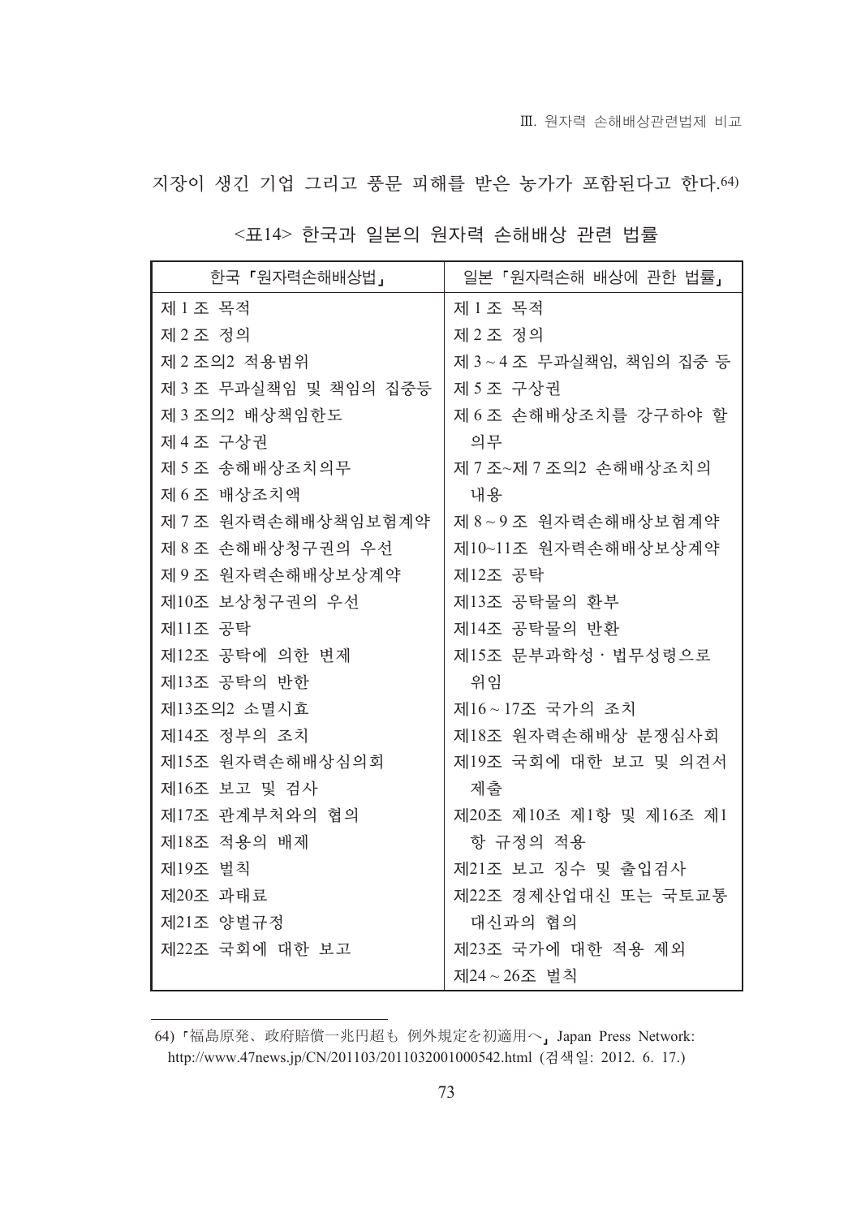지장이 생긴 기업 그리고 풍문 피해를 받은 농가가 포함된다고 한다.64)

<표14> 한국과 일본의 원자력 손해배상 관련 법률

| 한국「원자력손해배상법」 | 일본「원자력손해 배상에 관한 법률」 |
| --- | --- |
| 제1조 목적 | 제1조 목적 |
| 제2조 정의 | 제2조 정의 |
| 제2조의2 적용범위 | 제3~4조 무과실책임, 책임의 집중 등 |
| 제3조 무과실책임 및 책임의 집중등 | 제5조 구상권 |
| 제3조의2 배상책임한도 | 제6조 손해배상조치를 강구하야 할 의무 |
| 제4조 구상권 | 제7조~제7조의2 손해배상조치의 내용 |
| 제5조 송해배상조치의무 | 제8~9조 원자력손해배상보험계약 |
| 제6조 배상조치액 | 제10~11조 원자력손해배상보상계약 |
| 제7조 원자력손해배상책임보험계약 | 제12조 공탁 |
| 제8조 손해배상청구권의 우선 | 제13조 공탁물의 환부 |
| 제9조 원자력손해배상보상계약 | 제14조 공탁물의 반환 |
| 제10조 보상청구권의 우선 | 제15조 문부과학성·법무성령으로 위임 |
| 제11조 공탁 | 제16~17조 국가의 조치 |
| 제12조 공탁에 의한 변제 | 제18조 원자력손해배상 분쟁심사회 |
| 제13조 공탁의 반한 | 제19조 국회에 대한 보고 및 의견서 제출 |
| 제13조의2 소멸시효 | 제20조 제10조 제1항 및 제16조 제1항 규정의 적용 |
| 제14조 정부의 조치 | 제21조 보고 징수 및 출입검사 |
| 제15조 원자력손해배상심의회 | 제22조 경제산업대신 또는 국토교통대신과의 협의 |
| 제16조 보고 및 검사 | 제23조 국가에 대한 적용 제외 |
| 제17조 관계부처와의 협의 | 제24~26조 벌칙 |
| 제18조 적용의 배제 | |
| 제19조 벌칙 | |
| 제20조 과태료 | |
| 제21조 양벌규정 | |
| 제22조 국회에 대한 보고 | |

64)「福島原発、政府賠償一兆円超も 例外規定を初適用へ」Japan Press Network: http://www.47news.jp/CN/201103/2011032001000542.html (검색일: 2012. 6. 17.)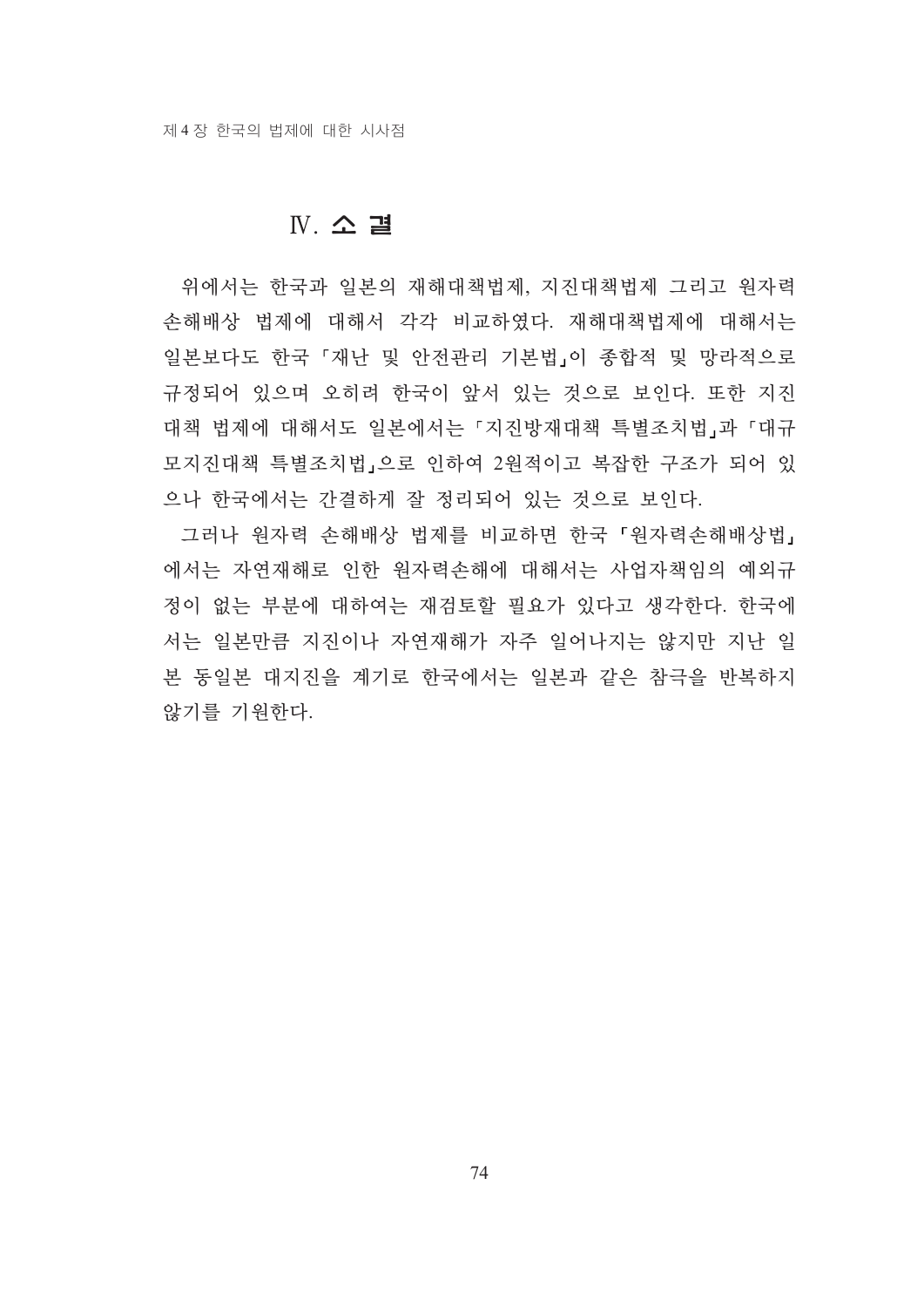## Ⅳ. 소 결

위에서는 한국과 일본의 재해대책법제, 지진대책법제 그리고 원자력 손해배상 법제에 대해서 각각 비교하였다. 재해대책법제에 대해서는 일본보다도 한국 「재난 및 안전관리 기본법」이 종합적 및 망라적으로 규정되어 있으며 오히려 한국이 앞서 있는 것으로 보인다. 또한 지진 대책 법제에 대해서도 일본에서는 「지진방재대책 특별조치법」과 「대규모지진대책 특별조치법」으로 인하여 2원적이고 복잡한 구조가 되어 있으나 한국에서는 간결하게 잘 정리되어 있는 것으로 보인다.

그러나 원자력 손해배상 법제를 비교하면 한국 「원자력손해배상법」에서는 자연재해로 인한 원자력손해에 대해서는 사업자책임의 예외규정이 없는 부분에 대하여는 재검토할 필요가 있다고 생각한다. 한국에서는 일본만큼 지진이나 자연재해가 자주 일어나지는 않지만 지난 일본 동일본 대지진을 계기로 한국에서는 일본과 같은 참극을 반복하지 않기를 기원한다.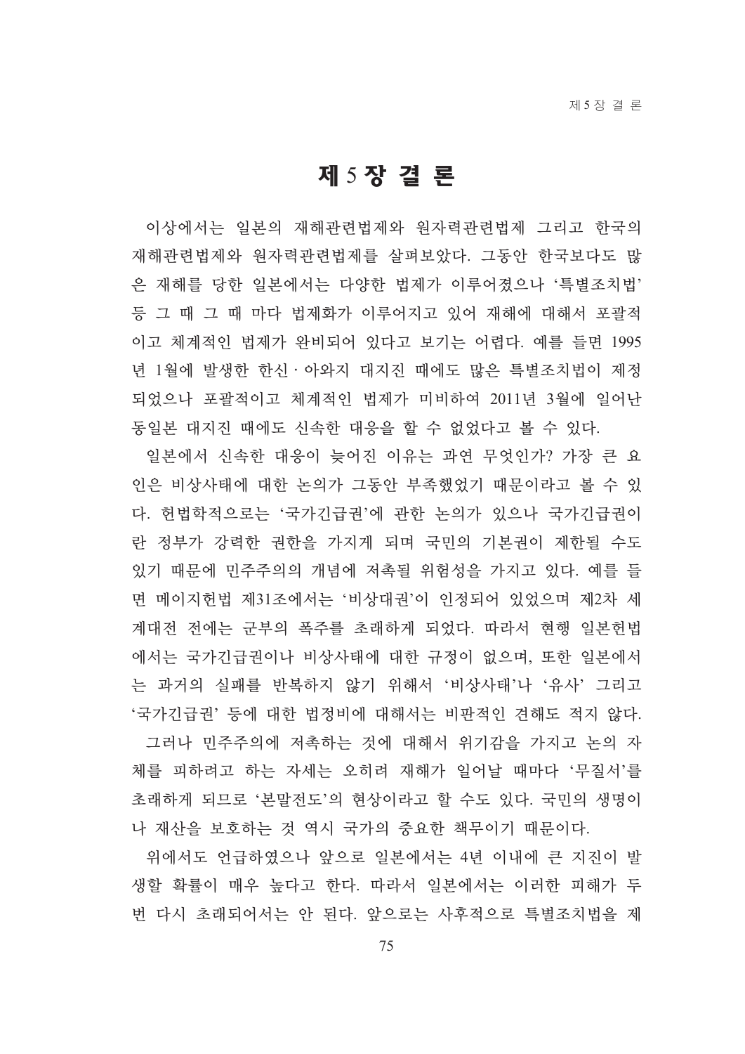# 제 5 장 결 론

이상에서는 일본의 재해관련법제와 원자력관련법제 그리고 한국의 재해관련법제와 원자력관련법제를 살펴보았다. 그동안 한국보다도 많은 재해를 당한 일본에서는 다양한 법제가 이루어졌으나 '특별조치법' 등 그 때 그 때 마다 법제화가 이루어지고 있어 재해에 대해서 포괄적이고 체계적인 법제가 완비되어 있다고 보기는 어렵다. 예를 들면 1995년 1월에 발생한 한신·아와지 대지진 때에도 많은 특별조치법이 제정되었으나 포괄적이고 체계적인 법제가 미비하여 2011년 3월에 일어난 동일본 대지진 때에도 신속한 대응을 할 수 없었다고 볼 수 있다.

일본에서 신속한 대응이 늦어진 이유는 과연 무엇인가? 가장 큰 요인은 비상사태에 대한 논의가 그동안 부족했었기 때문이라고 볼 수 있다. 헌법학적으로는 '국가긴급권'에 관한 논의가 있으나 국가긴급권이란 정부가 강력한 권한을 가지게 되며 국민의 기본권이 제한될 수도 있기 때문에 민주주의의 개념에 저촉될 위험성을 가지고 있다. 예를 들면 메이지헌법 제31조에서는 '비상대권'이 인정되어 있었으며 제2차 세계대전 전에는 군부의 폭주를 초래하게 되었다. 따라서 현행 일본헌법에서는 국가긴급권이나 비상사태에 대한 규정이 없으며, 또한 일본에서는 과거의 실패를 반복하지 않기 위해서 '비상사태'나 '유사' 그리고 '국가긴급권' 등에 대한 법정비에 대해서는 비판적인 견해도 적지 않다.

그러나 민주주의에 저촉하는 것에 대해서 위기감을 가지고 논의 자체를 피하려고 하는 자세는 오히려 재해가 일어날 때마다 '무질서'를 초래하게 되므로 '본말전도'의 현상이라고 할 수도 있다. 국민의 생명이나 재산을 보호하는 것 역시 국가의 중요한 책무이기 때문이다.

위에서도 언급하였으나 앞으로 일본에서는 4년 이내에 큰 지진이 발생할 확률이 매우 높다고 한다. 따라서 일본에서는 이러한 피해가 두 번 다시 초래되어서는 안 된다. 앞으로는 사후적으로 특별조치법을 제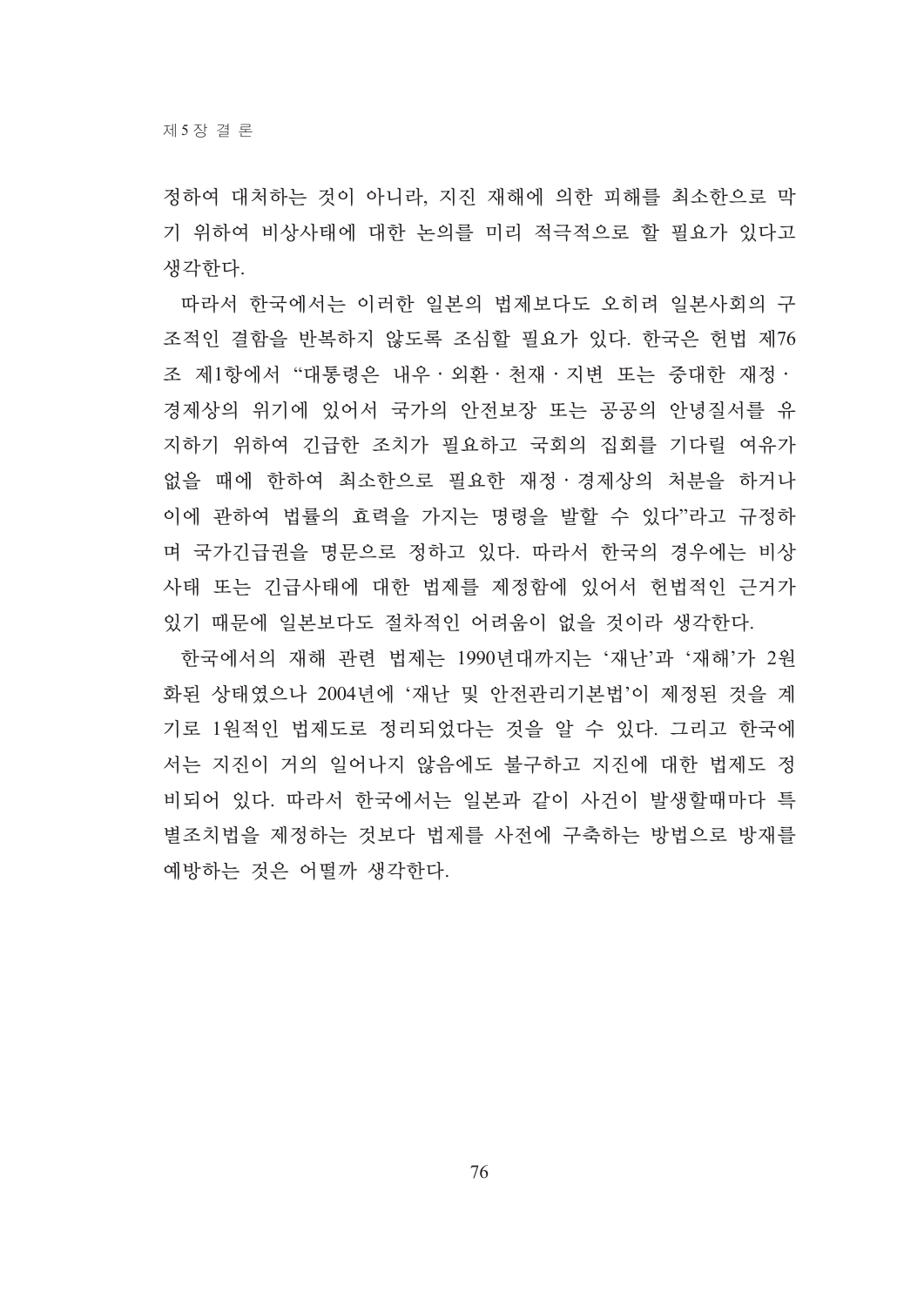정하여 대처하는 것이 아니라, 지진 재해에 의한 피해를 최소한으로 막기 위하여 비상사태에 대한 논의를 미리 적극적으로 할 필요가 있다고 생각한다.

따라서 한국에서는 이러한 일본의 법제보다도 오히려 일본사회의 구조적인 결함을 반복하지 않도록 조심할 필요가 있다. 한국은 헌법 제76조 제1항에서 "대통령은 내우 · 외환 · 천재 · 지변 또는 중대한 재정 · 경제상의 위기에 있어서 국가의 안전보장 또는 공공의 안녕질서를 유지하기 위하여 긴급한 조치가 필요하고 국회의 집회를 기다릴 여유가 없을 때에 한하여 최소한으로 필요한 재정 · 경제상의 처분을 하거나 이에 관하여 법률의 효력을 가지는 명령을 발할 수 있다"라고 규정하며 국가긴급권을 명문으로 정하고 있다. 따라서 한국의 경우에는 비상사태 또는 긴급사태에 대한 법제를 제정함에 있어서 헌법적인 근거가 있기 때문에 일본보다도 절차적인 어려움이 없을 것이라 생각한다.

한국에서의 재해 관련 법제는 1990년대까지는 '재난'과 '재해'가 2원화된 상태였으나 2004년에 '재난 및 안전관리기본법'이 제정된 것을 계기로 1원적인 법제도로 정리되었다는 것을 알 수 있다. 그리고 한국에서는 지진이 거의 일어나지 않음에도 불구하고 지진에 대한 법제도 정비되어 있다. 따라서 한국에서는 일본과 같이 사건이 발생할때마다 특별조치법을 제정하는 것보다 법제를 사전에 구축하는 방법으로 방재를 예방하는 것은 어떨까 생각한다.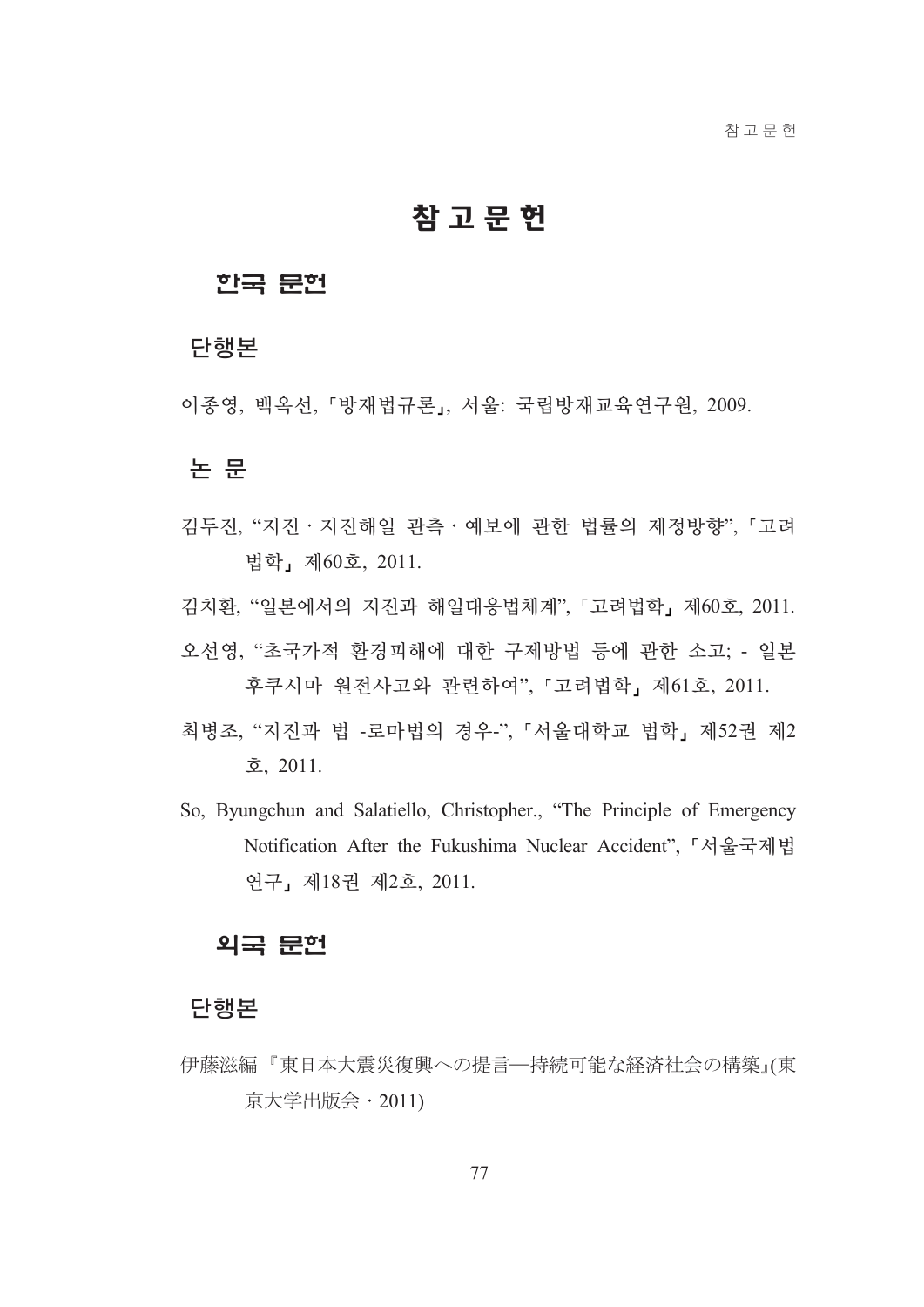# 참 고 문 헌

## 한국 문헌

### 단행본

이종영, 백옥선, 「방재법규론」, 서울: 국립방재교육연구원, 2009.

### 논 문

김두진, “지진 · 지진해일 관측 · 예보에 관한 법률의 제정방향”, 「고려법학」 제60호, 2011.

김치환, “일본에서의 지진과 해일대응법체계”, 「고려법학」 제60호, 2011.

오선영, “초국가적 환경피해에 대한 구제방법 등에 관한 소고; - 일본 후쿠시마 원전사고와 관련하여”, 「고려법학」 제61호, 2011.

최병조, “지진과 법 -로마법의 경우-”, 「서울대학교 법학」 제52권 제2호, 2011.

So, Byungchun and Salatiello, Christopher., “The Principle of Emergency Notification After the Fukushima Nuclear Accident”, 「서울국제법연구」 제18권 제2호, 2011.

## 외국 문헌

### 단행본

伊藤滋編 『東日本大震災復興への提言—持続可能な経済社会の構築』(東京大学出版会・2011)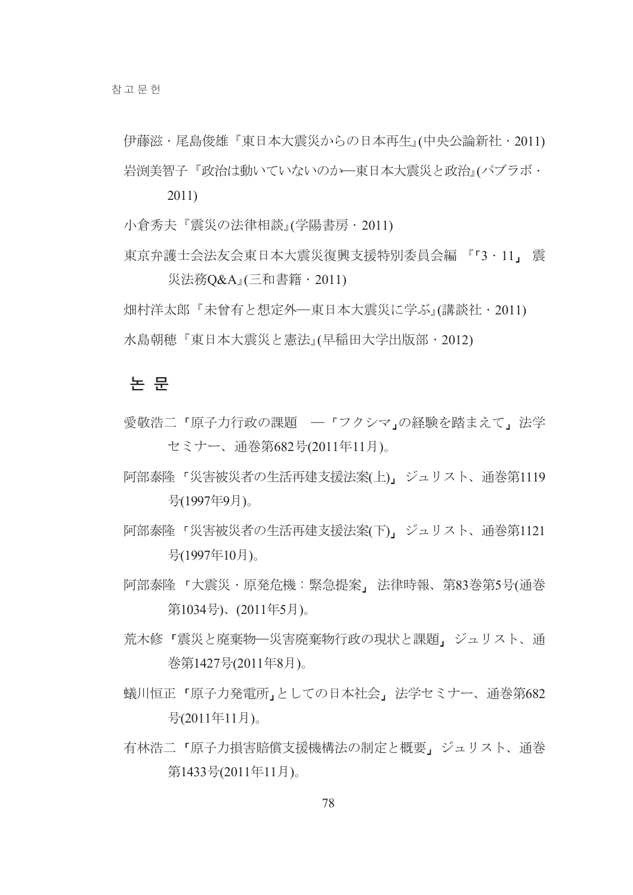伊藤滋・尾島俊雄『東日本大震災からの日本再生』(中央公論新社・2011)

岩渕美智子『政治は動いていないのか―東日本大震災と政治』(パブラボ・2011)

小倉秀夫『震災の法律相談』(学陽書房・2011)

東京弁護士会法友会東日本大震災復興支援特別委員会編『「3・11」震災法務Q&A』(三和書籍・2011)

畑村洋太郎『未曾有と想定外―東日本大震災に学ぶ』(講談社・2011)

水島朝穂『東日本大震災と憲法』(早稲田大学出版部・2012)

## 논 문

愛敬浩二「原子力行政の課題 ―「フクシマ」の経験を踏まえて」法学セミナー、通巻第682号(2011年11月)。

阿部泰隆「災害被災者の生活再建支援法案(上)」ジュリスト、通巻第1119号(1997年9月)。

阿部泰隆「災害被災者の生活再建支援法案(下)」ジュリスト、通巻第1121号(1997年10月)。

阿部泰隆「大震災・原発危機：緊急提案」法律時報、第83巻第5号(通巻第1034号)、(2011年5月)。

荒木修「震災と廃棄物―災害廃棄物行政の現状と課題」ジュリスト、通巻第1427号(2011年8月)。

蟻川恒正「原子力発電所」としての日本社会」法学セミナー、通巻第682号(2011年11月)。

有林浩二「原子力損害賠償支援機構法の制定と概要」ジュリスト、通巻第1433号(2011年11月)。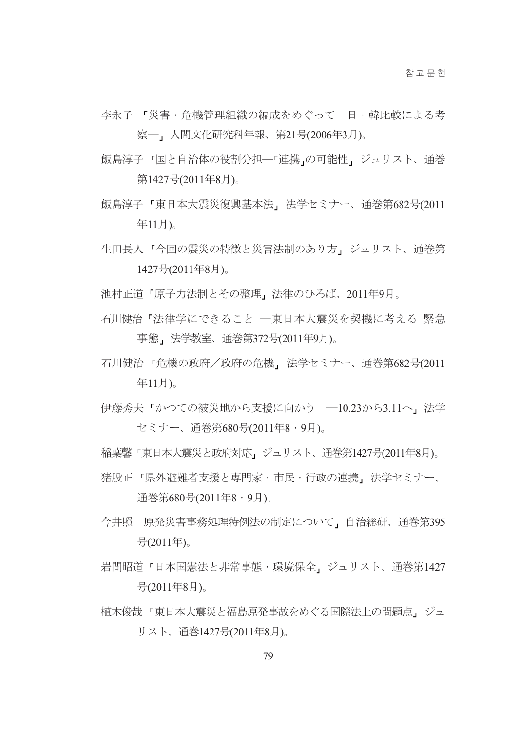李永子 「災害・危機管理組織の編成をめぐって—日・韓比較による考察—」人間文化研究科年報、第21号(2006年3月)。

飯島淳子「国と自治体の役割分担—｢連携｣の可能性」ジュリスト、通巻第1427号(2011年8月)。

飯島淳子「東日本大震災復興基本法」法学セミナー、通巻第682号(2011年11月)。

生田長人「今回の震災の特徴と災害法制のあり方」ジュリスト、通巻第1427号(2011年8月)。

池村正道「原子力法制とその整理」法律のひろば、2011年9月。

石川健治「法律学にできること —東日本大震災を契機に考える 緊急事態」法学教室、通巻第372号(2011年9月)。

石川健治 「危機の政府／政府の危機」法学セミナー、通巻第682号(2011年11月)。

伊藤秀夫「かつての被災地から支援に向かう —10.23から3.11へ」法学セミナー、通巻第680号(2011年8・9月)。

稲葉馨「東日本大震災と政府対応」ジュリスト、通巻第1427号(2011年8月)。

猪股正「県外避難者支援と専門家・市民・行政の連携」法学セミナー、通巻第680号(2011年8・9月)。

今井照「原発災害事務処理特例法の制定について」自治総研、通巻第395号(2011年)。

岩間昭道「日本国憲法と非常事態・環境保全」ジュリスト、通巻第1427号(2011年8月)。

植木俊哉「東日本大震災と福島原発事故をめぐる国際法上の問題点」ジュリスト、通巻1427号(2011年8月)。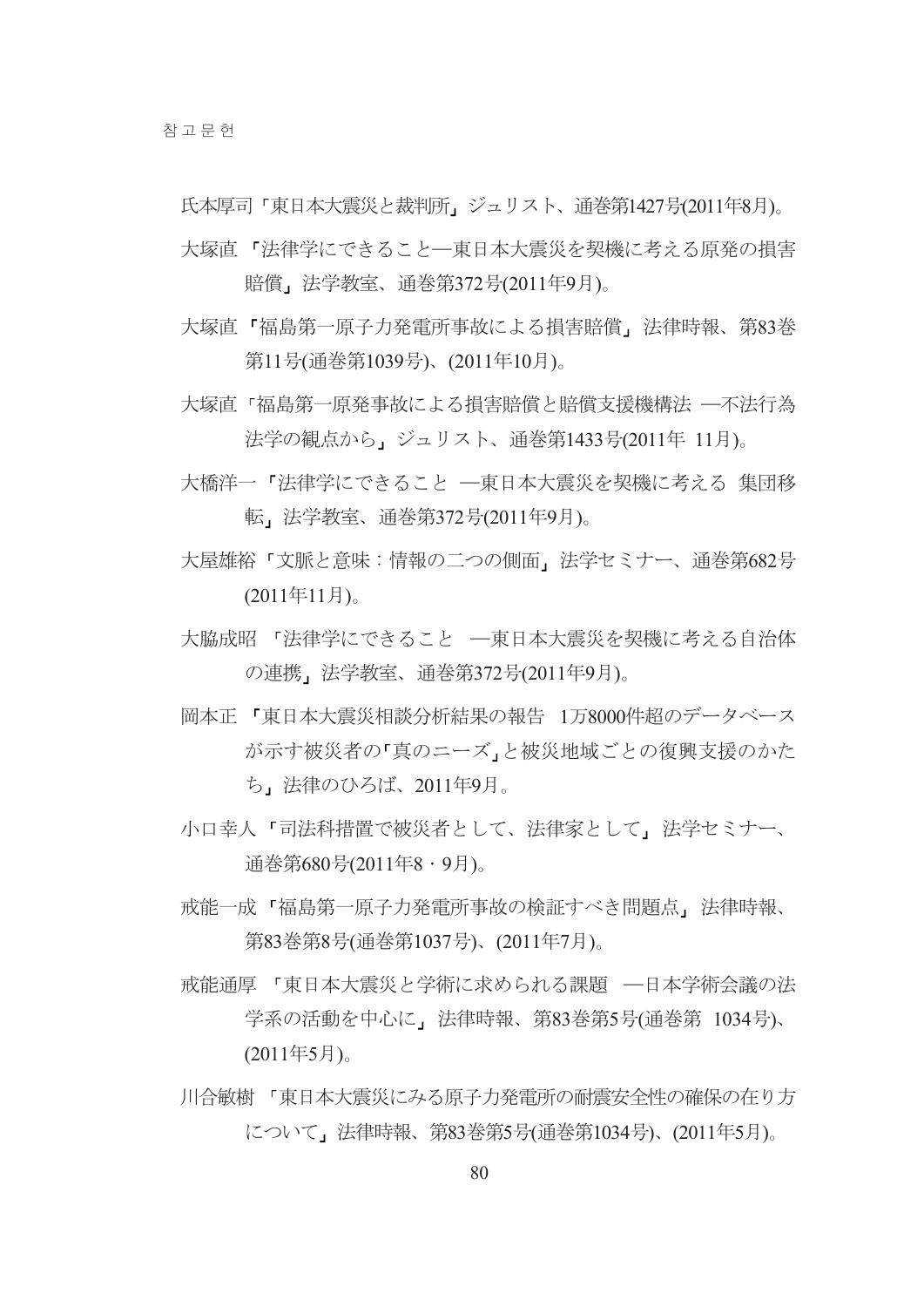氏本厚司「東日本大震災と裁判所」ジュリスト、通巻第1427号(2011年8月)。

大塚直 「法律学にできること―東日本大震災を契機に考える原発の損害賠償」法学教室、通巻第372号(2011年9月)。

大塚直「福島第一原子力発電所事故による損害賠償」法律時報、第83巻第11号(通巻第1039号)、(2011年10月)。

大塚直「福島第一原発事故による損害賠償と賠償支援機構法 ―不法行為法学の観点から」ジュリスト、通巻第1433号(2011年 11月)。

大橋洋一「法律学にできること ―東日本大震災を契機に考える 集団移転」法学教室、通巻第372号(2011年9月)。

大屋雄裕「文脈と意味：情報の二つの側面」法学セミナー、通巻第682号(2011年11月)。

大脇成昭 「法律学にできること ―東日本大震災を契機に考える自治体の連携」法学教室、通巻第372号(2011年9月)。

岡本正 「東日本大震災相談分析結果の報告 1万8000件超のデータベースが示す被災者の「真のニーズ」と被災地域ごとの復興支援のかたち」法律のひろば、2011年9月。

小口幸人 「司法科措置で被災者として、法律家として」法学セミナー、通巻第680号(2011年8・9月)。

戒能一成 「福島第一原子力発電所事故の検証すべき問題点」 法律時報、第83巻第8号(通巻第1037号)、(2011年7月)。

戒能通厚 「東日本大震災と学術に求められる課題 ―日本学術会議の法学系の活動を中心に」法律時報、第83巻第5号(通巻第 1034号)、(2011年5月)。

川合敏樹 「東日本大震災にみる原子力発電所の耐震安全性の確保の在り方について」法律時報、第83巻第5号(通巻第1034号)、(2011年5月)。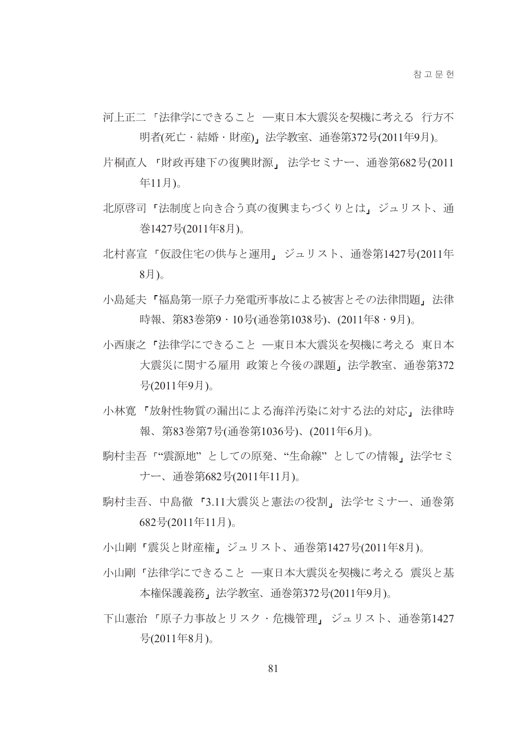河上正二 「法律学にできること —東日本大震災を契機に考える 行方不明者(死亡・結婚・財産)」法学教室、通巻第372号(2011年9月)。

片桐直人 「財政再建下の復興財源」 法学セミナー、通巻第682号(2011年11月)。

北原啓司「法制度と向き合う真の復興まちづくりとは」ジュリスト、通巻1427号(2011年8月)。

北村喜宣 「仮設住宅の供与と運用」 ジュリスト、通巻第1427号(2011年8月)。

小島延夫「福島第一原子力発電所事故による被害とその法律問題」法律時報、第83巻第9・10号(通巻第1038号)、(2011年8・9月)。

小西康之「法律学にできること —東日本大震災を契機に考える 東日本大震災に関する雇用 政策と今後の課題」法学教室、通巻第372号(2011年9月)。

小林寛 「放射性物質の漏出による海洋汚染に対する法的対応」 法律時報、第83巻第7号(通巻第1036号)、(2011年6月)。

駒村圭吾「"震源地" としての原発、"生命線" としての情報」法学セミナー、通巻第682号(2011年11月)。

駒村圭吾、中島徹 「3.11大震災と憲法の役割」 法学セミナー、通巻第682号(2011年11月)。

小山剛「震災と財産権」ジュリスト、通巻第1427号(2011年8月)。

小山剛「法律学にできること —東日本大震災を契機に考える 震災と基本権保護義務」法学教室、通巻第372号(2011年9月)。

下山憲治 「原子力事故とリスク・危機管理」 ジュリスト、通巻第1427号(2011年8月)。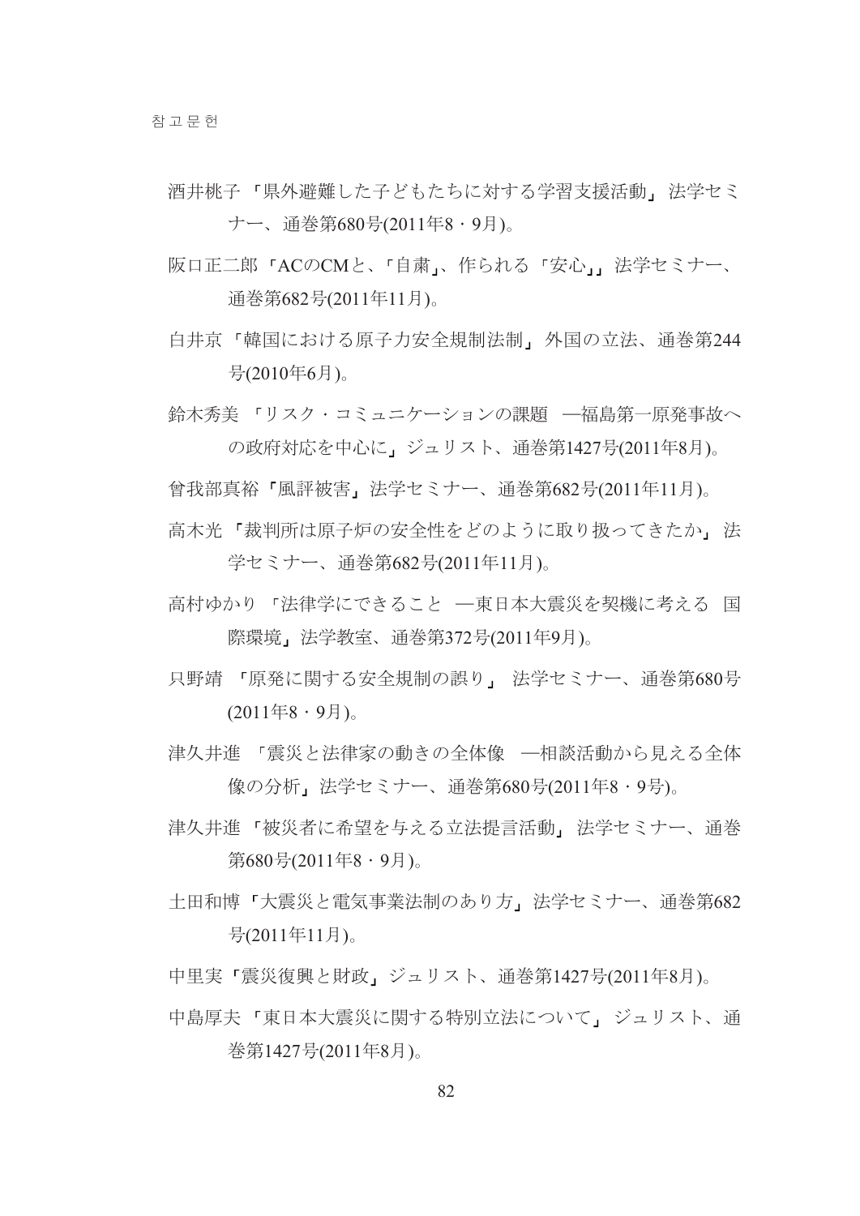酒井桃子 「県外避難した子どもたちに対する学習支援活動」 法学セミナー、通巻第680号(2011年8・9月)。

阪口正二郎「ACのCMと、「自粛」、作られる「安心」」法学セミナー、通巻第682号(2011年11月)。

白井京「韓国における原子力安全規制法制」 外国の立法、通巻第244号(2010年6月)。

鈴木秀美 「リスク・コミュニケーションの課題 ―福島第一原発事故への政府対応を中心に」ジュリスト、通巻第1427号(2011年8月)。

曾我部真裕「風評被害」法学セミナー、通巻第682号(2011年11月)。

高木光「裁判所は原子炉の安全性をどのように取り扱ってきたか」 法学セミナー、通巻第682号(2011年11月)。

高村ゆかり「法律学にできること ―東日本大震災を契機に考える 国際環境」法学教室、通巻第372号(2011年9月)。

只野靖 「原発に関する安全規制の誤り」 法学セミナー、通巻第680号(2011年8・9月)。

津久井進 「震災と法律家の動きの全体像 ―相談活動から見える全体像の分析」法学セミナー、通巻第680号(2011年8・9号)。

津久井進 「被災者に希望を与える立法提言活動」 法学セミナー、通巻第680号(2011年8・9月)。

土田和博「大震災と電気事業法制のあり方」法学セミナー、通巻第682号(2011年11月)。

中里実「震災復興と財政」ジュリスト、通巻第1427号(2011年8月)。

中島厚夫 「東日本大震災に関する特別立法について」 ジュリスト、通巻第1427号(2011年8月)。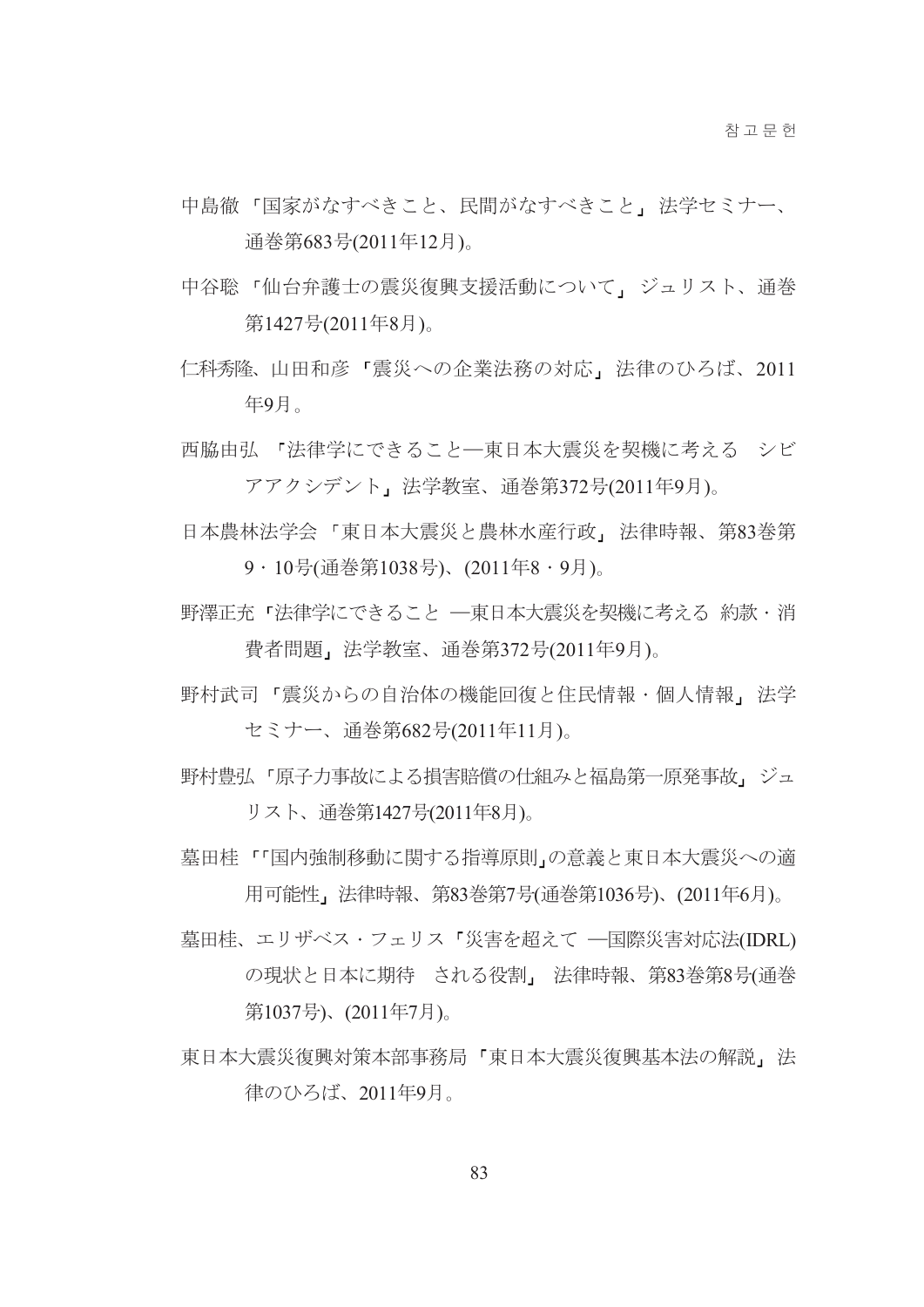中島徹「国家がなすべきこと、民間がなすべきこと」法学セミナー、通巻第683号(2011年12月)。

中谷聡「仙台弁護士の震災復興支援活動について」ジュリスト、通巻第1427号(2011年8月)。

仁科秀隆、山田和彦「震災への企業法務の対応」法律のひろば、2011年9月。

西脇由弘 「法律学にできること―東日本大震災を契機に考える シビアアクシデント」法学教室、通巻第372号(2011年9月)。

日本農林法学会「東日本大震災と農林水産行政」法律時報、第83巻第9・10号(通巻第1038号)、(2011年8・9月)。

野澤正充「法律学にできること ―東日本大震災を契機に考える 約款・消費者問題」法学教室、通巻第372号(2011年9月)。

野村武司「震災からの自治体の機能回復と住民情報・個人情報」法学セミナー、通巻第682号(2011年11月)。

野村豊弘「原子力事故による損害賠償の仕組みと福島第一原発事故」ジュリスト、通巻第1427号(2011年8月)。

墓田桂「「国内強制移動に関する指導原則」の意義と東日本大震災への適用可能性」法律時報、第83巻第7号(通巻第1036号)、(2011年6月)。

墓田桂、エリザベス・フェリス「災害を超えて ―国際災害対応法(IDRL)の現状と日本に期待 される役割」法律時報、第83巻第8号(通巻第1037号)、(2011年7月)。

東日本大震災復興対策本部事務局「東日本大震災復興基本法の解説」法律のひろば、2011年9月。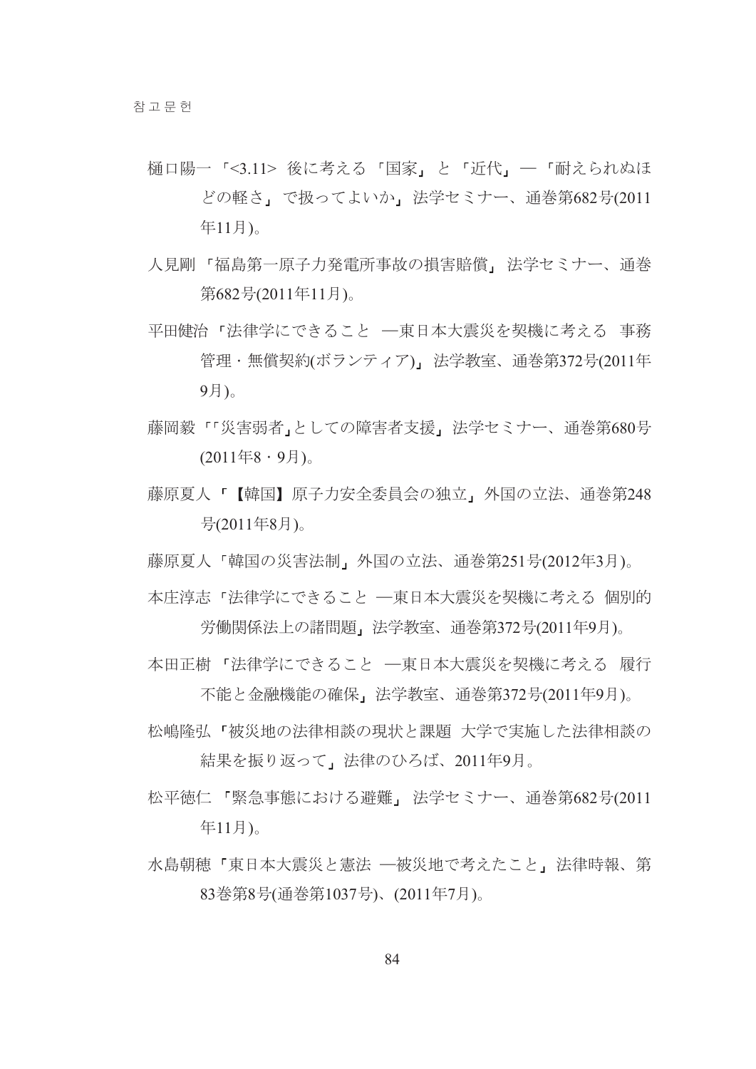樋口陽一「<3.11> 後に考える「国家」と「近代」—「耐えられぬほどの軽さ」で扱ってよいか」法学セミナー、通巻第682号(2011年11月)。

人見剛「福島第一原子力発電所事故の損害賠償」法学セミナー、通巻第682号(2011年11月)。

平田健治「法律学にできること —東日本大震災を契機に考える 事務管理・無償契約(ボランティア)」法学教室、通巻第372号(2011年9月)。

藤岡毅「「災害弱者」としての障害者支援」法学セミナー、通巻第680号(2011年8・9月)。

藤原夏人「【韓国】原子力安全委員会の独立」外国の立法、通巻第248号(2011年8月)。

藤原夏人「韓国の災害法制」外国の立法、通巻第251号(2012年3月)。

本庄淳志「法律学にできること —東日本大震災を契機に考える 個別的労働関係法上の諸問題」法学教室、通巻第372号(2011年9月)。

本田正樹「法律学にできること —東日本大震災を契機に考える 履行不能と金融機能の確保」法学教室、通巻第372号(2011年9月)。

松嶋隆弘「被災地の法律相談の現状と課題 大学で実施した法律相談の結果を振り返って」法律のひろば、2011年9月。

松平徳仁「緊急事態における避難」法学セミナー、通巻第682号(2011年11月)。

水島朝穂「東日本大震災と憲法 —被災地で考えたこと」法律時報、第83巻第8号(通巻第1037号)、(2011年7月)。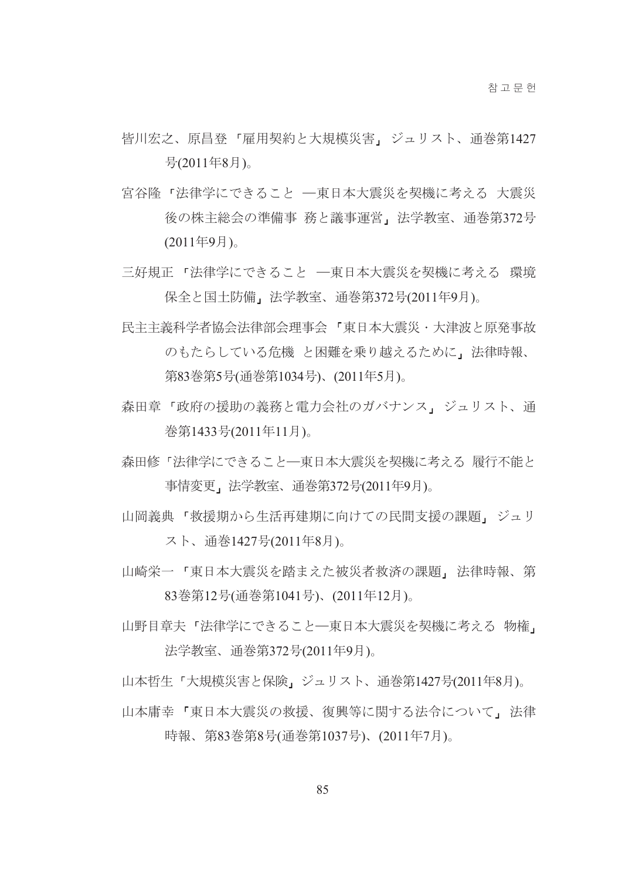皆川宏之、原昌登 「雇用契約と大規模災害」 ジュリスト、通巻第1427号(2011年8月)。

宮谷隆「法律学にできること —東日本大震災を契機に考える 大震災後の株主総会の準備事 務と議事運営」法学教室、通巻第372号(2011年9月)。

三好規正 「法律学にできること —東日本大震災を契機に考える 環境保全と国土防備」法学教室、通巻第372号(2011年9月)。

民主主義科学者協会法律部会理事会 「東日本大震災・大津波と原発事故のもたらしている危機 と困難を乗り越えるために」法律時報、第83巻第5号(通巻第1034号)、(2011年5月)。

森田章 「政府の援助の義務と電力会社のガバナンス」 ジュリスト、通巻第1433号(2011年11月)。

森田修「法律学にできること—東日本大震災を契機に考える 履行不能と事情変更」法学教室、通巻第372号(2011年9月)。

山岡義典 「救援期から生活再建期に向けての民間支援の課題」 ジュリスト、通巻1427号(2011年8月)。

山崎栄一 「東日本大震災を踏まえた被災者救済の課題」 法律時報、第83巻第12号(通巻第1041号)、(2011年12月)。

山野目章夫「法律学にできること—東日本大震災を契機に考える 物権」法学教室、通巻第372号(2011年9月)。

山本哲生「大規模災害と保険」ジュリスト、通巻第1427号(2011年8月)。

山本庸幸 「東日本大震災の救援、復興等に関する法令について」 法律時報、第83巻第8号(通巻第1037号)、(2011年7月)。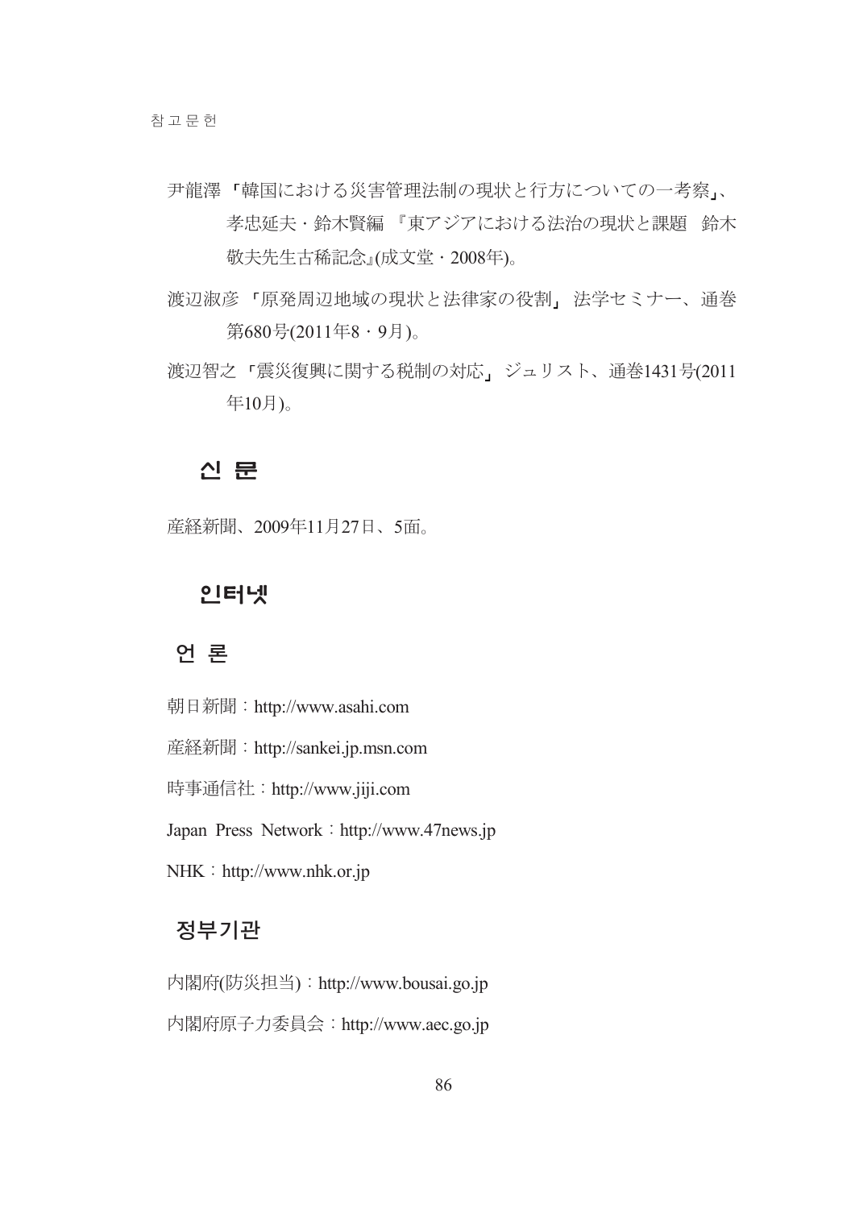尹龍澤「韓国における災害管理法制の現状と行方についての一考察」、孝忠延夫・鈴木賢編『東アジアにおける法治の現状と課題　鈴木敬夫先生古稀記念』(成文堂・2008年)。

渡辺淑彦「原発周辺地域の現状と法律家の役割」法学セミナー、通巻第680号(2011年8・9月)。

渡辺智之「震災復興に関する税制の対応」ジュリスト、通巻1431号(2011年10月)。

## 신 문

産経新聞、2009年11月27日、5面。

## 인터넷

### 언 론

朝日新聞：http://www.asahi.com

産経新聞：http://sankei.jp.msn.com

時事通信社：http://www.jiji.com

Japan Press Network：http://www.47news.jp

NHK：http://www.nhk.or.jp

### 정부기관

内閣府(防災担当)：http://www.bousai.go.jp

内閣府原子力委員会：http://www.aec.go.jp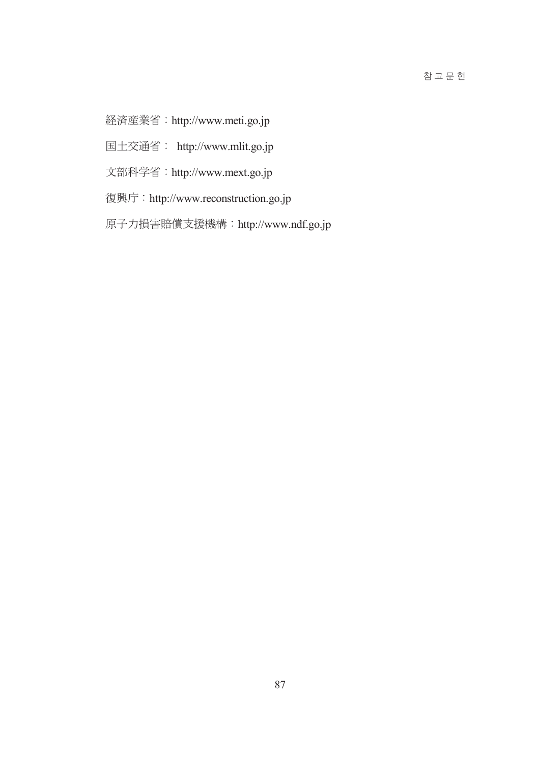経済産業省：http://www.meti.go.jp

国土交通省： http://www.mlit.go.jp

文部科学省：http://www.mext.go.jp

復興庁：http://www.reconstruction.go.jp

原子力損害賠償支援機構：http://www.ndf.go.jp